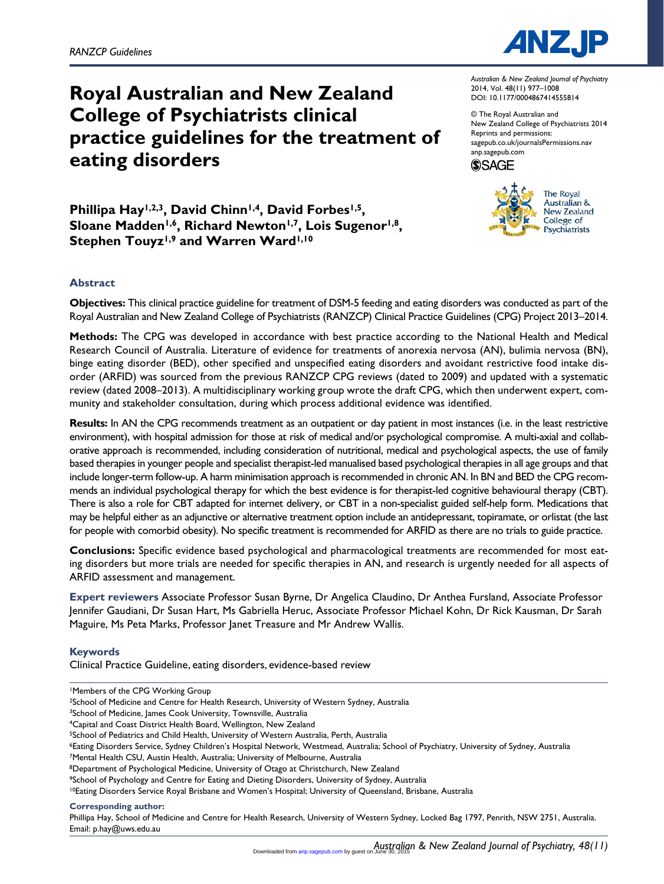RANZCP Guidelines

# Royal Australian and New Zealand College of Psychiatrists clinical practice guidelines for the treatment of eating disorders

Australian & New Zealand Journal of Psychiatry
2014, Vol. 48(11) 977–1008
DOI: 10.1177/0004867414555814

© The Royal Australian and New Zealand College of Psychiatrists 2014
Reprints and permissions: sagepub.co.uk/journalsPermissions.nav
anp.sagepub.com

**Phillipa Hay[1,2,3], David Chinn[1,4], David Forbes[1,5], Sloane Madden[1,6], Richard Newton[1,7], Lois Sugenor[1,8], Stephen Touyz[1,9] and Warren Ward[1,10]**

## Abstract

**Objectives:** This clinical practice guideline for treatment of DSM-5 feeding and eating disorders was conducted as part of the Royal Australian and New Zealand College of Psychiatrists (RANZCP) Clinical Practice Guidelines (CPG) Project 2013–2014.

**Methods:** The CPG was developed in accordance with best practice according to the National Health and Medical Research Council of Australia. Literature of evidence for treatments of anorexia nervosa (AN), bulimia nervosa (BN), binge eating disorder (BED), other specified and unspecified eating disorders and avoidant restrictive food intake disorder (ARFID) was sourced from the previous RANZCP CPG reviews (dated to 2009) and updated with a systematic review (dated 2008–2013). A multidisciplinary working group wrote the draft CPG, which then underwent expert, community and stakeholder consultation, during which process additional evidence was identified.

**Results:** In AN the CPG recommends treatment as an outpatient or day patient in most instances (i.e. in the least restrictive environment), with hospital admission for those at risk of medical and/or psychological compromise. A multi-axial and collaborative approach is recommended, including consideration of nutritional, medical and psychological aspects, the use of family based therapies in younger people and specialist therapist-led manualised based psychological therapies in all age groups and that include longer-term follow-up. A harm minimisation approach is recommended in chronic AN. In BN and BED the CPG recommends an individual psychological therapy for which the best evidence is for therapist-led cognitive behavioural therapy (CBT). There is also a role for CBT adapted for internet delivery, or CBT in a non-specialist guided self-help form. Medications that may be helpful either as an adjunctive or alternative treatment option include an antidepressant, topiramate, or orlistat (the last for people with comorbid obesity). No specific treatment is recommended for ARFID as there are no trials to guide practice.

**Conclusions:** Specific evidence based psychological and pharmacological treatments are recommended for most eating disorders but more trials are needed for specific therapies in AN, and research is urgently needed for all aspects of ARFID assessment and management.

**Expert reviewers** Associate Professor Susan Byrne, Dr Angelica Claudino, Dr Anthea Fursland, Associate Professor Jennifer Gaudiani, Dr Susan Hart, Ms Gabriella Heruc, Associate Professor Michael Kohn, Dr Rick Kausman, Dr Sarah Maguire, Ms Peta Marks, Professor Janet Treasure and Mr Andrew Wallis.

## Keywords

Clinical Practice Guideline, eating disorders, evidence-based review

[1]Members of the CPG Working Group
[2]School of Medicine and Centre for Health Research, University of Western Sydney, Australia
[3]School of Medicine, James Cook University, Townsville, Australia
[4]Capital and Coast District Health Board, Wellington, New Zealand
[5]School of Pediatrics and Child Health, University of Western Australia, Perth, Australia
[6]Eating Disorders Service, Sydney Children's Hospital Network, Westmead, Australia; School of Psychiatry, University of Sydney, Australia
[7]Mental Health CSU, Austin Health, Australia; University of Melbourne, Australia
[8]Department of Psychological Medicine, University of Otago at Christchurch, New Zealand
[9]School of Psychology and Centre for Eating and Dieting Disorders, University of Sydney, Australia
[10]Eating Disorders Service Royal Brisbane and Women's Hospital; University of Queensland, Brisbane, Australia

**Corresponding author:**
Phillipa Hay, School of Medicine and Centre for Health Research, University of Western Sydney, Locked Bag 1797, Penrith, NSW 2751, Australia.
Email: p.hay@uws.edu.au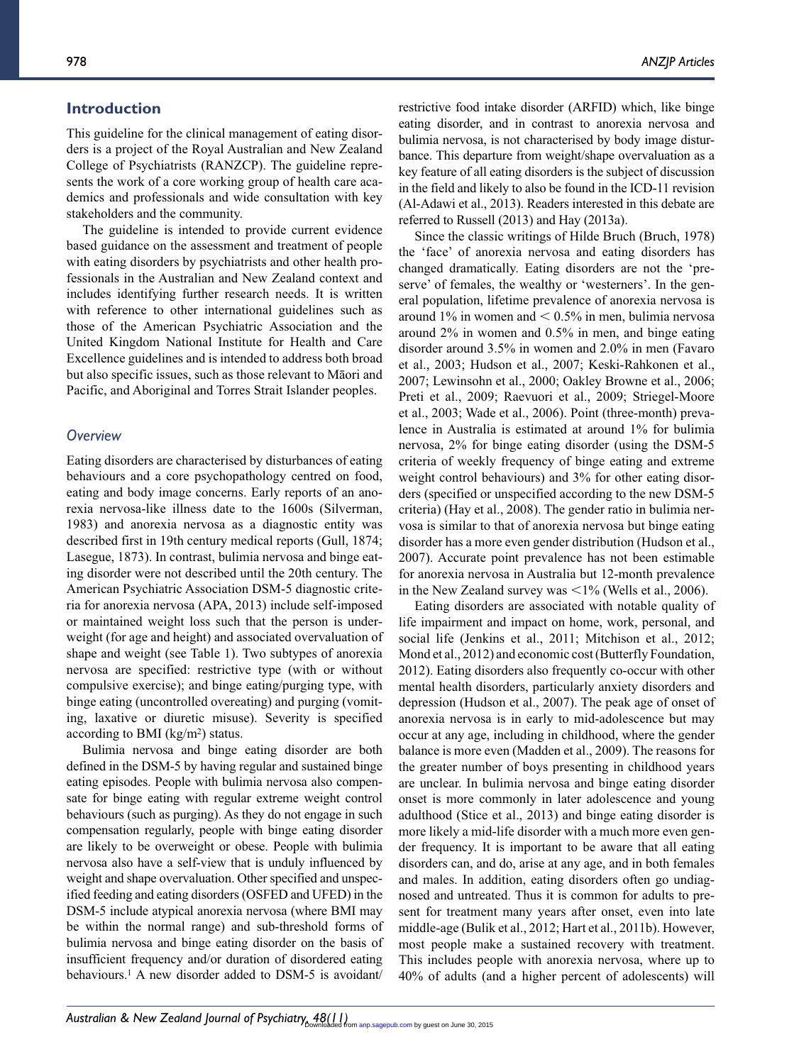## Introduction

This guideline for the clinical management of eating disorders is a project of the Royal Australian and New Zealand College of Psychiatrists (RANZCP). The guideline represents the work of a core working group of health care academics and professionals and wide consultation with key stakeholders and the community.

The guideline is intended to provide current evidence based guidance on the assessment and treatment of people with eating disorders by psychiatrists and other health professionals in the Australian and New Zealand context and includes identifying further research needs. It is written with reference to other international guidelines such as those of the American Psychiatric Association and the United Kingdom National Institute for Health and Care Excellence guidelines and is intended to address both broad but also specific issues, such as those relevant to Māori and Pacific, and Aboriginal and Torres Strait Islander peoples.

### *Overview*

Eating disorders are characterised by disturbances of eating behaviours and a core psychopathology centred on food, eating and body image concerns. Early reports of an anorexia nervosa-like illness date to the 1600s (Silverman, 1983) and anorexia nervosa as a diagnostic entity was described first in 19th century medical reports (Gull, 1874; Lasegue, 1873). In contrast, bulimia nervosa and binge eating disorder were not described until the 20th century. The American Psychiatric Association DSM-5 diagnostic criteria for anorexia nervosa (APA, 2013) include self-imposed or maintained weight loss such that the person is underweight (for age and height) and associated overvaluation of shape and weight (see Table 1). Two subtypes of anorexia nervosa are specified: restrictive type (with or without compulsive exercise); and binge eating/purging type, with binge eating (uncontrolled overeating) and purging (vomiting, laxative or diuretic misuse). Severity is specified according to BMI (kg/m$^2$) status.

Bulimia nervosa and binge eating disorder are both defined in the DSM-5 by having regular and sustained binge eating episodes. People with bulimia nervosa also compensate for binge eating with regular extreme weight control behaviours (such as purging). As they do not engage in such compensation regularly, people with binge eating disorder are likely to be overweight or obese. People with bulimia nervosa also have a self-view that is unduly influenced by weight and shape overvaluation. Other specified and unspecified feeding and eating disorders (OSFED and UFED) in the DSM-5 include atypical anorexia nervosa (where BMI may be within the normal range) and sub-threshold forms of bulimia nervosa and binge eating disorder on the basis of insufficient frequency and/or duration of disordered eating behaviours.[1] A new disorder added to DSM-5 is avoidant/restrictive food intake disorder (ARFID) which, like binge eating disorder, and in contrast to anorexia nervosa and bulimia nervosa, is not characterised by body image disturbance. This departure from weight/shape overvaluation as a key feature of all eating disorders is the subject of discussion in the field and likely to also be found in the ICD-11 revision (Al-Adawi et al., 2013). Readers interested in this debate are referred to Russell (2013) and Hay (2013a).

Since the classic writings of Hilde Bruch (Bruch, 1978) the 'face' of anorexia nervosa and eating disorders has changed dramatically. Eating disorders are not the 'preserve' of females, the wealthy or 'westerners'. In the general population, lifetime prevalence of anorexia nervosa is around 1% in women and < 0.5% in men, bulimia nervosa around 2% in women and 0.5% in men, and binge eating disorder around 3.5% in women and 2.0% in men (Favaro et al., 2003; Hudson et al., 2007; Keski-Rahkonen et al., 2007; Lewinsohn et al., 2000; Oakley Browne et al., 2006; Preti et al., 2009; Raevuori et al., 2009; Striegel-Moore et al., 2003; Wade et al., 2006). Point (three-month) prevalence in Australia is estimated at around 1% for bulimia nervosa, 2% for binge eating disorder (using the DSM-5 criteria of weekly frequency of binge eating and extreme weight control behaviours) and 3% for other eating disorders (specified or unspecified according to the new DSM-5 criteria) (Hay et al., 2008). The gender ratio in bulimia nervosa is similar to that of anorexia nervosa but binge eating disorder has a more even gender distribution (Hudson et al., 2007). Accurate point prevalence has not been estimable for anorexia nervosa in Australia but 12-month prevalence in the New Zealand survey was <1% (Wells et al., 2006).

Eating disorders are associated with notable quality of life impairment and impact on home, work, personal, and social life (Jenkins et al., 2011; Mitchison et al., 2012; Mond et al., 2012) and economic cost (Butterfly Foundation, 2012). Eating disorders also frequently co-occur with other mental health disorders, particularly anxiety disorders and depression (Hudson et al., 2007). The peak age of onset of anorexia nervosa is in early to mid-adolescence but may occur at any age, including in childhood, where the gender balance is more even (Madden et al., 2009). The reasons for the greater number of boys presenting in childhood years are unclear. In bulimia nervosa and binge eating disorder onset is more commonly in later adolescence and young adulthood (Stice et al., 2013) and binge eating disorder is more likely a mid-life disorder with a much more even gender frequency. It is important to be aware that all eating disorders can, and do, arise at any age, and in both females and males. In addition, eating disorders often go undiagnosed and untreated. Thus it is common for adults to present for treatment many years after onset, even into late middle-age (Bulik et al., 2012; Hart et al., 2011b). However, most people make a sustained recovery with treatment. This includes people with anorexia nervosa, where up to 40% of adults (and a higher percent of adolescents) will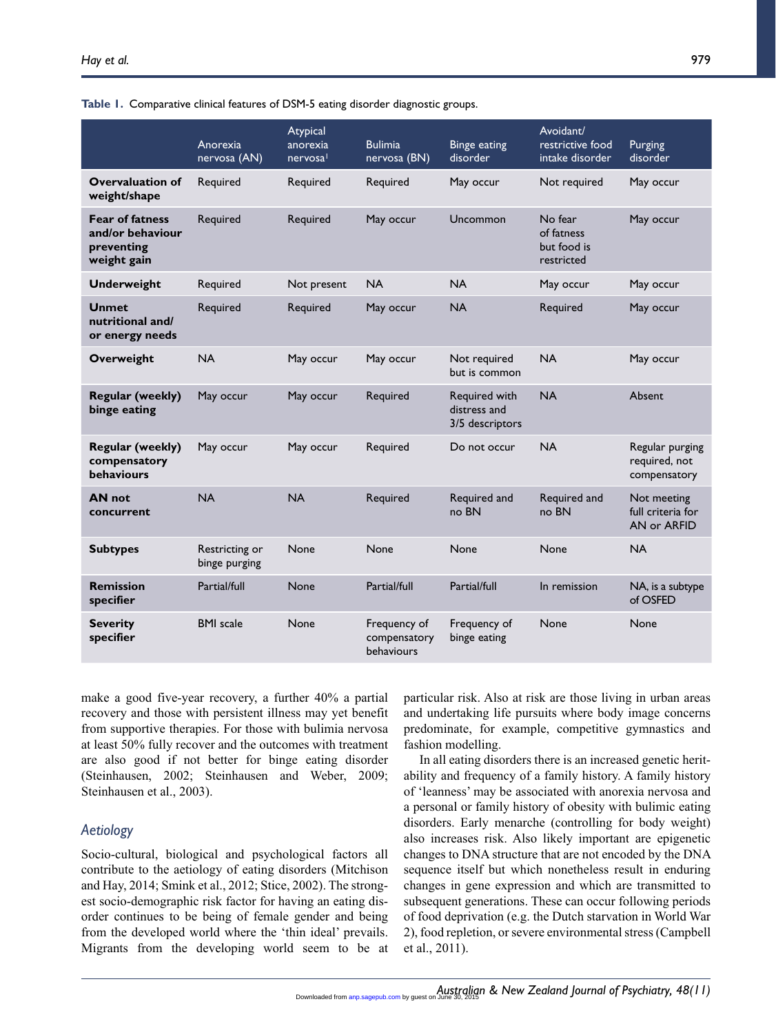**Table 1.** Comparative clinical features of DSM-5 eating disorder diagnostic groups.

| | Anorexia nervosa (AN) | Atypical anorexia nervosa[1] | Bulimia nervosa (BN) | Binge eating disorder | Avoidant/ restrictive food intake disorder | Purging disorder |
|---|---|---|---|---|---|---|
| **Overvaluation of weight/shape** | Required | Required | Required | May occur | Not required | May occur |
| **Fear of fatness and/or behaviour preventing weight gain** | Required | Required | May occur | Uncommon | No fear of fatness but food is restricted | May occur |
| **Underweight** | Required | Not present | NA | NA | May occur | May occur |
| **Unmet nutritional and/ or energy needs** | Required | Required | May occur | NA | Required | May occur |
| **Overweight** | NA | May occur | May occur | Not required but is common | NA | May occur |
| **Regular (weekly) binge eating** | May occur | May occur | Required | Required with distress and 3/5 descriptors | NA | Absent |
| **Regular (weekly) compensatory behaviours** | May occur | May occur | Required | Do not occur | NA | Regular purging required, not compensatory |
| **AN not concurrent** | NA | NA | Required | Required and no BN | Required and no BN | Not meeting full criteria for AN or ARFID |
| **Subtypes** | Restricting or binge purging | None | None | None | None | NA |
| **Remission specifier** | Partial/full | None | Partial/full | Partial/full | In remission | NA, is a subtype of OSFED |
| **Severity specifier** | BMI scale | None | Frequency of compensatory behaviours | Frequency of binge eating | None | None |

make a good five-year recovery, a further 40% a partial recovery and those with persistent illness may yet benefit from supportive therapies. For those with bulimia nervosa at least 50% fully recover and the outcomes with treatment are also good if not better for binge eating disorder (Steinhausen, 2002; Steinhausen and Weber, 2009; Steinhausen et al., 2003).

## Aetiology

Socio-cultural, biological and psychological factors all contribute to the aetiology of eating disorders (Mitchison and Hay, 2014; Smink et al., 2012; Stice, 2002). The strongest socio-demographic risk factor for having an eating disorder continues to be being of female gender and being from the developed world where the 'thin ideal' prevails. Migrants from the developing world seem to be at particular risk. Also at risk are those living in urban areas and undertaking life pursuits where body image concerns predominate, for example, competitive gymnastics and fashion modelling.

In all eating disorders there is an increased genetic heritability and frequency of a family history. A family history of 'leanness' may be associated with anorexia nervosa and a personal or family history of obesity with bulimic eating disorders. Early menarche (controlling for body weight) also increases risk. Also likely important are epigenetic changes to DNA structure that are not encoded by the DNA sequence itself but which nonetheless result in enduring changes in gene expression and which are transmitted to subsequent generations. These can occur following periods of food deprivation (e.g. the Dutch starvation in World War 2), food repletion, or severe environmental stress (Campbell et al., 2011).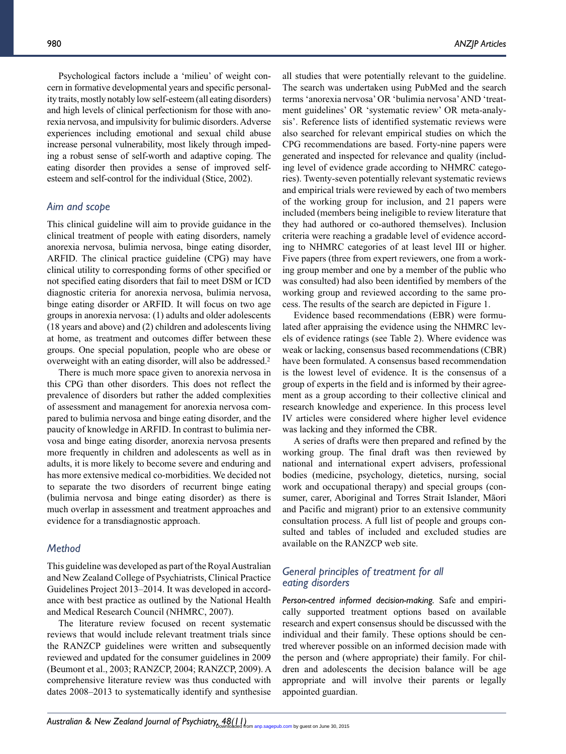Psychological factors include a 'milieu' of weight concern in formative developmental years and specific personality traits, mostly notably low self-esteem (all eating disorders) and high levels of clinical perfectionism for those with anorexia nervosa, and impulsivity for bulimic disorders. Adverse experiences including emotional and sexual child abuse increase personal vulnerability, most likely through impeding a robust sense of self-worth and adaptive coping. The eating disorder then provides a sense of improved self-esteem and self-control for the individual (Stice, 2002).

## Aim and scope

This clinical guideline will aim to provide guidance in the clinical treatment of people with eating disorders, namely anorexia nervosa, bulimia nervosa, binge eating disorder, ARFID. The clinical practice guideline (CPG) may have clinical utility to corresponding forms of other specified or not specified eating disorders that fail to meet DSM or ICD diagnostic criteria for anorexia nervosa, bulimia nervosa, binge eating disorder or ARFID. It will focus on two age groups in anorexia nervosa: (1) adults and older adolescents (18 years and above) and (2) children and adolescents living at home, as treatment and outcomes differ between these groups. One special population, people who are obese or overweight with an eating disorder, will also be addressed.[2]

There is much more space given to anorexia nervosa in this CPG than other disorders. This does not reflect the prevalence of disorders but rather the added complexities of assessment and management for anorexia nervosa compared to bulimia nervosa and binge eating disorder, and the paucity of knowledge in ARFID. In contrast to bulimia nervosa and binge eating disorder, anorexia nervosa presents more frequently in children and adolescents as well as in adults, it is more likely to become severe and enduring and has more extensive medical co-morbidities. We decided not to separate the two disorders of recurrent binge eating (bulimia nervosa and binge eating disorder) as there is much overlap in assessment and treatment approaches and evidence for a transdiagnostic approach.

## Method

This guideline was developed as part of the Royal Australian and New Zealand College of Psychiatrists, Clinical Practice Guidelines Project 2013–2014. It was developed in accordance with best practice as outlined by the National Health and Medical Research Council (NHMRC, 2007).

The literature review focused on recent systematic reviews that would include relevant treatment trials since the RANZCP guidelines were written and subsequently reviewed and updated for the consumer guidelines in 2009 (Beumont et al., 2003; RANZCP, 2004; RANZCP, 2009). A comprehensive literature review was thus conducted with dates 2008–2013 to systematically identify and synthesise all studies that were potentially relevant to the guideline. The search was undertaken using PubMed and the search terms 'anorexia nervosa' OR 'bulimia nervosa' AND 'treatment guidelines' OR 'systematic review' OR meta-analysis'. Reference lists of identified systematic reviews were also searched for relevant empirical studies on which the CPG recommendations are based. Forty-nine papers were generated and inspected for relevance and quality (including level of evidence grade according to NHMRC categories). Twenty-seven potentially relevant systematic reviews and empirical trials were reviewed by each of two members of the working group for inclusion, and 21 papers were included (members being ineligible to review literature that they had authored or co-authored themselves). Inclusion criteria were reaching a gradable level of evidence according to NHMRC categories of at least level III or higher. Five papers (three from expert reviewers, one from a working group member and one by a member of the public who was consulted) had also been identified by members of the working group and reviewed according to the same process. The results of the search are depicted in Figure 1.

Evidence based recommendations (EBR) were formulated after appraising the evidence using the NHMRC levels of evidence ratings (see Table 2). Where evidence was weak or lacking, consensus based recommendations (CBR) have been formulated. A consensus based recommendation is the lowest level of evidence. It is the consensus of a group of experts in the field and is informed by their agreement as a group according to their collective clinical and research knowledge and experience. In this process level IV articles were considered where higher level evidence was lacking and they informed the CBR.

A series of drafts were then prepared and refined by the working group. The final draft was then reviewed by national and international expert advisers, professional bodies (medicine, psychology, dietetics, nursing, social work and occupational therapy) and special groups (consumer, carer, Aboriginal and Torres Strait Islander, Māori and Pacific and migrant) prior to an extensive community consultation process. A full list of people and groups consulted and tables of included and excluded studies are available on the RANZCP web site.

## General principles of treatment for all eating disorders

*Person-centred informed decision-making.* Safe and empirically supported treatment options based on available research and expert consensus should be discussed with the individual and their family. These options should be centred wherever possible on an informed decision made with the person and (where appropriate) their family. For children and adolescents the decision balance will be age appropriate and will involve their parents or legally appointed guardian.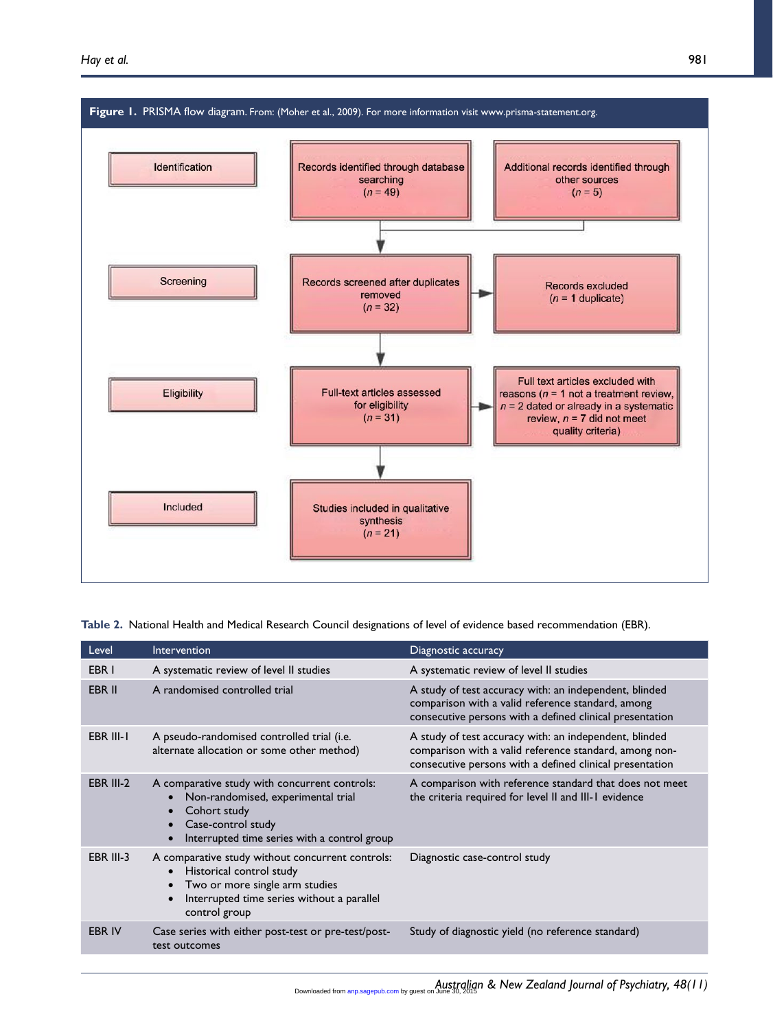**Figure 1.** PRISMA flow diagram. From: (Moher et al., 2009). For more information visit www.prisma-statement.org.

| Stage | Records | Exclusions / Other |
|---|---|---|
| Identification | Records identified through database searching ($n$ = 49) | Additional records identified through other sources ($n$ = 5) |
| Screening | Records screened after duplicates removed ($n$ = 32) | Records excluded ($n$ = 1 duplicate) |
| Eligibility | Full-text articles assessed for eligibility ($n$ = 31) | Full text articles excluded with reasons ($n$ = 1 not a treatment review, $n$ = 2 dated or already in a systematic review, $n$ = 7 did not meet quality criteria) |
| Included | Studies included in qualitative synthesis ($n$ = 21) | |

**Table 2.** National Health and Medical Research Council designations of level of evidence based recommendation (EBR).

| Level | Intervention | Diagnostic accuracy |
|---|---|---|
| EBR I | A systematic review of level II studies | A systematic review of level II studies |
| EBR II | A randomised controlled trial | A study of test accuracy with: an independent, blinded comparison with a valid reference standard, among consecutive persons with a defined clinical presentation |
| EBR III-1 | A pseudo-randomised controlled trial (i.e. alternate allocation or some other method) | A study of test accuracy with: an independent, blinded comparison with a valid reference standard, among non-consecutive persons with a defined clinical presentation |
| EBR III-2 | A comparative study with concurrent controls: • Non-randomised, experimental trial • Cohort study • Case-control study • Interrupted time series with a control group | A comparison with reference standard that does not meet the criteria required for level II and III-1 evidence |
| EBR III-3 | A comparative study without concurrent controls: • Historical control study • Two or more single arm studies • Interrupted time series without a parallel control group | Diagnostic case-control study |
| EBR IV | Case series with either post-test or pre-test/post-test outcomes | Study of diagnostic yield (no reference standard) |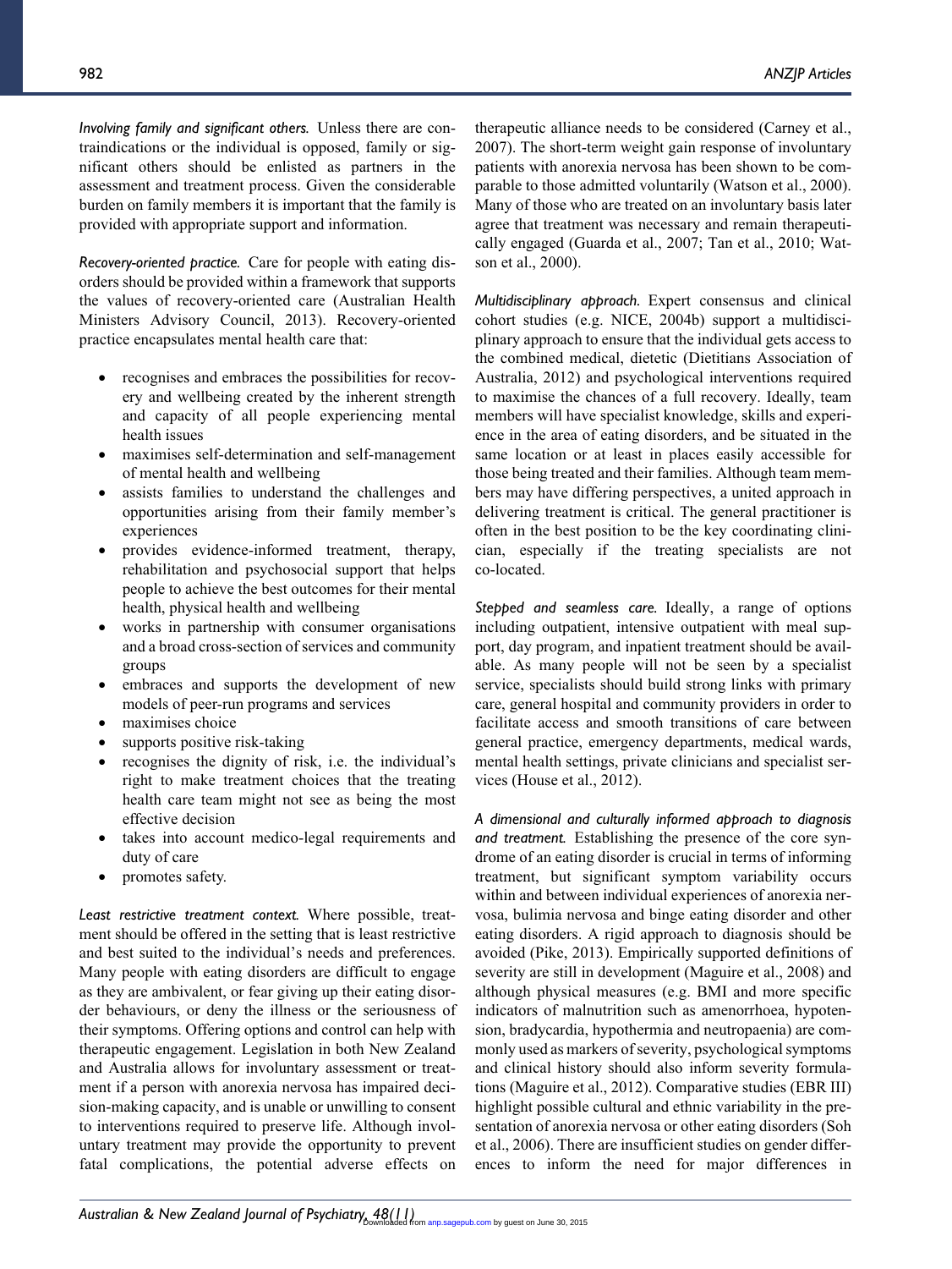*Involving family and significant others.* Unless there are contraindications or the individual is opposed, family or significant others should be enlisted as partners in the assessment and treatment process. Given the considerable burden on family members it is important that the family is provided with appropriate support and information.

*Recovery-oriented practice.* Care for people with eating disorders should be provided within a framework that supports the values of recovery-oriented care (Australian Health Ministers Advisory Council, 2013). Recovery-oriented practice encapsulates mental health care that:

- recognises and embraces the possibilities for recovery and wellbeing created by the inherent strength and capacity of all people experiencing mental health issues
- maximises self-determination and self-management of mental health and wellbeing
- assists families to understand the challenges and opportunities arising from their family member's experiences
- provides evidence-informed treatment, therapy, rehabilitation and psychosocial support that helps people to achieve the best outcomes for their mental health, physical health and wellbeing
- works in partnership with consumer organisations and a broad cross-section of services and community groups
- embraces and supports the development of new models of peer-run programs and services
- maximises choice
- supports positive risk-taking
- recognises the dignity of risk, i.e. the individual's right to make treatment choices that the treating health care team might not see as being the most effective decision
- takes into account medico-legal requirements and duty of care
- promotes safety.

*Least restrictive treatment context.* Where possible, treatment should be offered in the setting that is least restrictive and best suited to the individual's needs and preferences. Many people with eating disorders are difficult to engage as they are ambivalent, or fear giving up their eating disorder behaviours, or deny the illness or the seriousness of their symptoms. Offering options and control can help with therapeutic engagement. Legislation in both New Zealand and Australia allows for involuntary assessment or treatment if a person with anorexia nervosa has impaired decision-making capacity, and is unable or unwilling to consent to interventions required to preserve life. Although involuntary treatment may provide the opportunity to prevent fatal complications, the potential adverse effects on therapeutic alliance needs to be considered (Carney et al., 2007). The short-term weight gain response of involuntary patients with anorexia nervosa has been shown to be comparable to those admitted voluntarily (Watson et al., 2000). Many of those who are treated on an involuntary basis later agree that treatment was necessary and remain therapeutically engaged (Guarda et al., 2007; Tan et al., 2010; Watson et al., 2000).

*Multidisciplinary approach.* Expert consensus and clinical cohort studies (e.g. NICE, 2004b) support a multidisciplinary approach to ensure that the individual gets access to the combined medical, dietetic (Dietitians Association of Australia, 2012) and psychological interventions required to maximise the chances of a full recovery. Ideally, team members will have specialist knowledge, skills and experience in the area of eating disorders, and be situated in the same location or at least in places easily accessible for those being treated and their families. Although team members may have differing perspectives, a united approach in delivering treatment is critical. The general practitioner is often in the best position to be the key coordinating clinician, especially if the treating specialists are not co-located.

*Stepped and seamless care.* Ideally, a range of options including outpatient, intensive outpatient with meal support, day program, and inpatient treatment should be available. As many people will not be seen by a specialist service, specialists should build strong links with primary care, general hospital and community providers in order to facilitate access and smooth transitions of care between general practice, emergency departments, medical wards, mental health settings, private clinicians and specialist services (House et al., 2012).

*A dimensional and culturally informed approach to diagnosis and treatment.* Establishing the presence of the core syndrome of an eating disorder is crucial in terms of informing treatment, but significant symptom variability occurs within and between individual experiences of anorexia nervosa, bulimia nervosa and binge eating disorder and other eating disorders. A rigid approach to diagnosis should be avoided (Pike, 2013). Empirically supported definitions of severity are still in development (Maguire et al., 2008) and although physical measures (e.g. BMI and more specific indicators of malnutrition such as amenorrhoea, hypotension, bradycardia, hypothermia and neutropaenia) are commonly used as markers of severity, psychological symptoms and clinical history should also inform severity formulations (Maguire et al., 2012). Comparative studies (EBR III) highlight possible cultural and ethnic variability in the presentation of anorexia nervosa or other eating disorders (Soh et al., 2006). There are insufficient studies on gender differences to inform the need for major differences in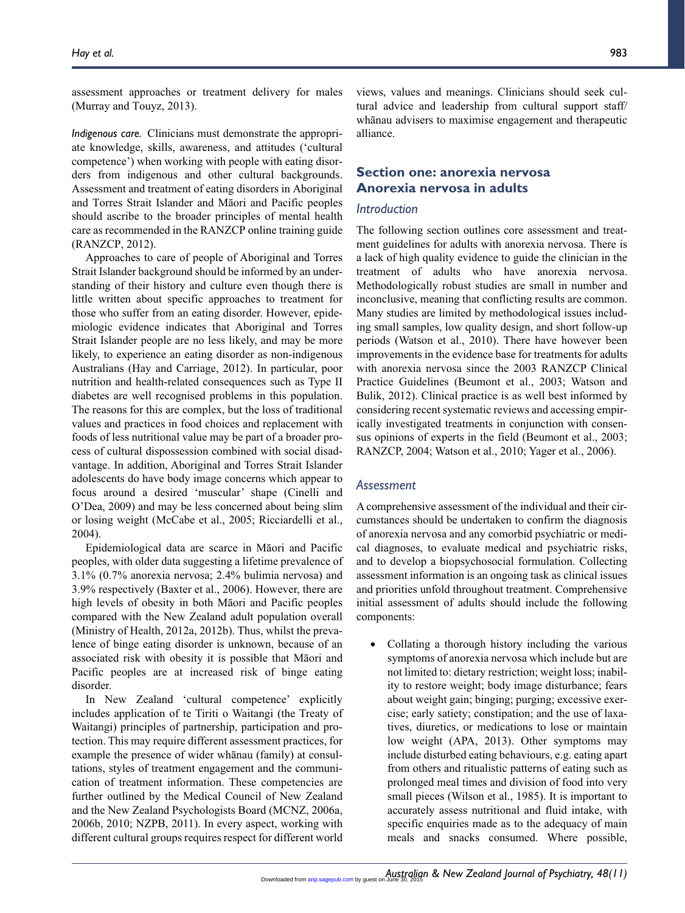assessment approaches or treatment delivery for males (Murray and Touyz, 2013).

*Indigenous care.* Clinicians must demonstrate the appropriate knowledge, skills, awareness, and attitudes ('cultural competence') when working with people with eating disorders from indigenous and other cultural backgrounds. Assessment and treatment of eating disorders in Aboriginal and Torres Strait Islander and Māori and Pacific peoples should ascribe to the broader principles of mental health care as recommended in the RANZCP online training guide (RANZCP, 2012).

Approaches to care of people of Aboriginal and Torres Strait Islander background should be informed by an understanding of their history and culture even though there is little written about specific approaches to treatment for those who suffer from an eating disorder. However, epidemiologic evidence indicates that Aboriginal and Torres Strait Islander people are no less likely, and may be more likely, to experience an eating disorder as non-indigenous Australians (Hay and Carriage, 2012). In particular, poor nutrition and health-related consequences such as Type II diabetes are well recognised problems in this population. The reasons for this are complex, but the loss of traditional values and practices in food choices and replacement with foods of less nutritional value may be part of a broader process of cultural dispossession combined with social disadvantage. In addition, Aboriginal and Torres Strait Islander adolescents do have body image concerns which appear to focus around a desired 'muscular' shape (Cinelli and O'Dea, 2009) and may be less concerned about being slim or losing weight (McCabe et al., 2005; Ricciardelli et al., 2004).

Epidemiological data are scarce in Māori and Pacific peoples, with older data suggesting a lifetime prevalence of 3.1% (0.7% anorexia nervosa; 2.4% bulimia nervosa) and 3.9% respectively (Baxter et al., 2006). However, there are high levels of obesity in both Māori and Pacific peoples compared with the New Zealand adult population overall (Ministry of Health, 2012a, 2012b). Thus, whilst the prevalence of binge eating disorder is unknown, because of an associated risk with obesity it is possible that Māori and Pacific peoples are at increased risk of binge eating disorder.

In New Zealand 'cultural competence' explicitly includes application of te Tiriti o Waitangi (the Treaty of Waitangi) principles of partnership, participation and protection. This may require different assessment practices, for example the presence of wider whānau (family) at consultations, styles of treatment engagement and the communication of treatment information. These competencies are further outlined by the Medical Council of New Zealand and the New Zealand Psychologists Board (MCNZ, 2006a, 2006b, 2010; NZPB, 2011). In every aspect, working with different cultural groups requires respect for different world views, values and meanings. Clinicians should seek cultural advice and leadership from cultural support staff/whānau advisers to maximise engagement and therapeutic alliance.

## Section one: anorexia nervosa

## Anorexia nervosa in adults

### Introduction

The following section outlines core assessment and treatment guidelines for adults with anorexia nervosa. There is a lack of high quality evidence to guide the clinician in the treatment of adults who have anorexia nervosa. Methodologically robust studies are small in number and inconclusive, meaning that conflicting results are common. Many studies are limited by methodological issues including small samples, low quality design, and short follow-up periods (Watson et al., 2010). There have however been improvements in the evidence base for treatments for adults with anorexia nervosa since the 2003 RANZCP Clinical Practice Guidelines (Beumont et al., 2003; Watson and Bulik, 2012). Clinical practice is as well best informed by considering recent systematic reviews and accessing empirically investigated treatments in conjunction with consensus opinions of experts in the field (Beumont et al., 2003; RANZCP, 2004; Watson et al., 2010; Yager et al., 2006).

### Assessment

A comprehensive assessment of the individual and their circumstances should be undertaken to confirm the diagnosis of anorexia nervosa and any comorbid psychiatric or medical diagnoses, to evaluate medical and psychiatric risks, and to develop a biopsychosocial formulation. Collecting assessment information is an ongoing task as clinical issues and priorities unfold throughout treatment. Comprehensive initial assessment of adults should include the following components:

- Collating a thorough history including the various symptoms of anorexia nervosa which include but are not limited to: dietary restriction; weight loss; inability to restore weight; body image disturbance; fears about weight gain; binging; purging; excessive exercise; early satiety; constipation; and the use of laxatives, diuretics, or medications to lose or maintain low weight (APA, 2013). Other symptoms may include disturbed eating behaviours, e.g. eating apart from others and ritualistic patterns of eating such as prolonged meal times and division of food into very small pieces (Wilson et al., 1985). It is important to accurately assess nutritional and fluid intake, with specific enquiries made as to the adequacy of main meals and snacks consumed. Where possible,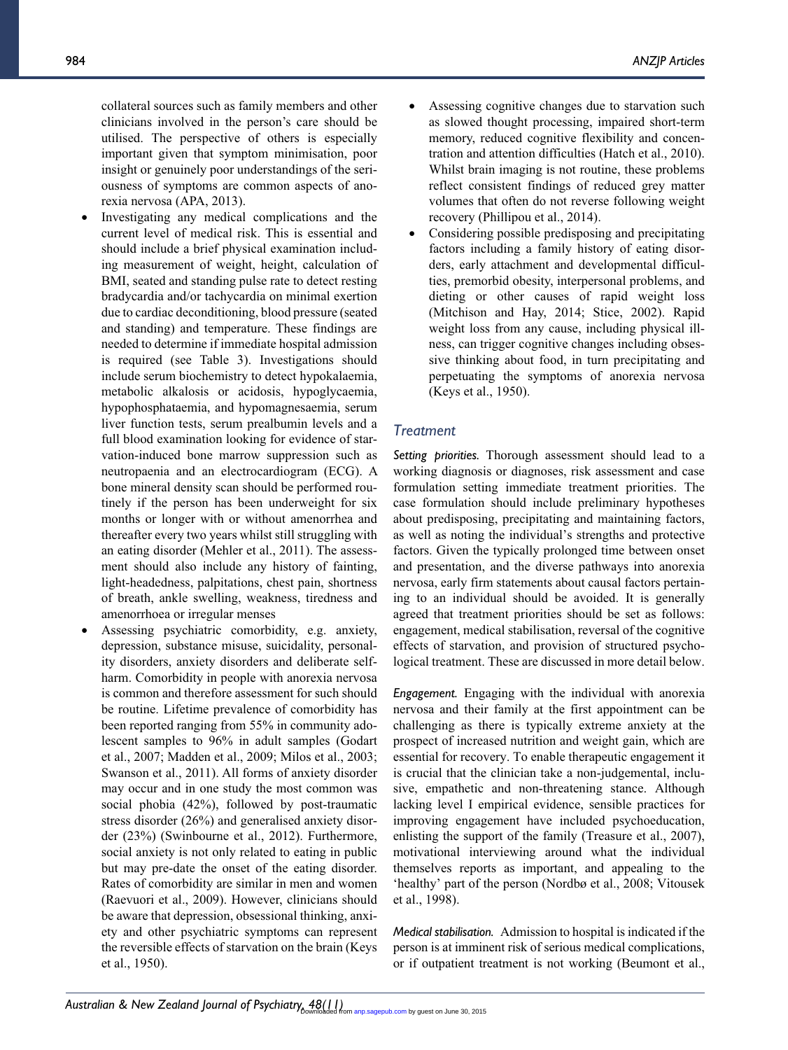collateral sources such as family members and other clinicians involved in the person's care should be utilised. The perspective of others is especially important given that symptom minimisation, poor insight or genuinely poor understandings of the seriousness of symptoms are common aspects of anorexia nervosa (APA, 2013).

- Investigating any medical complications and the current level of medical risk. This is essential and should include a brief physical examination including measurement of weight, height, calculation of BMI, seated and standing pulse rate to detect resting bradycardia and/or tachycardia on minimal exertion due to cardiac deconditioning, blood pressure (seated and standing) and temperature. These findings are needed to determine if immediate hospital admission is required (see Table 3). Investigations should include serum biochemistry to detect hypokalaemia, metabolic alkalosis or acidosis, hypoglycaemia, hypophosphataemia, and hypomagnesaemia, serum liver function tests, serum prealbumin levels and a full blood examination looking for evidence of starvation-induced bone marrow suppression such as neutropaenia and an electrocardiogram (ECG). A bone mineral density scan should be performed routinely if the person has been underweight for six months or longer with or without amenorrhea and thereafter every two years whilst still struggling with an eating disorder (Mehler et al., 2011). The assessment should also include any history of fainting, light-headedness, palpitations, chest pain, shortness of breath, ankle swelling, weakness, tiredness and amenorrhoea or irregular menses
- Assessing psychiatric comorbidity, e.g. anxiety, depression, substance misuse, suicidality, personality disorders, anxiety disorders and deliberate self-harm. Comorbidity in people with anorexia nervosa is common and therefore assessment for such should be routine. Lifetime prevalence of comorbidity has been reported ranging from 55% in community adolescent samples to 96% in adult samples (Godart et al., 2007; Madden et al., 2009; Milos et al., 2003; Swanson et al., 2011). All forms of anxiety disorder may occur and in one study the most common was social phobia (42%), followed by post-traumatic stress disorder (26%) and generalised anxiety disorder (23%) (Swinbourne et al., 2012). Furthermore, social anxiety is not only related to eating in public but may pre-date the onset of the eating disorder. Rates of comorbidity are similar in men and women (Raevuori et al., 2009). However, clinicians should be aware that depression, obsessional thinking, anxiety and other psychiatric symptoms can represent the reversible effects of starvation on the brain (Keys et al., 1950).
- Assessing cognitive changes due to starvation such as slowed thought processing, impaired short-term memory, reduced cognitive flexibility and concentration and attention difficulties (Hatch et al., 2010). Whilst brain imaging is not routine, these problems reflect consistent findings of reduced grey matter volumes that often do not reverse following weight recovery (Phillipou et al., 2014).
- Considering possible predisposing and precipitating factors including a family history of eating disorders, early attachment and developmental difficulties, premorbid obesity, interpersonal problems, and dieting or other causes of rapid weight loss (Mitchison and Hay, 2014; Stice, 2002). Rapid weight loss from any cause, including physical illness, can trigger cognitive changes including obsessive thinking about food, in turn precipitating and perpetuating the symptoms of anorexia nervosa (Keys et al., 1950).

## Treatment

*Setting priorities.* Thorough assessment should lead to a working diagnosis or diagnoses, risk assessment and case formulation setting immediate treatment priorities. The case formulation should include preliminary hypotheses about predisposing, precipitating and maintaining factors, as well as noting the individual's strengths and protective factors. Given the typically prolonged time between onset and presentation, and the diverse pathways into anorexia nervosa, early firm statements about causal factors pertaining to an individual should be avoided. It is generally agreed that treatment priorities should be set as follows: engagement, medical stabilisation, reversal of the cognitive effects of starvation, and provision of structured psychological treatment. These are discussed in more detail below.

*Engagement.* Engaging with the individual with anorexia nervosa and their family at the first appointment can be challenging as there is typically extreme anxiety at the prospect of increased nutrition and weight gain, which are essential for recovery. To enable therapeutic engagement it is crucial that the clinician take a non-judgemental, inclusive, empathetic and non-threatening stance. Although lacking level I empirical evidence, sensible practices for improving engagement have included psychoeducation, enlisting the support of the family (Treasure et al., 2007), motivational interviewing around what the individual themselves reports as important, and appealing to the 'healthy' part of the person (Nordbø et al., 2008; Vitousek et al., 1998).

*Medical stabilisation.* Admission to hospital is indicated if the person is at imminent risk of serious medical complications, or if outpatient treatment is not working (Beumont et al.,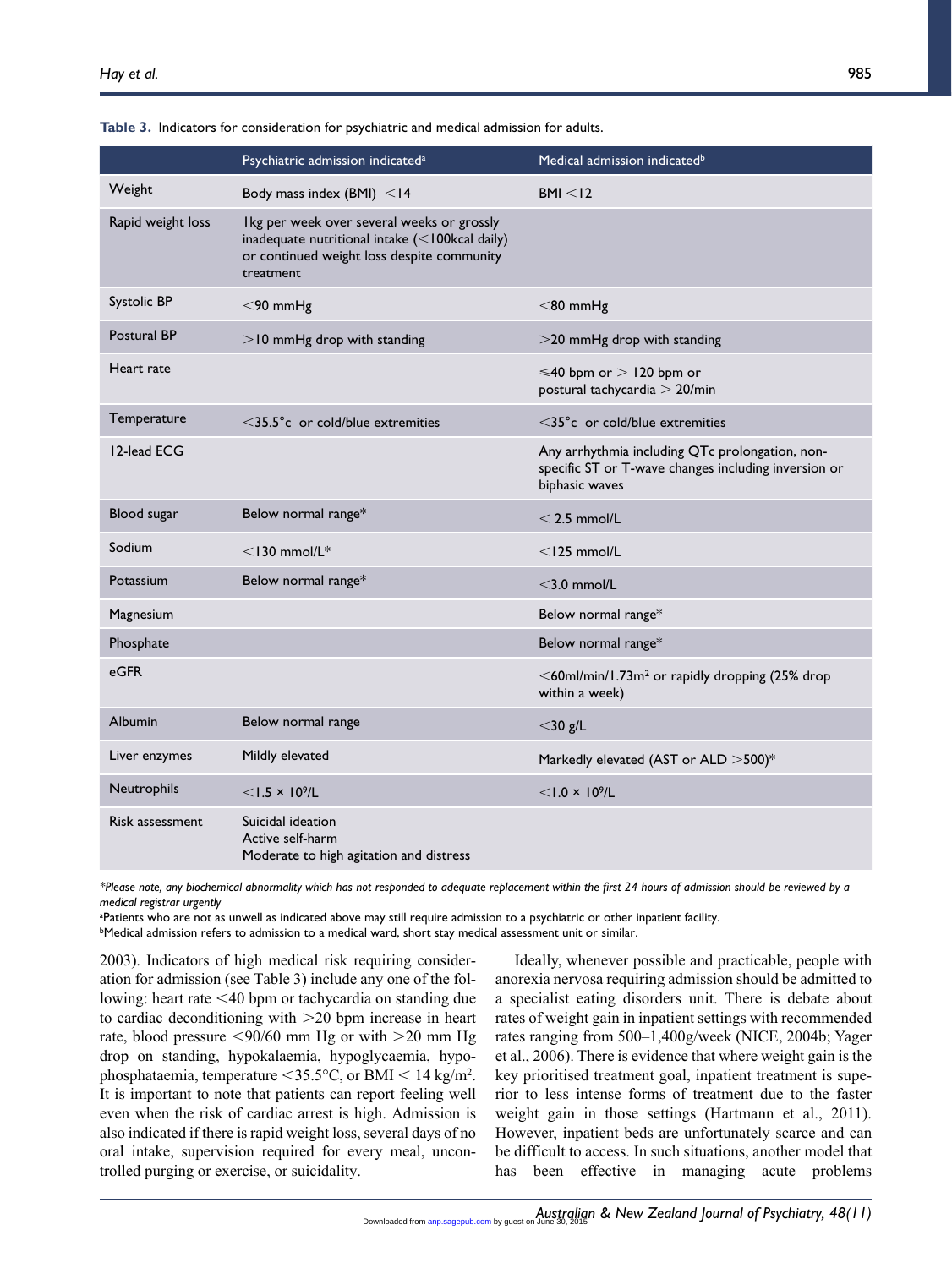**Table 3.** Indicators for consideration for psychiatric and medical admission for adults.

| | Psychiatric admission indicated[a] | Medical admission indicated[b] |
|---|---|---|
| Weight | Body mass index (BMI) <14 | BMI <12 |
| Rapid weight loss | 1kg per week over several weeks or grossly inadequate nutritional intake (<100kcal daily) or continued weight loss despite community treatment | |
| Systolic BP | <90 mmHg | <80 mmHg |
| Postural BP | >10 mmHg drop with standing | >20 mmHg drop with standing |
| Heart rate | | ⩽40 bpm or > 120 bpm or postural tachycardia > 20/min |
| Temperature | <35.5°c or cold/blue extremities | <35°c or cold/blue extremities |
| 12-lead ECG | | Any arrhythmia including QTc prolongation, non-specific ST or T-wave changes including inversion or biphasic waves |
| Blood sugar | Below normal range* | < 2.5 mmol/L |
| Sodium | <130 mmol/L* | <125 mmol/L |
| Potassium | Below normal range* | <3.0 mmol/L |
| Magnesium | | Below normal range* |
| Phosphate | | Below normal range* |
| eGFR | | <60ml/min/1.73m$^2$ or rapidly dropping (25% drop within a week) |
| Albumin | Below normal range | <30 g/L |
| Liver enzymes | Mildly elevated | Markedly elevated (AST or ALD >500)* |
| Neutrophils | <1.5 × 10$^9$/L | <1.0 × 10$^9$/L |
| Risk assessment | Suicidal ideation<br>Active self-harm<br>Moderate to high agitation and distress | |

*\*Please note, any biochemical abnormality which has not responded to adequate replacement within the first 24 hours of admission should be reviewed by a medical registrar urgently*

[a]Patients who are not as unwell as indicated above may still require admission to a psychiatric or other inpatient facility.

[b]Medical admission refers to admission to a medical ward, short stay medical assessment unit or similar.

2003). Indicators of high medical risk requiring consideration for admission (see Table 3) include any one of the following: heart rate <40 bpm or tachycardia on standing due to cardiac deconditioning with >20 bpm increase in heart rate, blood pressure <90/60 mm Hg or with >20 mm Hg drop on standing, hypokalaemia, hypoglycaemia, hypophosphataemia, temperature <35.5°C, or BMI < 14 kg/m$^2$. It is important to note that patients can report feeling well even when the risk of cardiac arrest is high. Admission is also indicated if there is rapid weight loss, several days of no oral intake, supervision required for every meal, uncontrolled purging or exercise, or suicidality.

Ideally, whenever possible and practicable, people with anorexia nervosa requiring admission should be admitted to a specialist eating disorders unit. There is debate about rates of weight gain in inpatient settings with recommended rates ranging from 500–1,400g/week (NICE, 2004b; Yager et al., 2006). There is evidence that where weight gain is the key prioritised treatment goal, inpatient treatment is superior to less intense forms of treatment due to the faster weight gain in those settings (Hartmann et al., 2011). However, inpatient beds are unfortunately scarce and can be difficult to access. In such situations, another model that has been effective in managing acute problems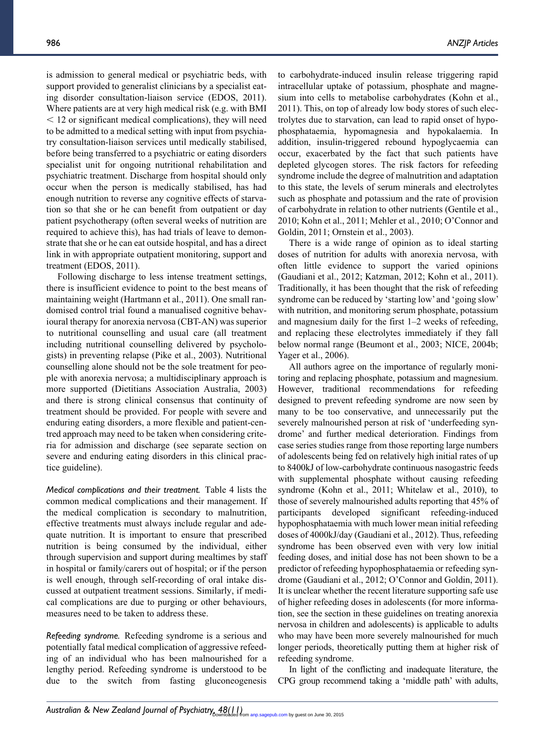is admission to general medical or psychiatric beds, with support provided to generalist clinicians by a specialist eating disorder consultation-liaison service (EDOS, 2011). Where patients are at very high medical risk (e.g. with BMI < 12 or significant medical complications), they will need to be admitted to a medical setting with input from psychiatry consultation-liaison services until medically stabilised, before being transferred to a psychiatric or eating disorders specialist unit for ongoing nutritional rehabilitation and psychiatric treatment. Discharge from hospital should only occur when the person is medically stabilised, has had enough nutrition to reverse any cognitive effects of starvation so that she or he can benefit from outpatient or day patient psychotherapy (often several weeks of nutrition are required to achieve this), has had trials of leave to demonstrate that she or he can eat outside hospital, and has a direct link in with appropriate outpatient monitoring, support and treatment (EDOS, 2011).

Following discharge to less intense treatment settings, there is insufficient evidence to point to the best means of maintaining weight (Hartmann et al., 2011). One small randomised control trial found a manualised cognitive behavioural therapy for anorexia nervosa (CBT-AN) was superior to nutritional counselling and usual care (all treatment including nutritional counselling delivered by psychologists) in preventing relapse (Pike et al., 2003). Nutritional counselling alone should not be the sole treatment for people with anorexia nervosa; a multidisciplinary approach is more supported (Dietitians Association Australia, 2003) and there is strong clinical consensus that continuity of treatment should be provided. For people with severe and enduring eating disorders, a more flexible and patient-centred approach may need to be taken when considering criteria for admission and discharge (see separate section on severe and enduring eating disorders in this clinical practice guideline).

*Medical complications and their treatment.* Table 4 lists the common medical complications and their management. If the medical complication is secondary to malnutrition, effective treatments must always include regular and adequate nutrition. It is important to ensure that prescribed nutrition is being consumed by the individual, either through supervision and support during mealtimes by staff in hospital or family/carers out of hospital; or if the person is well enough, through self-recording of oral intake discussed at outpatient treatment sessions. Similarly, if medical complications are due to purging or other behaviours, measures need to be taken to address these.

*Refeeding syndrome.* Refeeding syndrome is a serious and potentially fatal medical complication of aggressive refeeding of an individual who has been malnourished for a lengthy period. Refeeding syndrome is understood to be due to the switch from fasting gluconeogenesis to carbohydrate-induced insulin release triggering rapid intracellular uptake of potassium, phosphate and magnesium into cells to metabolise carbohydrates (Kohn et al., 2011). This, on top of already low body stores of such electrolytes due to starvation, can lead to rapid onset of hypophosphataemia, hypomagnesia and hypokalaemia. In addition, insulin-triggered rebound hypoglycaemia can occur, exacerbated by the fact that such patients have depleted glycogen stores. The risk factors for refeeding syndrome include the degree of malnutrition and adaptation to this state, the levels of serum minerals and electrolytes such as phosphate and potassium and the rate of provision of carbohydrate in relation to other nutrients (Gentile et al., 2010; Kohn et al., 2011; Mehler et al., 2010; O'Connor and Goldin, 2011; Ornstein et al., 2003).

There is a wide range of opinion as to ideal starting doses of nutrition for adults with anorexia nervosa, with often little evidence to support the varied opinions (Gaudiani et al., 2012; Katzman, 2012; Kohn et al., 2011). Traditionally, it has been thought that the risk of refeeding syndrome can be reduced by 'starting low' and 'going slow' with nutrition, and monitoring serum phosphate, potassium and magnesium daily for the first 1–2 weeks of refeeding, and replacing these electrolytes immediately if they fall below normal range (Beumont et al., 2003; NICE, 2004b; Yager et al., 2006).

All authors agree on the importance of regularly monitoring and replacing phosphate, potassium and magnesium. However, traditional recommendations for refeeding designed to prevent refeeding syndrome are now seen by many to be too conservative, and unnecessarily put the severely malnourished person at risk of 'underfeeding syndrome' and further medical deterioration. Findings from case series studies range from those reporting large numbers of adolescents being fed on relatively high initial rates of up to 8400kJ of low-carbohydrate continuous nasogastric feeds with supplemental phosphate without causing refeeding syndrome (Kohn et al., 2011; Whitelaw et al., 2010), to those of severely malnourished adults reporting that 45% of participants developed significant refeeding-induced hypophosphataemia with much lower mean initial refeeding doses of 4000kJ/day (Gaudiani et al., 2012). Thus, refeeding syndrome has been observed even with very low initial feeding doses, and initial dose has not been shown to be a predictor of refeeding hypophosphataemia or refeeding syndrome (Gaudiani et al., 2012; O'Connor and Goldin, 2011). It is unclear whether the recent literature supporting safe use of higher refeeding doses in adolescents (for more information, see the section in these guidelines on treating anorexia nervosa in children and adolescents) is applicable to adults who may have been more severely malnourished for much longer periods, theoretically putting them at higher risk of refeeding syndrome.

In light of the conflicting and inadequate literature, the CPG group recommend taking a 'middle path' with adults,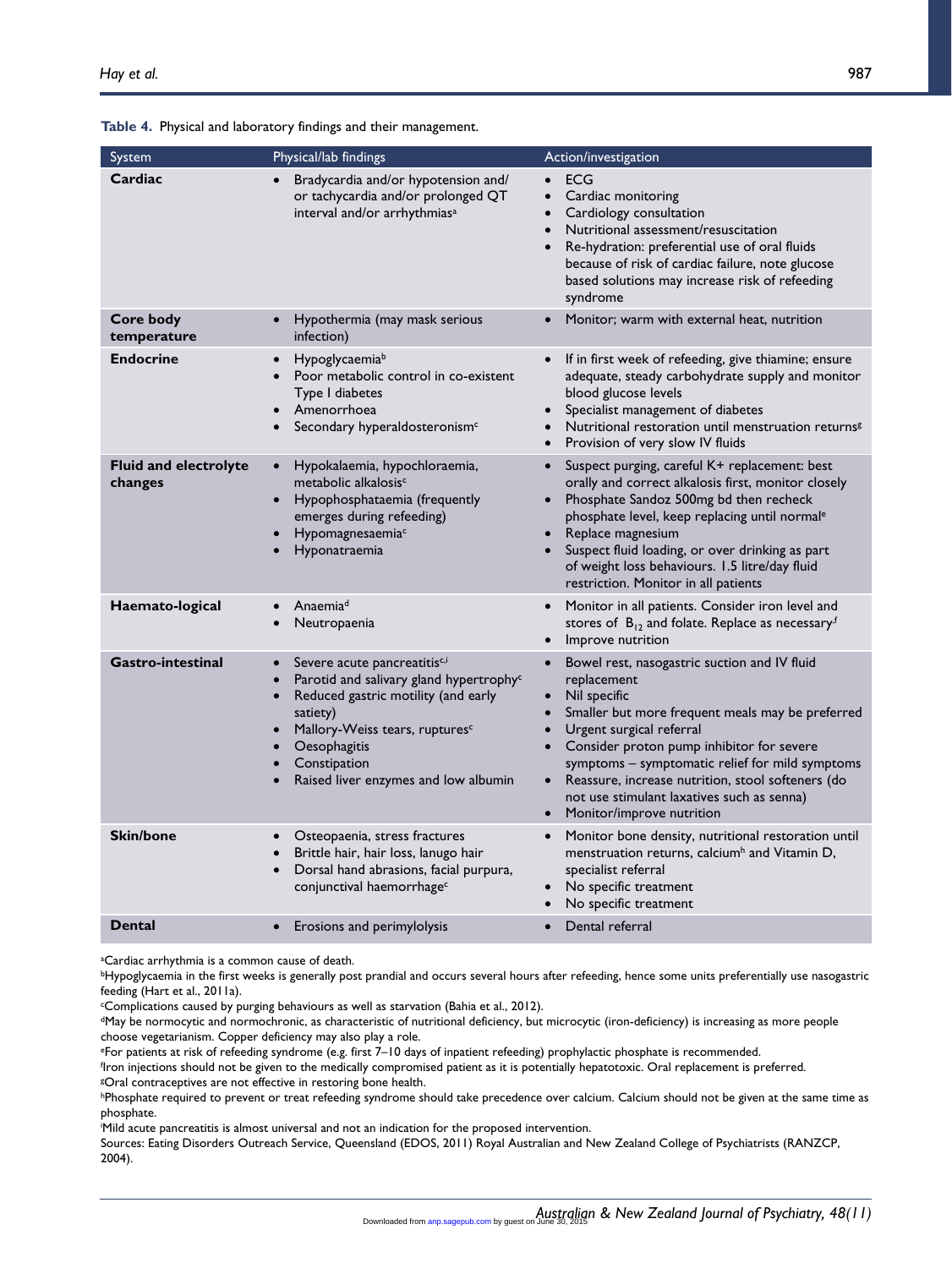**Table 4.** Physical and laboratory findings and their management.

| System | Physical/lab findings | Action/investigation |
|---|---|---|
| **Cardiac** | • Bradycardia and/or hypotension and/ or tachycardia and/or prolonged QT interval and/or arrhythmias[a] | • ECG<br>• Cardiac monitoring<br>• Cardiology consultation<br>• Nutritional assessment/resuscitation<br>• Re-hydration: preferential use of oral fluids because of risk of cardiac failure, note glucose based solutions may increase risk of refeeding syndrome |
| **Core body temperature** | • Hypothermia (may mask serious infection) | • Monitor; warm with external heat, nutrition |
| **Endocrine** | • Hypoglycaemia[b]<br>• Poor metabolic control in co-existent Type I diabetes<br>• Amenorrhoea<br>• Secondary hyperaldosteronism[c] | • If in first week of refeeding, give thiamine; ensure adequate, steady carbohydrate supply and monitor blood glucose levels<br>• Specialist management of diabetes<br>• Nutritional restoration until menstruation returns[g]<br>• Provision of very slow IV fluids |
| **Fluid and electrolyte changes** | • Hypokalaemia, hypochloraemia, metabolic alkalosis[c]<br>• Hypophosphataemia (frequently emerges during refeeding)<br>• Hypomagnesaemia[c]<br>• Hyponatraemia | • Suspect purging, careful K+ replacement: best orally and correct alkalosis first, monitor closely<br>• Phosphate Sandoz 500mg bd then recheck phosphate level, keep replacing until normal[e]<br>• Replace magnesium<br>• Suspect fluid loading, or over drinking as part of weight loss behaviours. 1.5 litre/day fluid restriction. Monitor in all patients |
| **Haemato-logical** | • Anaemia[d]<br>• Neutropaenia | • Monitor in all patients. Consider iron level and stores of $B_{12}$ and folate. Replace as necessary[f]<br>• Improve nutrition |
| **Gastro-intestinal** | • Severe acute pancreatitis[c,i]<br>• Parotid and salivary gland hypertrophy[c]<br>• Reduced gastric motility (and early satiety)<br>• Mallory-Weiss tears, ruptures[c]<br>• Oesophagitis<br>• Constipation<br>• Raised liver enzymes and low albumin | • Bowel rest, nasogastric suction and IV fluid replacement<br>• Nil specific<br>• Smaller but more frequent meals may be preferred<br>• Urgent surgical referral<br>• Consider proton pump inhibitor for severe symptoms – symptomatic relief for mild symptoms<br>• Reassure, increase nutrition, stool softeners (do not use stimulant laxatives such as senna)<br>• Monitor/improve nutrition |
| **Skin/bone** | • Osteopaenia, stress fractures<br>• Brittle hair, hair loss, lanugo hair<br>• Dorsal hand abrasions, facial purpura, conjunctival haemorrhage[c] | • Monitor bone density, nutritional restoration until menstruation returns, calcium[h] and Vitamin D, specialist referral<br>• No specific treatment<br>• No specific treatment |
| **Dental** | • Erosions and perimylolysis | • Dental referral |

[a]Cardiac arrhythmia is a common cause of death.
[b]Hypoglycaemia in the first weeks is generally post prandial and occurs several hours after refeeding, hence some units preferentially use nasogastric feeding (Hart et al., 2011a).
[c]Complications caused by purging behaviours as well as starvation (Bahia et al., 2012).
[d]May be normocytic and normochronic, as characteristic of nutritional deficiency, but microcytic (iron-deficiency) is increasing as more people choose vegetarianism. Copper deficiency may also play a role.
[e]For patients at risk of refeeding syndrome (e.g. first 7–10 days of inpatient refeeding) prophylactic phosphate is recommended.
[f]Iron injections should not be given to the medically compromised patient as it is potentially hepatotoxic. Oral replacement is preferred.
[g]Oral contraceptives are not effective in restoring bone health.
[h]Phosphate required to prevent or treat refeeding syndrome should take precedence over calcium. Calcium should not be given at the same time as phosphate.
[i]Mild acute pancreatitis is almost universal and not an indication for the proposed intervention.
Sources: Eating Disorders Outreach Service, Queensland (EDOS, 2011) Royal Australian and New Zealand College of Psychiatrists (RANZCP, 2004).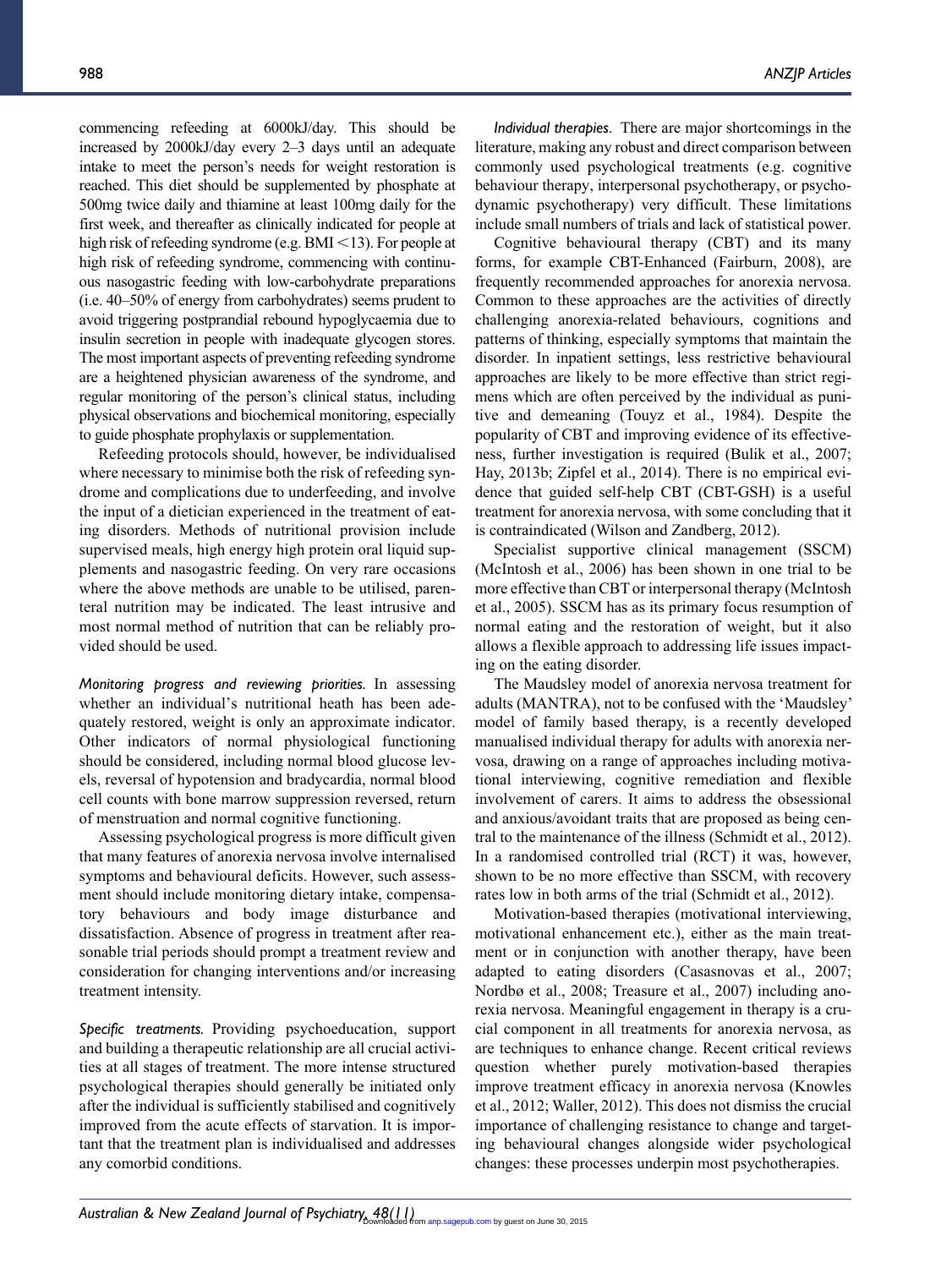commencing refeeding at 6000kJ/day. This should be increased by 2000kJ/day every 2–3 days until an adequate intake to meet the person's needs for weight restoration is reached. This diet should be supplemented by phosphate at 500mg twice daily and thiamine at least 100mg daily for the first week, and thereafter as clinically indicated for people at high risk of refeeding syndrome (e.g. BMI <13). For people at high risk of refeeding syndrome, commencing with continuous nasogastric feeding with low-carbohydrate preparations (i.e. 40–50% of energy from carbohydrates) seems prudent to avoid triggering postprandial rebound hypoglycaemia due to insulin secretion in people with inadequate glycogen stores. The most important aspects of preventing refeeding syndrome are a heightened physician awareness of the syndrome, and regular monitoring of the person's clinical status, including physical observations and biochemical monitoring, especially to guide phosphate prophylaxis or supplementation.

Refeeding protocols should, however, be individualised where necessary to minimise both the risk of refeeding syndrome and complications due to underfeeding, and involve the input of a dietician experienced in the treatment of eating disorders. Methods of nutritional provision include supervised meals, high energy high protein oral liquid supplements and nasogastric feeding. On very rare occasions where the above methods are unable to be utilised, parenteral nutrition may be indicated. The least intrusive and most normal method of nutrition that can be reliably provided should be used.

*Monitoring progress and reviewing priorities.* In assessing whether an individual's nutritional heath has been adequately restored, weight is only an approximate indicator. Other indicators of normal physiological functioning should be considered, including normal blood glucose levels, reversal of hypotension and bradycardia, normal blood cell counts with bone marrow suppression reversed, return of menstruation and normal cognitive functioning.

Assessing psychological progress is more difficult given that many features of anorexia nervosa involve internalised symptoms and behavioural deficits. However, such assessment should include monitoring dietary intake, compensatory behaviours and body image disturbance and dissatisfaction. Absence of progress in treatment after reasonable trial periods should prompt a treatment review and consideration for changing interventions and/or increasing treatment intensity.

*Specific treatments.* Providing psychoeducation, support and building a therapeutic relationship are all crucial activities at all stages of treatment. The more intense structured psychological therapies should generally be initiated only after the individual is sufficiently stabilised and cognitively improved from the acute effects of starvation. It is important that the treatment plan is individualised and addresses any comorbid conditions.

*Individual therapies*. There are major shortcomings in the literature, making any robust and direct comparison between commonly used psychological treatments (e.g. cognitive behaviour therapy, interpersonal psychotherapy, or psychodynamic psychotherapy) very difficult. These limitations include small numbers of trials and lack of statistical power.

Cognitive behavioural therapy (CBT) and its many forms, for example CBT-Enhanced (Fairburn, 2008), are frequently recommended approaches for anorexia nervosa. Common to these approaches are the activities of directly challenging anorexia-related behaviours, cognitions and patterns of thinking, especially symptoms that maintain the disorder. In inpatient settings, less restrictive behavioural approaches are likely to be more effective than strict regimens which are often perceived by the individual as punitive and demeaning (Touyz et al., 1984). Despite the popularity of CBT and improving evidence of its effectiveness, further investigation is required (Bulik et al., 2007; Hay, 2013b; Zipfel et al., 2014). There is no empirical evidence that guided self-help CBT (CBT-GSH) is a useful treatment for anorexia nervosa, with some concluding that it is contraindicated (Wilson and Zandberg, 2012).

Specialist supportive clinical management (SSCM) (McIntosh et al., 2006) has been shown in one trial to be more effective than CBT or interpersonal therapy (McIntosh et al., 2005). SSCM has as its primary focus resumption of normal eating and the restoration of weight, but it also allows a flexible approach to addressing life issues impacting on the eating disorder.

The Maudsley model of anorexia nervosa treatment for adults (MANTRA), not to be confused with the 'Maudsley' model of family based therapy, is a recently developed manualised individual therapy for adults with anorexia nervosa, drawing on a range of approaches including motivational interviewing, cognitive remediation and flexible involvement of carers. It aims to address the obsessional and anxious/avoidant traits that are proposed as being central to the maintenance of the illness (Schmidt et al., 2012). In a randomised controlled trial (RCT) it was, however, shown to be no more effective than SSCM, with recovery rates low in both arms of the trial (Schmidt et al., 2012).

Motivation-based therapies (motivational interviewing, motivational enhancement etc.), either as the main treatment or in conjunction with another therapy, have been adapted to eating disorders (Casasnovas et al., 2007; Nordbø et al., 2008; Treasure et al., 2007) including anorexia nervosa. Meaningful engagement in therapy is a crucial component in all treatments for anorexia nervosa, as are techniques to enhance change. Recent critical reviews question whether purely motivation-based therapies improve treatment efficacy in anorexia nervosa (Knowles et al., 2012; Waller, 2012). This does not dismiss the crucial importance of challenging resistance to change and targeting behavioural changes alongside wider psychological changes: these processes underpin most psychotherapies.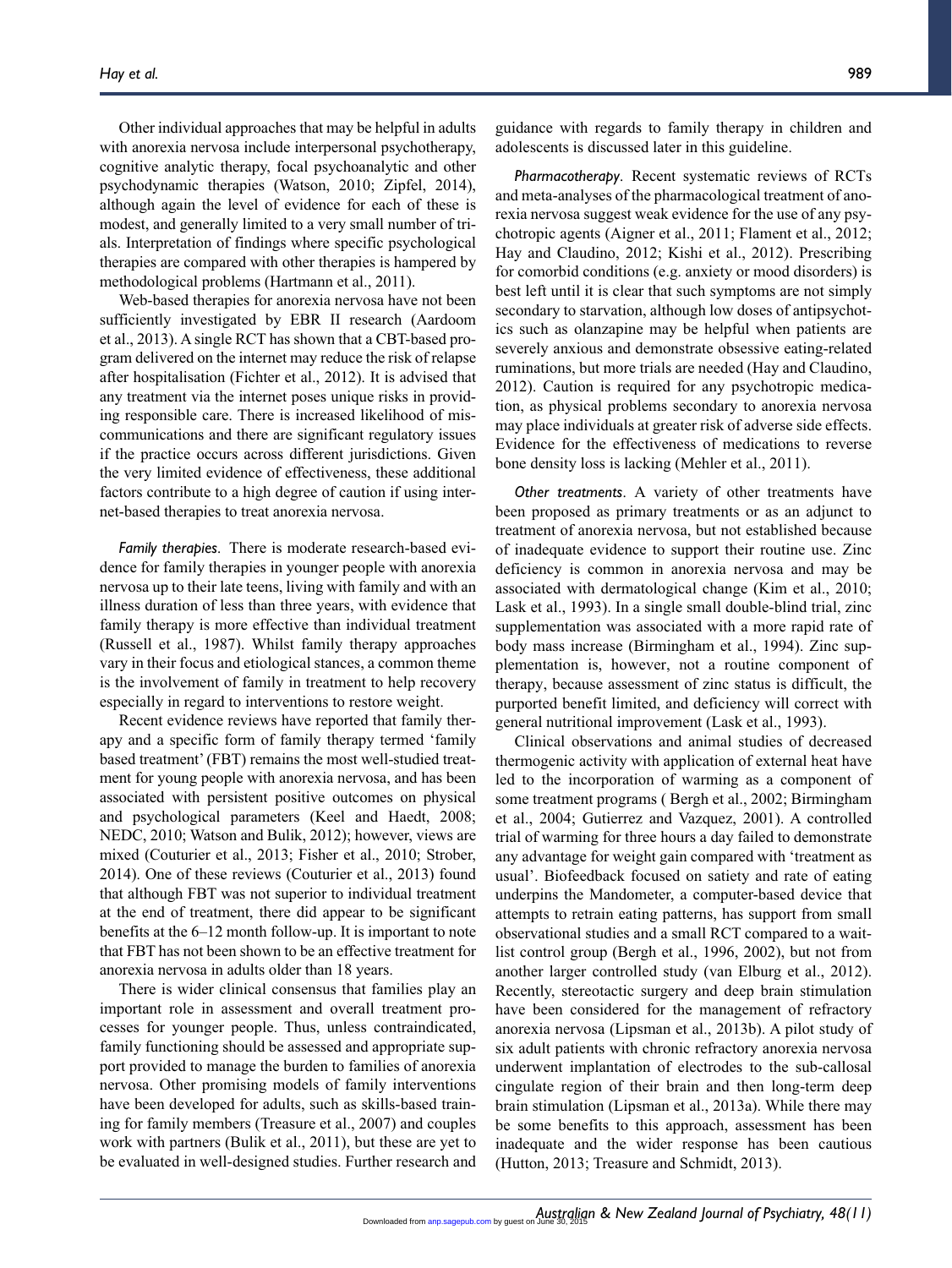Other individual approaches that may be helpful in adults with anorexia nervosa include interpersonal psychotherapy, cognitive analytic therapy, focal psychoanalytic and other psychodynamic therapies (Watson, 2010; Zipfel, 2014), although again the level of evidence for each of these is modest, and generally limited to a very small number of trials. Interpretation of findings where specific psychological therapies are compared with other therapies is hampered by methodological problems (Hartmann et al., 2011).

Web-based therapies for anorexia nervosa have not been sufficiently investigated by EBR II research (Aardoom et al., 2013). A single RCT has shown that a CBT-based program delivered on the internet may reduce the risk of relapse after hospitalisation (Fichter et al., 2012). It is advised that any treatment via the internet poses unique risks in providing responsible care. There is increased likelihood of miscommunications and there are significant regulatory issues if the practice occurs across different jurisdictions. Given the very limited evidence of effectiveness, these additional factors contribute to a high degree of caution if using internet-based therapies to treat anorexia nervosa.

*Family therapies*. There is moderate research-based evidence for family therapies in younger people with anorexia nervosa up to their late teens, living with family and with an illness duration of less than three years, with evidence that family therapy is more effective than individual treatment (Russell et al., 1987). Whilst family therapy approaches vary in their focus and etiological stances, a common theme is the involvement of family in treatment to help recovery especially in regard to interventions to restore weight.

Recent evidence reviews have reported that family therapy and a specific form of family therapy termed 'family based treatment' (FBT) remains the most well-studied treatment for young people with anorexia nervosa, and has been associated with persistent positive outcomes on physical and psychological parameters (Keel and Haedt, 2008; NEDC, 2010; Watson and Bulik, 2012); however, views are mixed (Couturier et al., 2013; Fisher et al., 2010; Strober, 2014). One of these reviews (Couturier et al., 2013) found that although FBT was not superior to individual treatment at the end of treatment, there did appear to be significant benefits at the 6–12 month follow-up. It is important to note that FBT has not been shown to be an effective treatment for anorexia nervosa in adults older than 18 years.

There is wider clinical consensus that families play an important role in assessment and overall treatment processes for younger people. Thus, unless contraindicated, family functioning should be assessed and appropriate support provided to manage the burden to families of anorexia nervosa. Other promising models of family interventions have been developed for adults, such as skills-based training for family members (Treasure et al., 2007) and couples work with partners (Bulik et al., 2011), but these are yet to be evaluated in well-designed studies. Further research and guidance with regards to family therapy in children and adolescents is discussed later in this guideline.

*Pharmacotherapy*. Recent systematic reviews of RCTs and meta-analyses of the pharmacological treatment of anorexia nervosa suggest weak evidence for the use of any psychotropic agents (Aigner et al., 2011; Flament et al., 2012; Hay and Claudino, 2012; Kishi et al., 2012). Prescribing for comorbid conditions (e.g. anxiety or mood disorders) is best left until it is clear that such symptoms are not simply secondary to starvation, although low doses of antipsychotics such as olanzapine may be helpful when patients are severely anxious and demonstrate obsessive eating-related ruminations, but more trials are needed (Hay and Claudino, 2012). Caution is required for any psychotropic medication, as physical problems secondary to anorexia nervosa may place individuals at greater risk of adverse side effects. Evidence for the effectiveness of medications to reverse bone density loss is lacking (Mehler et al., 2011).

*Other treatments*. A variety of other treatments have been proposed as primary treatments or as an adjunct to treatment of anorexia nervosa, but not established because of inadequate evidence to support their routine use. Zinc deficiency is common in anorexia nervosa and may be associated with dermatological change (Kim et al., 2010; Lask et al., 1993). In a single small double-blind trial, zinc supplementation was associated with a more rapid rate of body mass increase (Birmingham et al., 1994). Zinc supplementation is, however, not a routine component of therapy, because assessment of zinc status is difficult, the purported benefit limited, and deficiency will correct with general nutritional improvement (Lask et al., 1993).

Clinical observations and animal studies of decreased thermogenic activity with application of external heat have led to the incorporation of warming as a component of some treatment programs ( Bergh et al., 2002; Birmingham et al., 2004; Gutierrez and Vazquez, 2001). A controlled trial of warming for three hours a day failed to demonstrate any advantage for weight gain compared with 'treatment as usual'. Biofeedback focused on satiety and rate of eating underpins the Mandometer, a computer-based device that attempts to retrain eating patterns, has support from small observational studies and a small RCT compared to a waitlist control group (Bergh et al., 1996, 2002), but not from another larger controlled study (van Elburg et al., 2012). Recently, stereotactic surgery and deep brain stimulation have been considered for the management of refractory anorexia nervosa (Lipsman et al., 2013b). A pilot study of six adult patients with chronic refractory anorexia nervosa underwent implantation of electrodes to the sub-callosal cingulate region of their brain and then long-term deep brain stimulation (Lipsman et al., 2013a). While there may be some benefits to this approach, assessment has been inadequate and the wider response has been cautious (Hutton, 2013; Treasure and Schmidt, 2013).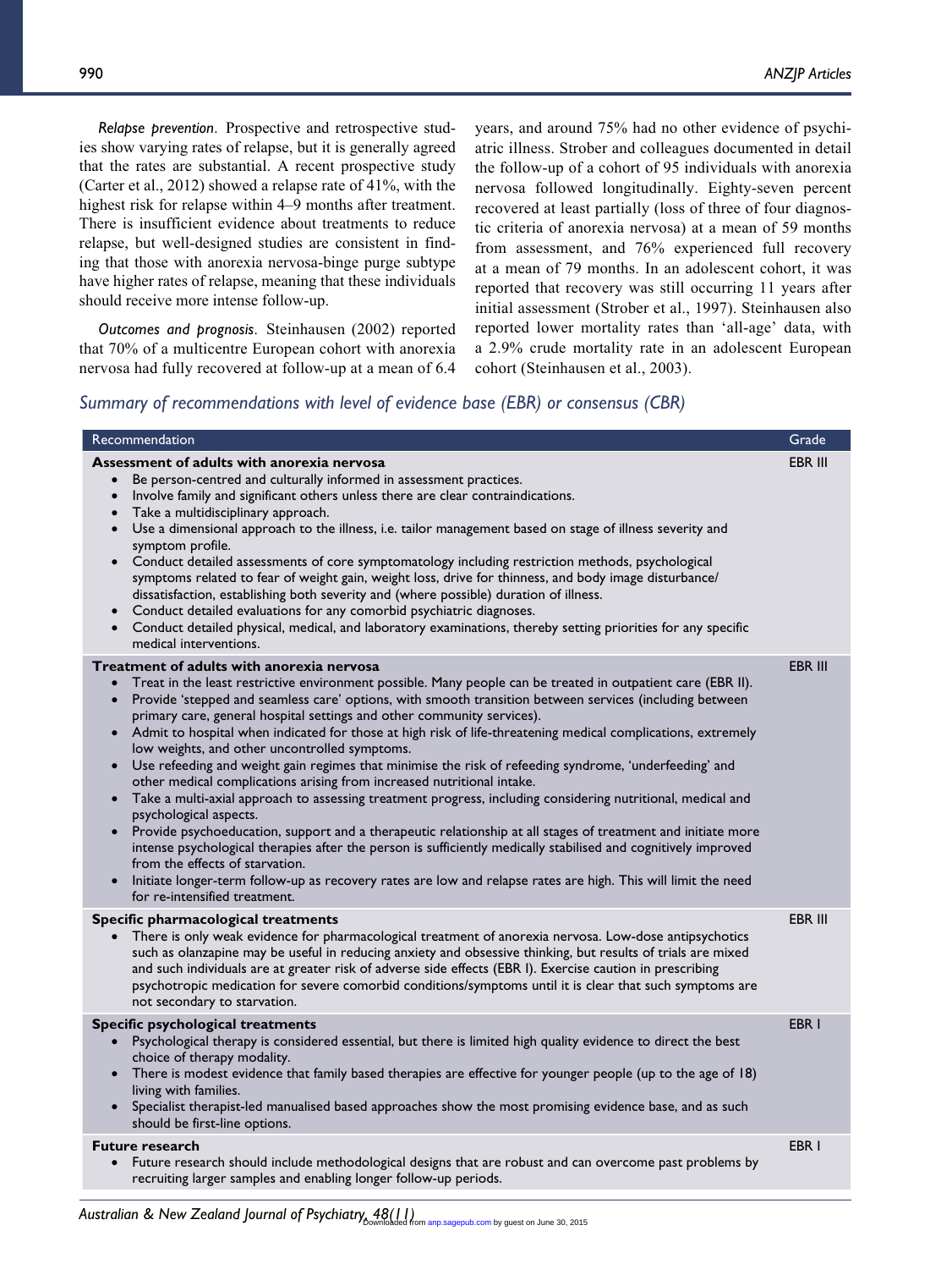*Relapse prevention*. Prospective and retrospective studies show varying rates of relapse, but it is generally agreed that the rates are substantial. A recent prospective study (Carter et al., 2012) showed a relapse rate of 41%, with the highest risk for relapse within 4–9 months after treatment. There is insufficient evidence about treatments to reduce relapse, but well-designed studies are consistent in finding that those with anorexia nervosa-binge purge subtype have higher rates of relapse, meaning that these individuals should receive more intense follow-up.

*Outcomes and prognosis*. Steinhausen (2002) reported that 70% of a multicentre European cohort with anorexia nervosa had fully recovered at follow-up at a mean of 6.4 years, and around 75% had no other evidence of psychiatric illness. Strober and colleagues documented in detail the follow-up of a cohort of 95 individuals with anorexia nervosa followed longitudinally. Eighty-seven percent recovered at least partially (loss of three of four diagnostic criteria of anorexia nervosa) at a mean of 59 months from assessment, and 76% experienced full recovery at a mean of 79 months. In an adolescent cohort, it was reported that recovery was still occurring 11 years after initial assessment (Strober et al., 1997). Steinhausen also reported lower mortality rates than 'all-age' data, with a 2.9% crude mortality rate in an adolescent European cohort (Steinhausen et al., 2003).

## *Summary of recommendations with level of evidence base (EBR) or consensus (CBR)*

| Recommendation | Grade |
|---|---|
| **Assessment of adults with anorexia nervosa**<br>• Be person-centred and culturally informed in assessment practices.<br>• Involve family and significant others unless there are clear contraindications.<br>• Take a multidisciplinary approach.<br>• Use a dimensional approach to the illness, i.e. tailor management based on stage of illness severity and symptom profile.<br>• Conduct detailed assessments of core symptomatology including restriction methods, psychological symptoms related to fear of weight gain, weight loss, drive for thinness, and body image disturbance/dissatisfaction, establishing both severity and (where possible) duration of illness.<br>• Conduct detailed evaluations for any comorbid psychiatric diagnoses.<br>• Conduct detailed physical, medical, and laboratory examinations, thereby setting priorities for any specific medical interventions. | EBR III |
| **Treatment of adults with anorexia nervosa**<br>• Treat in the least restrictive environment possible. Many people can be treated in outpatient care (EBR II).<br>• Provide 'stepped and seamless care' options, with smooth transition between services (including between primary care, general hospital settings and other community services).<br>• Admit to hospital when indicated for those at high risk of life-threatening medical complications, extremely low weights, and other uncontrolled symptoms.<br>• Use refeeding and weight gain regimes that minimise the risk of refeeding syndrome, 'underfeeding' and other medical complications arising from increased nutritional intake.<br>• Take a multi-axial approach to assessing treatment progress, including considering nutritional, medical and psychological aspects.<br>• Provide psychoeducation, support and a therapeutic relationship at all stages of treatment and initiate more intense psychological therapies after the person is sufficiently medically stabilised and cognitively improved from the effects of starvation.<br>• Initiate longer-term follow-up as recovery rates are low and relapse rates are high. This will limit the need for re-intensified treatment. | EBR III |
| **Specific pharmacological treatments**<br>• There is only weak evidence for pharmacological treatment of anorexia nervosa. Low-dose antipsychotics such as olanzapine may be useful in reducing anxiety and obsessive thinking, but results of trials are mixed and such individuals are at greater risk of adverse side effects (EBR I). Exercise caution in prescribing psychotropic medication for severe comorbid conditions/symptoms until it is clear that such symptoms are not secondary to starvation. | EBR III |
| **Specific psychological treatments**<br>• Psychological therapy is considered essential, but there is limited high quality evidence to direct the best choice of therapy modality.<br>• There is modest evidence that family based therapies are effective for younger people (up to the age of 18) living with families.<br>• Specialist therapist-led manualised based approaches show the most promising evidence base, and as such should be first-line options. | EBR I |
| **Future research**<br>• Future research should include methodological designs that are robust and can overcome past problems by recruiting larger samples and enabling longer follow-up periods. | EBR I |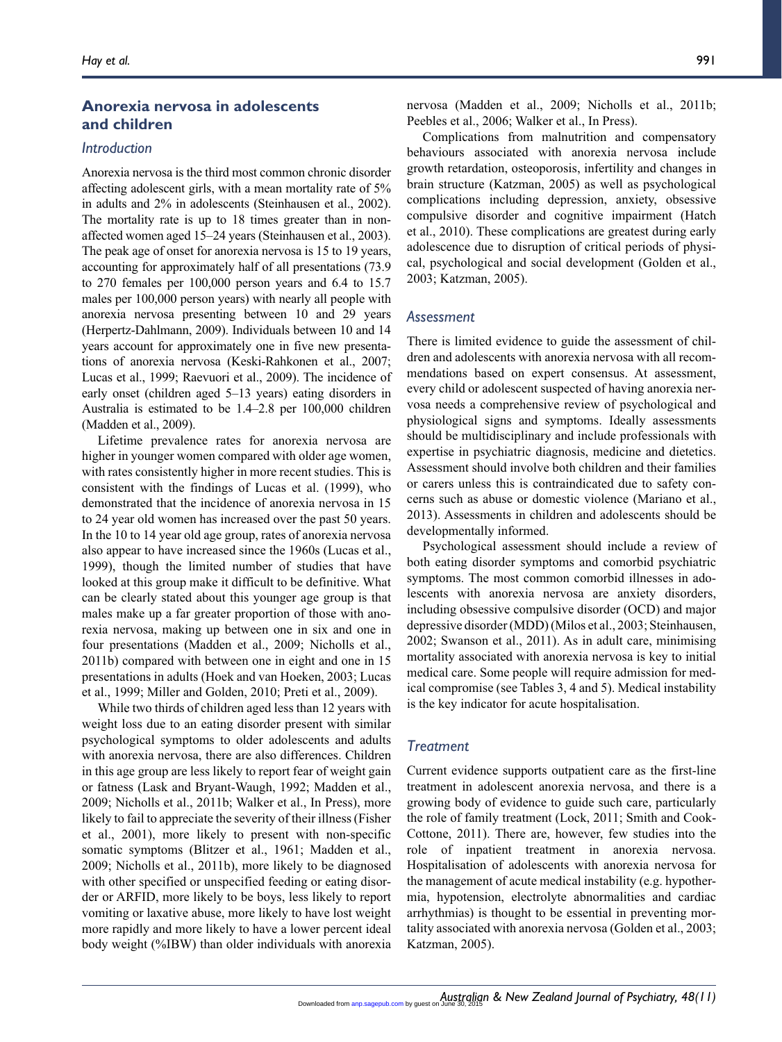## Anorexia nervosa in adolescents and children

### Introduction

Anorexia nervosa is the third most common chronic disorder affecting adolescent girls, with a mean mortality rate of 5% in adults and 2% in adolescents (Steinhausen et al., 2002). The mortality rate is up to 18 times greater than in non-affected women aged 15–24 years (Steinhausen et al., 2003). The peak age of onset for anorexia nervosa is 15 to 19 years, accounting for approximately half of all presentations (73.9 to 270 females per 100,000 person years and 6.4 to 15.7 males per 100,000 person years) with nearly all people with anorexia nervosa presenting between 10 and 29 years (Herpertz-Dahlmann, 2009). Individuals between 10 and 14 years account for approximately one in five new presentations of anorexia nervosa (Keski-Rahkonen et al., 2007; Lucas et al., 1999; Raevuori et al., 2009). The incidence of early onset (children aged 5–13 years) eating disorders in Australia is estimated to be 1.4–2.8 per 100,000 children (Madden et al., 2009).

Lifetime prevalence rates for anorexia nervosa are higher in younger women compared with older age women, with rates consistently higher in more recent studies. This is consistent with the findings of Lucas et al. (1999), who demonstrated that the incidence of anorexia nervosa in 15 to 24 year old women has increased over the past 50 years. In the 10 to 14 year old age group, rates of anorexia nervosa also appear to have increased since the 1960s (Lucas et al., 1999), though the limited number of studies that have looked at this group make it difficult to be definitive. What can be clearly stated about this younger age group is that males make up a far greater proportion of those with anorexia nervosa, making up between one in six and one in four presentations (Madden et al., 2009; Nicholls et al., 2011b) compared with between one in eight and one in 15 presentations in adults (Hoek and van Hoeken, 2003; Lucas et al., 1999; Miller and Golden, 2010; Preti et al., 2009).

While two thirds of children aged less than 12 years with weight loss due to an eating disorder present with similar psychological symptoms to older adolescents and adults with anorexia nervosa, there are also differences. Children in this age group are less likely to report fear of weight gain or fatness (Lask and Bryant-Waugh, 1992; Madden et al., 2009; Nicholls et al., 2011b; Walker et al., In Press), more likely to fail to appreciate the severity of their illness (Fisher et al., 2001), more likely to present with non-specific somatic symptoms (Blitzer et al., 1961; Madden et al., 2009; Nicholls et al., 2011b), more likely to be diagnosed with other specified or unspecified feeding or eating disorder or ARFID, more likely to be boys, less likely to report vomiting or laxative abuse, more likely to have lost weight more rapidly and more likely to have a lower percent ideal body weight (%IBW) than older individuals with anorexia nervosa (Madden et al., 2009; Nicholls et al., 2011b; Peebles et al., 2006; Walker et al., In Press).

Complications from malnutrition and compensatory behaviours associated with anorexia nervosa include growth retardation, osteoporosis, infertility and changes in brain structure (Katzman, 2005) as well as psychological complications including depression, anxiety, obsessive compulsive disorder and cognitive impairment (Hatch et al., 2010). These complications are greatest during early adolescence due to disruption of critical periods of physical, psychological and social development (Golden et al., 2003; Katzman, 2005).

### Assessment

There is limited evidence to guide the assessment of children and adolescents with anorexia nervosa with all recommendations based on expert consensus. At assessment, every child or adolescent suspected of having anorexia nervosa needs a comprehensive review of psychological and physiological signs and symptoms. Ideally assessments should be multidisciplinary and include professionals with expertise in psychiatric diagnosis, medicine and dietetics. Assessment should involve both children and their families or carers unless this is contraindicated due to safety concerns such as abuse or domestic violence (Mariano et al., 2013). Assessments in children and adolescents should be developmentally informed.

Psychological assessment should include a review of both eating disorder symptoms and comorbid psychiatric symptoms. The most common comorbid illnesses in adolescents with anorexia nervosa are anxiety disorders, including obsessive compulsive disorder (OCD) and major depressive disorder (MDD) (Milos et al., 2003; Steinhausen, 2002; Swanson et al., 2011). As in adult care, minimising mortality associated with anorexia nervosa is key to initial medical care. Some people will require admission for medical compromise (see Tables 3, 4 and 5). Medical instability is the key indicator for acute hospitalisation.

### Treatment

Current evidence supports outpatient care as the first-line treatment in adolescent anorexia nervosa, and there is a growing body of evidence to guide such care, particularly the role of family treatment (Lock, 2011; Smith and Cook-Cottone, 2011). There are, however, few studies into the role of inpatient treatment in anorexia nervosa. Hospitalisation of adolescents with anorexia nervosa for the management of acute medical instability (e.g. hypothermia, hypotension, electrolyte abnormalities and cardiac arrhythmias) is thought to be essential in preventing mortality associated with anorexia nervosa (Golden et al., 2003; Katzman, 2005).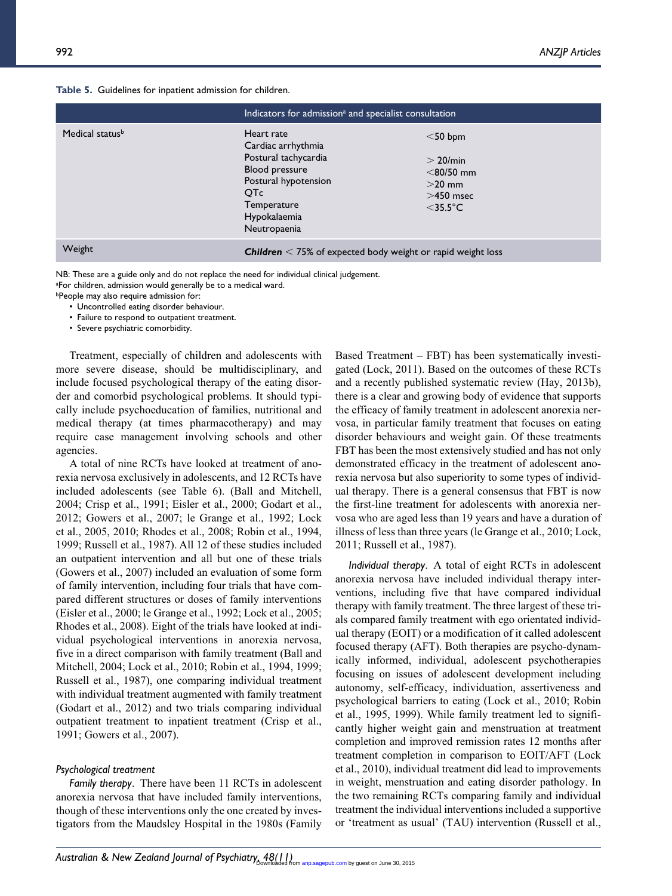**Table 5.** Guidelines for inpatient admission for children.

| | Indicators for admission[a] and specialist consultation | |
|---|---|---|
| Medical status[b] | Heart rate | <50 bpm |
| | Cardiac arrhythmia | |
| | Postural tachycardia | > 20/min |
| | Blood pressure | <80/50 mm |
| | Postural hypotension | >20 mm |
| | QTc | >450 msec |
| | Temperature | <35.5°C |
| | Hypokalaemia | |
| | Neutropaenia | |
| Weight | ***Children*** < 75% of expected body weight or rapid weight loss | |

NB: These are a guide only and do not replace the need for individual clinical judgement.
[a]For children, admission would generally be to a medical ward.
[b]People may also require admission for:

- Uncontrolled eating disorder behaviour.
- Failure to respond to outpatient treatment.
- Severe psychiatric comorbidity.

Treatment, especially of children and adolescents with more severe disease, should be multidisciplinary, and include focused psychological therapy of the eating disorder and comorbid psychological problems. It should typically include psychoeducation of families, nutritional and medical therapy (at times pharmacotherapy) and may require case management involving schools and other agencies.

A total of nine RCTs have looked at treatment of anorexia nervosa exclusively in adolescents, and 12 RCTs have included adolescents (see Table 6). (Ball and Mitchell, 2004; Crisp et al., 1991; Eisler et al., 2000; Godart et al., 2012; Gowers et al., 2007; le Grange et al., 1992; Lock et al., 2005, 2010; Rhodes et al., 2008; Robin et al., 1994, 1999; Russell et al., 1987). All 12 of these studies included an outpatient intervention and all but one of these trials (Gowers et al., 2007) included an evaluation of some form of family intervention, including four trials that have compared different structures or doses of family interventions (Eisler et al., 2000; le Grange et al., 1992; Lock et al., 2005; Rhodes et al., 2008). Eight of the trials have looked at individual psychological interventions in anorexia nervosa, five in a direct comparison with family treatment (Ball and Mitchell, 2004; Lock et al., 2010; Robin et al., 1994, 1999; Russell et al., 1987), one comparing individual treatment with individual treatment augmented with family treatment (Godart et al., 2012) and two trials comparing individual outpatient treatment to inpatient treatment (Crisp et al., 1991; Gowers et al., 2007).

### *Psychological treatment*

*Family therapy*. There have been 11 RCTs in adolescent anorexia nervosa that have included family interventions, though of these interventions only the one created by investigators from the Maudsley Hospital in the 1980s (Family Based Treatment – FBT) has been systematically investigated (Lock, 2011). Based on the outcomes of these RCTs and a recently published systematic review (Hay, 2013b), there is a clear and growing body of evidence that supports the efficacy of family treatment in adolescent anorexia nervosa, in particular family treatment that focuses on eating disorder behaviours and weight gain. Of these treatments FBT has been the most extensively studied and has not only demonstrated efficacy in the treatment of adolescent anorexia nervosa but also superiority to some types of individual therapy. There is a general consensus that FBT is now the first-line treatment for adolescents with anorexia nervosa who are aged less than 19 years and have a duration of illness of less than three years (le Grange et al., 2010; Lock, 2011; Russell et al., 1987).

*Individual therapy*. A total of eight RCTs in adolescent anorexia nervosa have included individual therapy interventions, including five that have compared individual therapy with family treatment. The three largest of these trials compared family treatment with ego orientated individual therapy (EOIT) or a modification of it called adolescent focused therapy (AFT). Both therapies are psycho-dynamically informed, individual, adolescent psychotherapies focusing on issues of adolescent development including autonomy, self-efficacy, individuation, assertiveness and psychological barriers to eating (Lock et al., 2010; Robin et al., 1995, 1999). While family treatment led to significantly higher weight gain and menstruation at treatment completion and improved remission rates 12 months after treatment completion in comparison to EOIT/AFT (Lock et al., 2010), individual treatment did lead to improvements in weight, menstruation and eating disorder pathology. In the two remaining RCTs comparing family and individual treatment the individual interventions included a supportive or 'treatment as usual' (TAU) intervention (Russell et al.,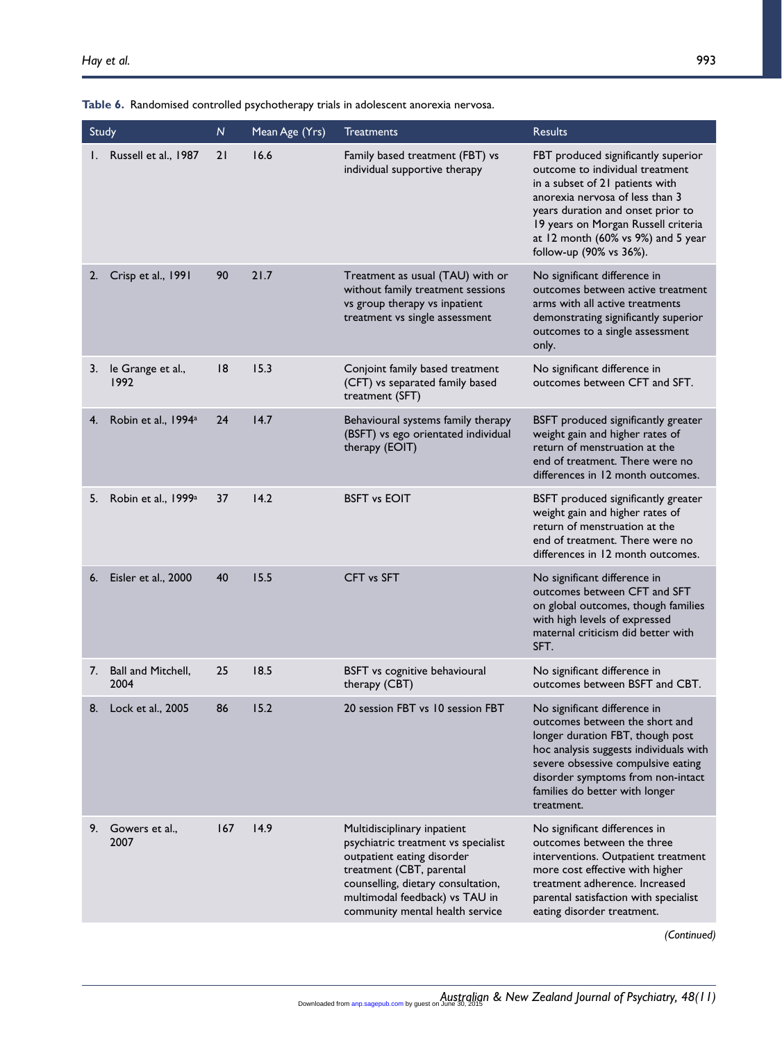**Table 6.** Randomised controlled psychotherapy trials in adolescent anorexia nervosa.

| Study | N | Mean Age (Yrs) | Treatments | Results |
|---|---|---|---|---|
| 1. Russell et al., 1987 | 21 | 16.6 | Family based treatment (FBT) vs individual supportive therapy | FBT produced significantly superior outcome to individual treatment in a subset of 21 patients with anorexia nervosa of less than 3 years duration and onset prior to 19 years on Morgan Russell criteria at 12 month (60% vs 9%) and 5 year follow-up (90% vs 36%). |
| 2. Crisp et al., 1991 | 90 | 21.7 | Treatment as usual (TAU) with or without family treatment sessions vs group therapy vs inpatient treatment vs single assessment | No significant difference in outcomes between active treatment arms with all active treatments demonstrating significantly superior outcomes to a single assessment only. |
| 3. le Grange et al., 1992 | 18 | 15.3 | Conjoint family based treatment (CFT) vs separated family based treatment (SFT) | No significant difference in outcomes between CFT and SFT. |
| 4. Robin et al., 1994[a] | 24 | 14.7 | Behavioural systems family therapy (BSFT) vs ego orientated individual therapy (EOIT) | BSFT produced significantly greater weight gain and higher rates of return of menstruation at the end of treatment. There were no differences in 12 month outcomes. |
| 5. Robin et al., 1999[a] | 37 | 14.2 | BSFT vs EOIT | BSFT produced significantly greater weight gain and higher rates of return of menstruation at the end of treatment. There were no differences in 12 month outcomes. |
| 6. Eisler et al., 2000 | 40 | 15.5 | CFT vs SFT | No significant difference in outcomes between CFT and SFT on global outcomes, though families with high levels of expressed maternal criticism did better with SFT. |
| 7. Ball and Mitchell, 2004 | 25 | 18.5 | BSFT vs cognitive behavioural therapy (CBT) | No significant difference in outcomes between BSFT and CBT. |
| 8. Lock et al., 2005 | 86 | 15.2 | 20 session FBT vs 10 session FBT | No significant difference in outcomes between the short and longer duration FBT, though post hoc analysis suggests individuals with severe obsessive compulsive eating disorder symptoms from non-intact families do better with longer treatment. |
| 9. Gowers et al., 2007 | 167 | 14.9 | Multidisciplinary inpatient psychiatric treatment vs specialist outpatient eating disorder treatment (CBT, parental counselling, dietary consultation, multimodal feedback) vs TAU in community mental health service | No significant differences in outcomes between the three interventions. Outpatient treatment more cost effective with higher treatment adherence. Increased parental satisfaction with specialist eating disorder treatment. |

*(Continued)*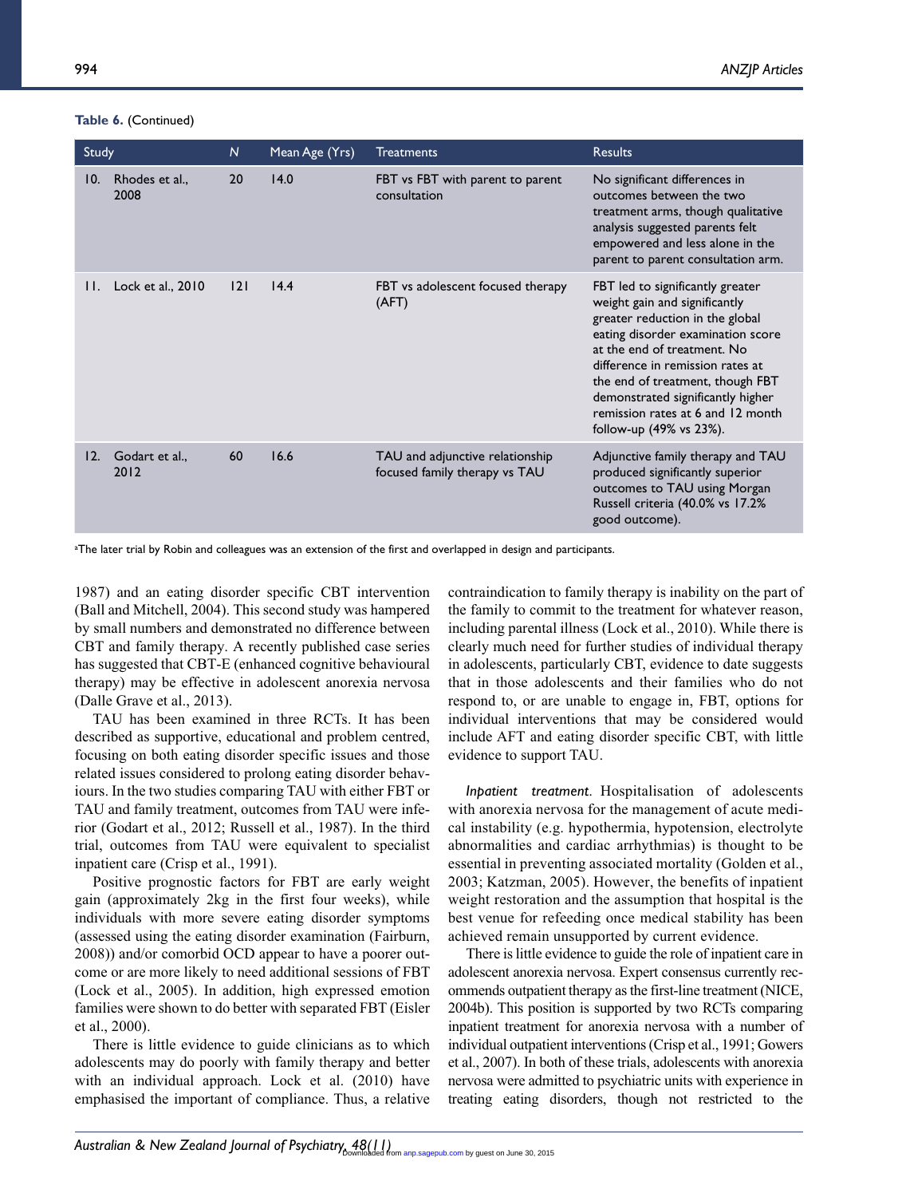**Table 6.** (Continued)

| Study | | N | Mean Age (Yrs) | Treatments | Results |
|---|---|---|---|---|---|
| 10. | Rhodes et al., 2008 | 20 | 14.0 | FBT vs FBT with parent to parent consultation | No significant differences in outcomes between the two treatment arms, though qualitative analysis suggested parents felt empowered and less alone in the parent to parent consultation arm. |
| 11. | Lock et al., 2010 | 121 | 14.4 | FBT vs adolescent focused therapy (AFT) | FBT led to significantly greater weight gain and significantly greater reduction in the global eating disorder examination score at the end of treatment. No difference in remission rates at the end of treatment, though FBT demonstrated significantly higher remission rates at 6 and 12 month follow-up (49% vs 23%). |
| 12. | Godart et al., 2012 | 60 | 16.6 | TAU and adjunctive relationship focused family therapy vs TAU | Adjunctive family therapy and TAU produced significantly superior outcomes to TAU using Morgan Russell criteria (40.0% vs 17.2% good outcome). |

[a]The later trial by Robin and colleagues was an extension of the first and overlapped in design and participants.

1987) and an eating disorder specific CBT intervention (Ball and Mitchell, 2004). This second study was hampered by small numbers and demonstrated no difference between CBT and family therapy. A recently published case series has suggested that CBT-E (enhanced cognitive behavioural therapy) may be effective in adolescent anorexia nervosa (Dalle Grave et al., 2013).

TAU has been examined in three RCTs. It has been described as supportive, educational and problem centred, focusing on both eating disorder specific issues and those related issues considered to prolong eating disorder behaviours. In the two studies comparing TAU with either FBT or TAU and family treatment, outcomes from TAU were inferior (Godart et al., 2012; Russell et al., 1987). In the third trial, outcomes from TAU were equivalent to specialist inpatient care (Crisp et al., 1991).

Positive prognostic factors for FBT are early weight gain (approximately 2kg in the first four weeks), while individuals with more severe eating disorder symptoms (assessed using the eating disorder examination (Fairburn, 2008)) and/or comorbid OCD appear to have a poorer outcome or are more likely to need additional sessions of FBT (Lock et al., 2005). In addition, high expressed emotion families were shown to do better with separated FBT (Eisler et al., 2000).

There is little evidence to guide clinicians as to which adolescents may do poorly with family therapy and better with an individual approach. Lock et al. (2010) have emphasised the important of compliance. Thus, a relative contraindication to family therapy is inability on the part of the family to commit to the treatment for whatever reason, including parental illness (Lock et al., 2010). While there is clearly much need for further studies of individual therapy in adolescents, particularly CBT, evidence to date suggests that in those adolescents and their families who do not respond to, or are unable to engage in, FBT, options for individual interventions that may be considered would include AFT and eating disorder specific CBT, with little evidence to support TAU.

*Inpatient treatment*. Hospitalisation of adolescents with anorexia nervosa for the management of acute medical instability (e.g. hypothermia, hypotension, electrolyte abnormalities and cardiac arrhythmias) is thought to be essential in preventing associated mortality (Golden et al., 2003; Katzman, 2005). However, the benefits of inpatient weight restoration and the assumption that hospital is the best venue for refeeding once medical stability has been achieved remain unsupported by current evidence.

There is little evidence to guide the role of inpatient care in adolescent anorexia nervosa. Expert consensus currently recommends outpatient therapy as the first-line treatment (NICE, 2004b). This position is supported by two RCTs comparing inpatient treatment for anorexia nervosa with a number of individual outpatient interventions (Crisp et al., 1991; Gowers et al., 2007). In both of these trials, adolescents with anorexia nervosa were admitted to psychiatric units with experience in treating eating disorders, though not restricted to the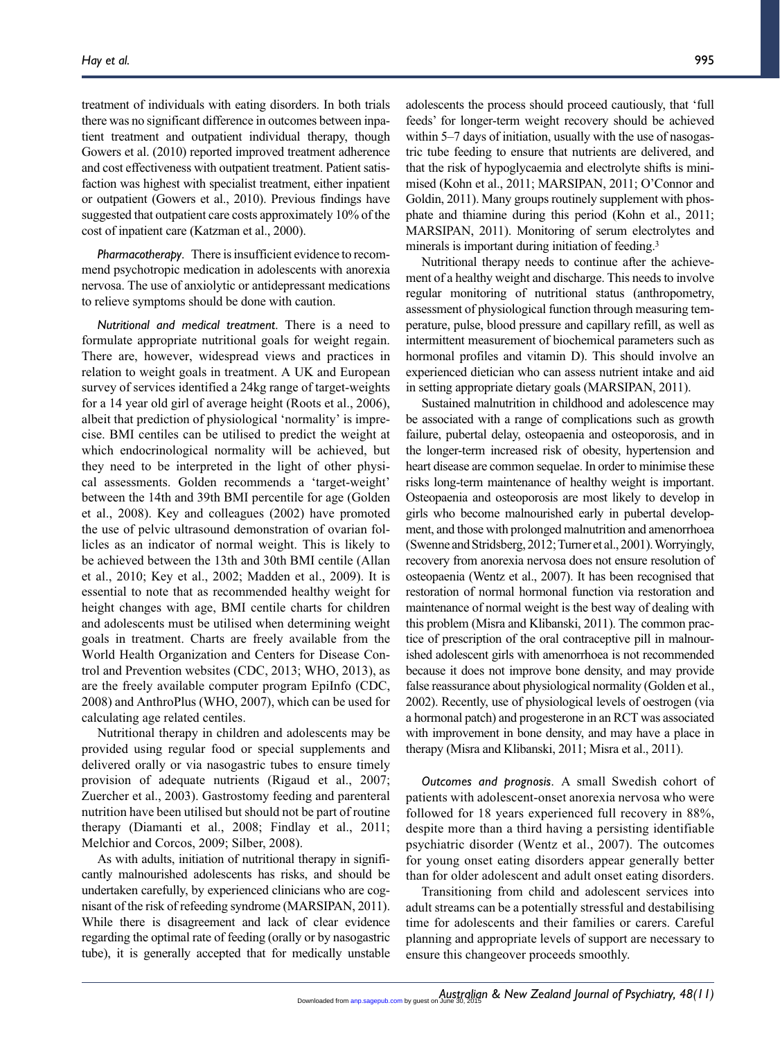treatment of individuals with eating disorders. In both trials there was no significant difference in outcomes between inpatient treatment and outpatient individual therapy, though Gowers et al. (2010) reported improved treatment adherence and cost effectiveness with outpatient treatment. Patient satisfaction was highest with specialist treatment, either inpatient or outpatient (Gowers et al., 2010). Previous findings have suggested that outpatient care costs approximately 10% of the cost of inpatient care (Katzman et al., 2000).

*Pharmacotherapy*. There is insufficient evidence to recommend psychotropic medication in adolescents with anorexia nervosa. The use of anxiolytic or antidepressant medications to relieve symptoms should be done with caution.

*Nutritional and medical treatment*. There is a need to formulate appropriate nutritional goals for weight regain. There are, however, widespread views and practices in relation to weight goals in treatment. A UK and European survey of services identified a 24kg range of target-weights for a 14 year old girl of average height (Roots et al., 2006), albeit that prediction of physiological 'normality' is imprecise. BMI centiles can be utilised to predict the weight at which endocrinological normality will be achieved, but they need to be interpreted in the light of other physical assessments. Golden recommends a 'target-weight' between the 14th and 39th BMI percentile for age (Golden et al., 2008). Key and colleagues (2002) have promoted the use of pelvic ultrasound demonstration of ovarian follicles as an indicator of normal weight. This is likely to be achieved between the 13th and 30th BMI centile (Allan et al., 2010; Key et al., 2002; Madden et al., 2009). It is essential to note that as recommended healthy weight for height changes with age, BMI centile charts for children and adolescents must be utilised when determining weight goals in treatment. Charts are freely available from the World Health Organization and Centers for Disease Control and Prevention websites (CDC, 2013; WHO, 2013), as are the freely available computer program EpiInfo (CDC, 2008) and AnthroPlus (WHO, 2007), which can be used for calculating age related centiles.

Nutritional therapy in children and adolescents may be provided using regular food or special supplements and delivered orally or via nasogastric tubes to ensure timely provision of adequate nutrients (Rigaud et al., 2007; Zuercher et al., 2003). Gastrostomy feeding and parenteral nutrition have been utilised but should not be part of routine therapy (Diamanti et al., 2008; Findlay et al., 2011; Melchior and Corcos, 2009; Silber, 2008).

As with adults, initiation of nutritional therapy in significantly malnourished adolescents has risks, and should be undertaken carefully, by experienced clinicians who are cognisant of the risk of refeeding syndrome (MARSIPAN, 2011). While there is disagreement and lack of clear evidence regarding the optimal rate of feeding (orally or by nasogastric tube), it is generally accepted that for medically unstable adolescents the process should proceed cautiously, that 'full feeds' for longer-term weight recovery should be achieved within 5–7 days of initiation, usually with the use of nasogastric tube feeding to ensure that nutrients are delivered, and that the risk of hypoglycaemia and electrolyte shifts is minimised (Kohn et al., 2011; MARSIPAN, 2011; O'Connor and Goldin, 2011). Many groups routinely supplement with phosphate and thiamine during this period (Kohn et al., 2011; MARSIPAN, 2011). Monitoring of serum electrolytes and minerals is important during initiation of feeding.[3]

Nutritional therapy needs to continue after the achievement of a healthy weight and discharge. This needs to involve regular monitoring of nutritional status (anthropometry, assessment of physiological function through measuring temperature, pulse, blood pressure and capillary refill, as well as intermittent measurement of biochemical parameters such as hormonal profiles and vitamin D). This should involve an experienced dietician who can assess nutrient intake and aid in setting appropriate dietary goals (MARSIPAN, 2011).

Sustained malnutrition in childhood and adolescence may be associated with a range of complications such as growth failure, pubertal delay, osteopaenia and osteoporosis, and in the longer-term increased risk of obesity, hypertension and heart disease are common sequelae. In order to minimise these risks long-term maintenance of healthy weight is important. Osteopaenia and osteoporosis are most likely to develop in girls who become malnourished early in pubertal development, and those with prolonged malnutrition and amenorrhoea (Swenne and Stridsberg, 2012; Turner et al., 2001). Worryingly, recovery from anorexia nervosa does not ensure resolution of osteopaenia (Wentz et al., 2007). It has been recognised that restoration of normal hormonal function via restoration and maintenance of normal weight is the best way of dealing with this problem (Misra and Klibanski, 2011). The common practice of prescription of the oral contraceptive pill in malnourished adolescent girls with amenorrhoea is not recommended because it does not improve bone density, and may provide false reassurance about physiological normality (Golden et al., 2002). Recently, use of physiological levels of oestrogen (via a hormonal patch) and progesterone in an RCT was associated with improvement in bone density, and may have a place in therapy (Misra and Klibanski, 2011; Misra et al., 2011).

*Outcomes and prognosis*. A small Swedish cohort of patients with adolescent-onset anorexia nervosa who were followed for 18 years experienced full recovery in 88%, despite more than a third having a persisting identifiable psychiatric disorder (Wentz et al., 2007). The outcomes for young onset eating disorders appear generally better than for older adolescent and adult onset eating disorders.

Transitioning from child and adolescent services into adult streams can be a potentially stressful and destabilising time for adolescents and their families or carers. Careful planning and appropriate levels of support are necessary to ensure this changeover proceeds smoothly.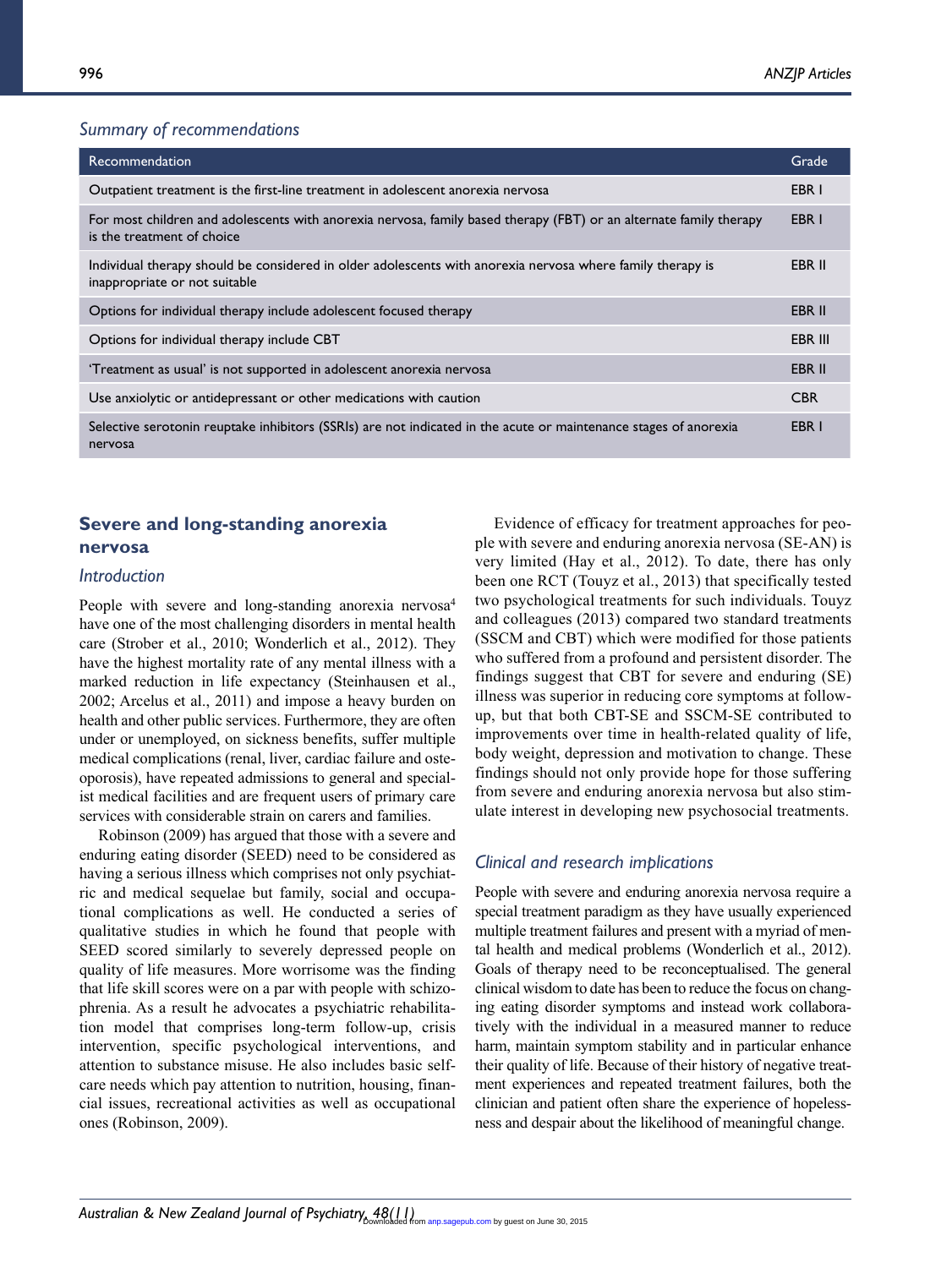### *Summary of recommendations*

| Recommendation | Grade |
|---|---|
| Outpatient treatment is the first-line treatment in adolescent anorexia nervosa | EBR I |
| For most children and adolescents with anorexia nervosa, family based therapy (FBT) or an alternate family therapy is the treatment of choice | EBR I |
| Individual therapy should be considered in older adolescents with anorexia nervosa where family therapy is inappropriate or not suitable | EBR II |
| Options for individual therapy include adolescent focused therapy | EBR II |
| Options for individual therapy include CBT | EBR III |
| 'Treatment as usual' is not supported in adolescent anorexia nervosa | EBR II |
| Use anxiolytic or antidepressant or other medications with caution | CBR |
| Selective serotonin reuptake inhibitors (SSRIs) are not indicated in the acute or maintenance stages of anorexia nervosa | EBR I |

## Severe and long-standing anorexia nervosa

### *Introduction*

People with severe and long-standing anorexia nervosa[4] have one of the most challenging disorders in mental health care (Strober et al., 2010; Wonderlich et al., 2012). They have the highest mortality rate of any mental illness with a marked reduction in life expectancy (Steinhausen et al., 2002; Arcelus et al., 2011) and impose a heavy burden on health and other public services. Furthermore, they are often under or unemployed, on sickness benefits, suffer multiple medical complications (renal, liver, cardiac failure and osteoporosis), have repeated admissions to general and specialist medical facilities and are frequent users of primary care services with considerable strain on carers and families.

Robinson (2009) has argued that those with a severe and enduring eating disorder (SEED) need to be considered as having a serious illness which comprises not only psychiatric and medical sequelae but family, social and occupational complications as well. He conducted a series of qualitative studies in which he found that people with SEED scored similarly to severely depressed people on quality of life measures. More worrisome was the finding that life skill scores were on a par with people with schizophrenia. As a result he advocates a psychiatric rehabilitation model that comprises long-term follow-up, crisis intervention, specific psychological interventions, and attention to substance misuse. He also includes basic self-care needs which pay attention to nutrition, housing, financial issues, recreational activities as well as occupational ones (Robinson, 2009).

Evidence of efficacy for treatment approaches for people with severe and enduring anorexia nervosa (SE-AN) is very limited (Hay et al., 2012). To date, there has only been one RCT (Touyz et al., 2013) that specifically tested two psychological treatments for such individuals. Touyz and colleagues (2013) compared two standard treatments (SSCM and CBT) which were modified for those patients who suffered from a profound and persistent disorder. The findings suggest that CBT for severe and enduring (SE) illness was superior in reducing core symptoms at follow-up, but that both CBT-SE and SSCM-SE contributed to improvements over time in health-related quality of life, body weight, depression and motivation to change. These findings should not only provide hope for those suffering from severe and enduring anorexia nervosa but also stimulate interest in developing new psychosocial treatments.

### *Clinical and research implications*

People with severe and enduring anorexia nervosa require a special treatment paradigm as they have usually experienced multiple treatment failures and present with a myriad of mental health and medical problems (Wonderlich et al., 2012). Goals of therapy need to be reconceptualised. The general clinical wisdom to date has been to reduce the focus on changing eating disorder symptoms and instead work collaboratively with the individual in a measured manner to reduce harm, maintain symptom stability and in particular enhance their quality of life. Because of their history of negative treatment experiences and repeated treatment failures, both the clinician and patient often share the experience of hopelessness and despair about the likelihood of meaningful change.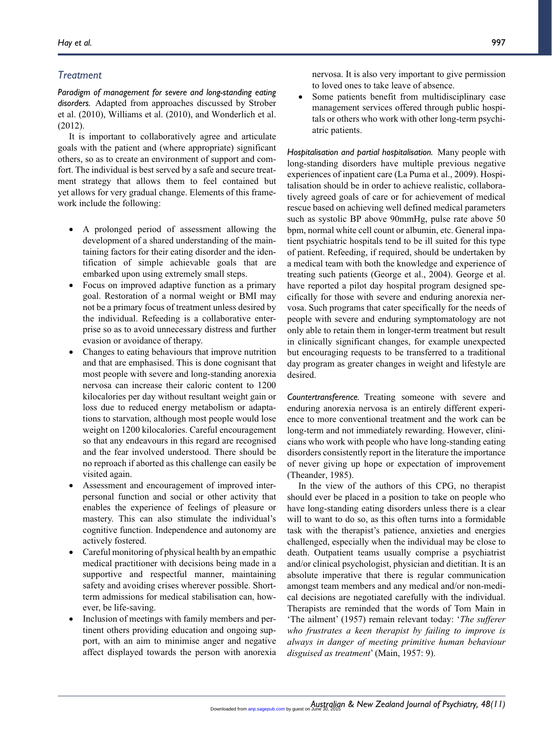## *Treatment*

***Paradigm of management for severe and long-standing eating disorders.*** Adapted from approaches discussed by Strober et al. (2010), Williams et al. (2010), and Wonderlich et al. (2012).

It is important to collaboratively agree and articulate goals with the patient and (where appropriate) significant others, so as to create an environment of support and comfort. The individual is best served by a safe and secure treatment strategy that allows them to feel contained but yet allows for very gradual change. Elements of this framework include the following:

- A prolonged period of assessment allowing the development of a shared understanding of the maintaining factors for their eating disorder and the identification of simple achievable goals that are embarked upon using extremely small steps.
- Focus on improved adaptive function as a primary goal. Restoration of a normal weight or BMI may not be a primary focus of treatment unless desired by the individual. Refeeding is a collaborative enterprise so as to avoid unnecessary distress and further evasion or avoidance of therapy.
- Changes to eating behaviours that improve nutrition and that are emphasised. This is done cognisant that most people with severe and long-standing anorexia nervosa can increase their caloric content to 1200 kilocalories per day without resultant weight gain or loss due to reduced energy metabolism or adaptations to starvation, although most people would lose weight on 1200 kilocalories. Careful encouragement so that any endeavours in this regard are recognised and the fear involved understood. There should be no reproach if aborted as this challenge can easily be visited again.
- Assessment and encouragement of improved interpersonal function and social or other activity that enables the experience of feelings of pleasure or mastery. This can also stimulate the individual's cognitive function. Independence and autonomy are actively fostered.
- Careful monitoring of physical health by an empathic medical practitioner with decisions being made in a supportive and respectful manner, maintaining safety and avoiding crises wherever possible. Short-term admissions for medical stabilisation can, however, be life-saving.
- Inclusion of meetings with family members and pertinent others providing education and ongoing support, with an aim to minimise anger and negative affect displayed towards the person with anorexia nervosa. It is also very important to give permission to loved ones to take leave of absence.
- Some patients benefit from multidisciplinary case management services offered through public hospitals or others who work with other long-term psychiatric patients.

***Hospitalisation and partial hospitalisation.*** Many people with long-standing disorders have multiple previous negative experiences of inpatient care (La Puma et al., 2009). Hospitalisation should be in order to achieve realistic, collaboratively agreed goals of care or for achievement of medical rescue based on achieving well defined medical parameters such as systolic BP above 90mmHg, pulse rate above 50 bpm, normal white cell count or albumin, etc. General inpatient psychiatric hospitals tend to be ill suited for this type of patient. Refeeding, if required, should be undertaken by a medical team with both the knowledge and experience of treating such patients (George et al., 2004). George et al. have reported a pilot day hospital program designed specifically for those with severe and enduring anorexia nervosa. Such programs that cater specifically for the needs of people with severe and enduring symptomatology are not only able to retain them in longer-term treatment but result in clinically significant changes, for example unexpected but encouraging requests to be transferred to a traditional day program as greater changes in weight and lifestyle are desired.

***Countertransference.*** Treating someone with severe and enduring anorexia nervosa is an entirely different experience to more conventional treatment and the work can be long-term and not immediately rewarding. However, clinicians who work with people who have long-standing eating disorders consistently report in the literature the importance of never giving up hope or expectation of improvement (Theander, 1985).

In the view of the authors of this CPG, no therapist should ever be placed in a position to take on people who have long-standing eating disorders unless there is a clear will to want to do so, as this often turns into a formidable task with the therapist's patience, anxieties and energies challenged, especially when the individual may be close to death. Outpatient teams usually comprise a psychiatrist and/or clinical psychologist, physician and dietitian. It is an absolute imperative that there is regular communication amongst team members and any medical and/or non-medical decisions are negotiated carefully with the individual. Therapists are reminded that the words of Tom Main in 'The ailment' (1957) remain relevant today: '*The sufferer who frustrates a keen therapist by failing to improve is always in danger of meeting primitive human behaviour disguised as treatment*' (Main, 1957: 9).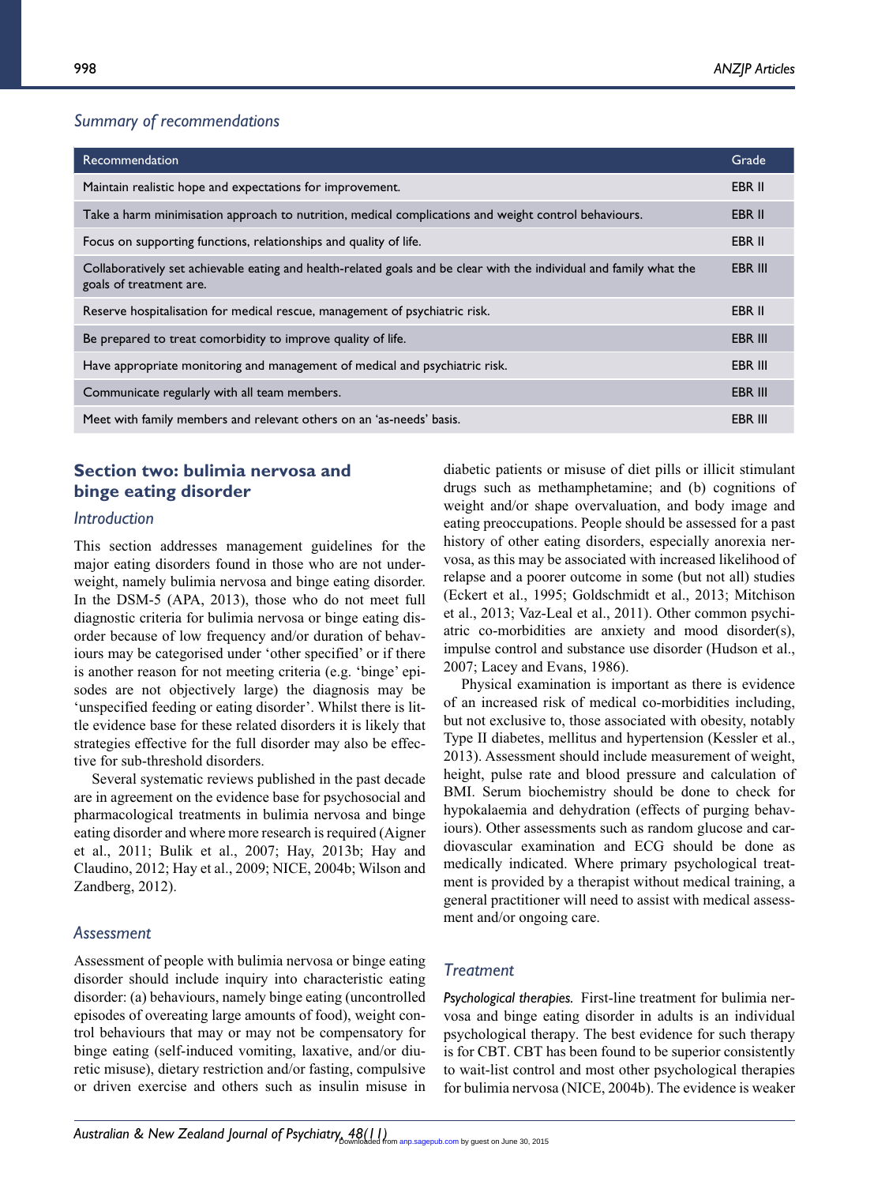### Summary of recommendations

| Recommendation | Grade |
|---|---|
| Maintain realistic hope and expectations for improvement. | EBR II |
| Take a harm minimisation approach to nutrition, medical complications and weight control behaviours. | EBR II |
| Focus on supporting functions, relationships and quality of life. | EBR II |
| Collaboratively set achievable eating and health-related goals and be clear with the individual and family what the goals of treatment are. | EBR III |
| Reserve hospitalisation for medical rescue, management of psychiatric risk. | EBR II |
| Be prepared to treat comorbidity to improve quality of life. | EBR III |
| Have appropriate monitoring and management of medical and psychiatric risk. | EBR III |
| Communicate regularly with all team members. | EBR III |
| Meet with family members and relevant others on an 'as-needs' basis. | EBR III |

## Section two: bulimia nervosa and binge eating disorder

### Introduction

This section addresses management guidelines for the major eating disorders found in those who are not underweight, namely bulimia nervosa and binge eating disorder. In the DSM-5 (APA, 2013), those who do not meet full diagnostic criteria for bulimia nervosa or binge eating disorder because of low frequency and/or duration of behaviours may be categorised under 'other specified' or if there is another reason for not meeting criteria (e.g. 'binge' episodes are not objectively large) the diagnosis may be 'unspecified feeding or eating disorder'. Whilst there is little evidence base for these related disorders it is likely that strategies effective for the full disorder may also be effective for sub-threshold disorders.

Several systematic reviews published in the past decade are in agreement on the evidence base for psychosocial and pharmacological treatments in bulimia nervosa and binge eating disorder and where more research is required (Aigner et al., 2011; Bulik et al., 2007; Hay, 2013b; Hay and Claudino, 2012; Hay et al., 2009; NICE, 2004b; Wilson and Zandberg, 2012).

### Assessment

Assessment of people with bulimia nervosa or binge eating disorder should include inquiry into characteristic eating disorder: (a) behaviours, namely binge eating (uncontrolled episodes of overeating large amounts of food), weight control behaviours that may or may not be compensatory for binge eating (self-induced vomiting, laxative, and/or diuretic misuse), dietary restriction and/or fasting, compulsive or driven exercise and others such as insulin misuse in diabetic patients or misuse of diet pills or illicit stimulant drugs such as methamphetamine; and (b) cognitions of weight and/or shape overvaluation, and body image and eating preoccupations. People should be assessed for a past history of other eating disorders, especially anorexia nervosa, as this may be associated with increased likelihood of relapse and a poorer outcome in some (but not all) studies (Eckert et al., 1995; Goldschmidt et al., 2013; Mitchison et al., 2013; Vaz-Leal et al., 2011). Other common psychiatric co-morbidities are anxiety and mood disorder(s), impulse control and substance use disorder (Hudson et al., 2007; Lacey and Evans, 1986).

Physical examination is important as there is evidence of an increased risk of medical co-morbidities including, but not exclusive to, those associated with obesity, notably Type II diabetes, mellitus and hypertension (Kessler et al., 2013). Assessment should include measurement of weight, height, pulse rate and blood pressure and calculation of BMI. Serum biochemistry should be done to check for hypokalaemia and dehydration (effects of purging behaviours). Other assessments such as random glucose and cardiovascular examination and ECG should be done as medically indicated. Where primary psychological treatment is provided by a therapist without medical training, a general practitioner will need to assist with medical assessment and/or ongoing care.

### Treatment

*Psychological therapies.* First-line treatment for bulimia nervosa and binge eating disorder in adults is an individual psychological therapy. The best evidence for such therapy is for CBT. CBT has been found to be superior consistently to wait-list control and most other psychological therapies for bulimia nervosa (NICE, 2004b). The evidence is weaker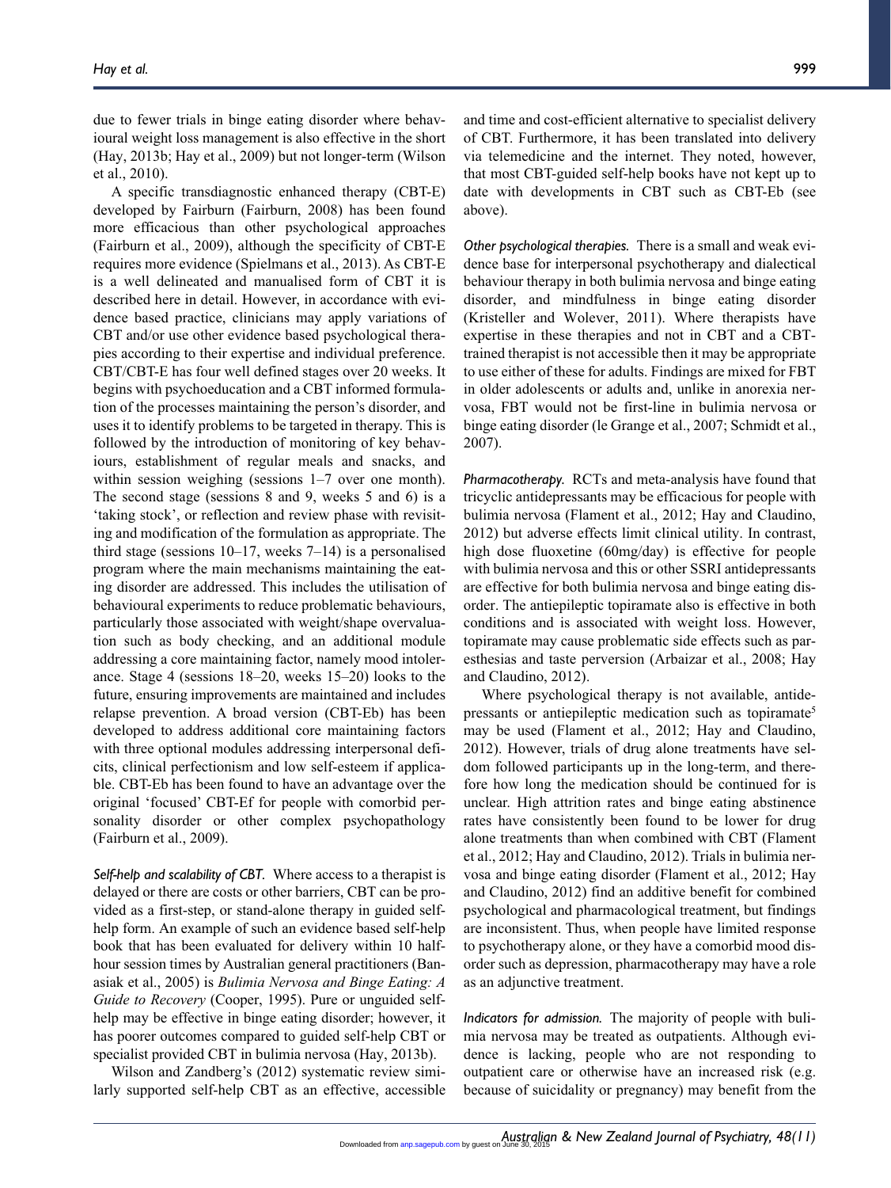due to fewer trials in binge eating disorder where behavioural weight loss management is also effective in the short (Hay, 2013b; Hay et al., 2009) but not longer-term (Wilson et al., 2010).

A specific transdiagnostic enhanced therapy (CBT-E) developed by Fairburn (Fairburn, 2008) has been found more efficacious than other psychological approaches (Fairburn et al., 2009), although the specificity of CBT-E requires more evidence (Spielmans et al., 2013). As CBT-E is a well delineated and manualised form of CBT it is described here in detail. However, in accordance with evidence based practice, clinicians may apply variations of CBT and/or use other evidence based psychological therapies according to their expertise and individual preference. CBT/CBT-E has four well defined stages over 20 weeks. It begins with psychoeducation and a CBT informed formulation of the processes maintaining the person's disorder, and uses it to identify problems to be targeted in therapy. This is followed by the introduction of monitoring of key behaviours, establishment of regular meals and snacks, and within session weighing (sessions 1–7 over one month). The second stage (sessions 8 and 9, weeks 5 and 6) is a 'taking stock', or reflection and review phase with revisiting and modification of the formulation as appropriate. The third stage (sessions 10–17, weeks 7–14) is a personalised program where the main mechanisms maintaining the eating disorder are addressed. This includes the utilisation of behavioural experiments to reduce problematic behaviours, particularly those associated with weight/shape overvaluation such as body checking, and an additional module addressing a core maintaining factor, namely mood intolerance. Stage 4 (sessions 18–20, weeks 15–20) looks to the future, ensuring improvements are maintained and includes relapse prevention. A broad version (CBT-Eb) has been developed to address additional core maintaining factors with three optional modules addressing interpersonal deficits, clinical perfectionism and low self-esteem if applicable. CBT-Eb has been found to have an advantage over the original 'focused' CBT-Ef for people with comorbid personality disorder or other complex psychopathology (Fairburn et al., 2009).

*Self-help and scalability of CBT.* Where access to a therapist is delayed or there are costs or other barriers, CBT can be provided as a first-step, or stand-alone therapy in guided self-help form. An example of such an evidence based self-help book that has been evaluated for delivery within 10 half-hour session times by Australian general practitioners (Banasiak et al., 2005) is *Bulimia Nervosa and Binge Eating: A Guide to Recovery* (Cooper, 1995). Pure or unguided self-help may be effective in binge eating disorder; however, it has poorer outcomes compared to guided self-help CBT or specialist provided CBT in bulimia nervosa (Hay, 2013b).

Wilson and Zandberg's (2012) systematic review similarly supported self-help CBT as an effective, accessible and time and cost-efficient alternative to specialist delivery of CBT. Furthermore, it has been translated into delivery via telemedicine and the internet. They noted, however, that most CBT-guided self-help books have not kept up to date with developments in CBT such as CBT-Eb (see above).

*Other psychological therapies.* There is a small and weak evidence base for interpersonal psychotherapy and dialectical behaviour therapy in both bulimia nervosa and binge eating disorder, and mindfulness in binge eating disorder (Kristeller and Wolever, 2011). Where therapists have expertise in these therapies and not in CBT and a CBT-trained therapist is not accessible then it may be appropriate to use either of these for adults. Findings are mixed for FBT in older adolescents or adults and, unlike in anorexia nervosa, FBT would not be first-line in bulimia nervosa or binge eating disorder (le Grange et al., 2007; Schmidt et al., 2007).

*Pharmacotherapy.* RCTs and meta-analysis have found that tricyclic antidepressants may be efficacious for people with bulimia nervosa (Flament et al., 2012; Hay and Claudino, 2012) but adverse effects limit clinical utility. In contrast, high dose fluoxetine (60mg/day) is effective for people with bulimia nervosa and this or other SSRI antidepressants are effective for both bulimia nervosa and binge eating disorder. The antiepileptic topiramate also is effective in both conditions and is associated with weight loss. However, topiramate may cause problematic side effects such as paresthesias and taste perversion (Arbaizar et al., 2008; Hay and Claudino, 2012).

Where psychological therapy is not available, antidepressants or antiepileptic medication such as topiramate[5] may be used (Flament et al., 2012; Hay and Claudino, 2012). However, trials of drug alone treatments have seldom followed participants up in the long-term, and therefore how long the medication should be continued for is unclear. High attrition rates and binge eating abstinence rates have consistently been found to be lower for drug alone treatments than when combined with CBT (Flament et al., 2012; Hay and Claudino, 2012). Trials in bulimia nervosa and binge eating disorder (Flament et al., 2012; Hay and Claudino, 2012) find an additive benefit for combined psychological and pharmacological treatment, but findings are inconsistent. Thus, when people have limited response to psychotherapy alone, or they have a comorbid mood disorder such as depression, pharmacotherapy may have a role as an adjunctive treatment.

*Indicators for admission.* The majority of people with bulimia nervosa may be treated as outpatients. Although evidence is lacking, people who are not responding to outpatient care or otherwise have an increased risk (e.g. because of suicidality or pregnancy) may benefit from the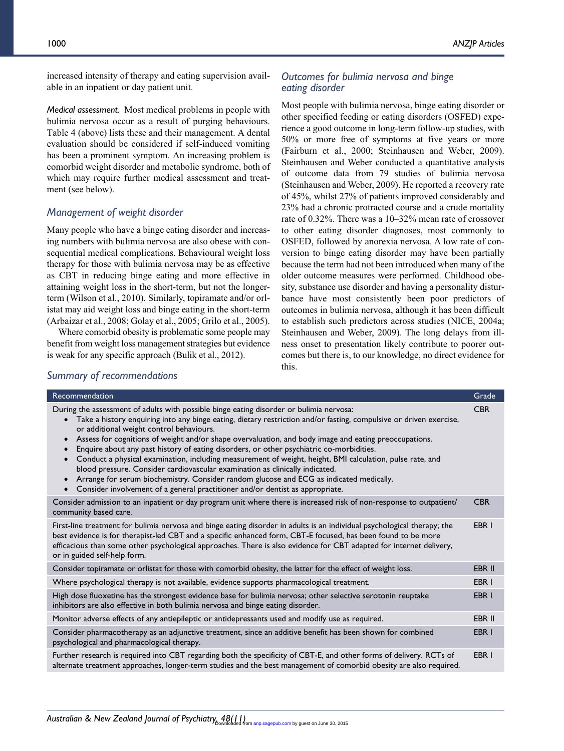increased intensity of therapy and eating supervision available in an inpatient or day patient unit.

*Medical assessment.* Most medical problems in people with bulimia nervosa occur as a result of purging behaviours. Table 4 (above) lists these and their management. A dental evaluation should be considered if self-induced vomiting has been a prominent symptom. An increasing problem is comorbid weight disorder and metabolic syndrome, both of which may require further medical assessment and treatment (see below).

### *Management of weight disorder*

Many people who have a binge eating disorder and increasing numbers with bulimia nervosa are also obese with consequential medical complications. Behavioural weight loss therapy for those with bulimia nervosa may be as effective as CBT in reducing binge eating and more effective in attaining weight loss in the short-term, but not the longer-term (Wilson et al., 2010). Similarly, topiramate and/or orlistat may aid weight loss and binge eating in the short-term (Arbaizar et al., 2008; Golay et al., 2005; Grilo et al., 2005).

Where comorbid obesity is problematic some people may benefit from weight loss management strategies but evidence is weak for any specific approach (Bulik et al., 2012).

### *Summary of recommendations*

| Recommendation | Grade |
|---|---|
| During the assessment of adults with possible binge eating disorder or bulimia nervosa:<br>• Take a history enquiring into any binge eating, dietary restriction and/or fasting, compulsive or driven exercise, or additional weight control behaviours.<br>• Assess for cognitions of weight and/or shape overvaluation, and body image and eating preoccupations.<br>• Enquire about any past history of eating disorders, or other psychiatric co-morbidities.<br>• Conduct a physical examination, including measurement of weight, height, BMI calculation, pulse rate, and blood pressure. Consider cardiovascular examination as clinically indicated.<br>• Arrange for serum biochemistry. Consider random glucose and ECG as indicated medically.<br>• Consider involvement of a general practitioner and/or dentist as appropriate. | CBR |
| Consider admission to an inpatient or day program unit where there is increased risk of non-response to outpatient/community based care. | CBR |
| First-line treatment for bulimia nervosa and binge eating disorder in adults is an individual psychological therapy; the best evidence is for therapist-led CBT and a specific enhanced form, CBT-E focused, has been found to be more efficacious than some other psychological approaches. There is also evidence for CBT adapted for internet delivery, or in guided self-help form. | EBR I |
| Consider topiramate or orlistat for those with comorbid obesity, the latter for the effect of weight loss. | EBR II |
| Where psychological therapy is not available, evidence supports pharmacological treatment. | EBR I |
| High dose fluoxetine has the strongest evidence base for bulimia nervosa; other selective serotonin reuptake inhibitors are also effective in both bulimia nervosa and binge eating disorder. | EBR I |
| Monitor adverse effects of any antiepileptic or antidepressants used and modify use as required. | EBR II |
| Consider pharmacotherapy as an adjunctive treatment, since an additive benefit has been shown for combined psychological and pharmacological therapy. | EBR I |
| Further research is required into CBT regarding both the specificity of CBT-E, and other forms of delivery. RCTs of alternate treatment approaches, longer-term studies and the best management of comorbid obesity are also required. | EBR I |

### *Outcomes for bulimia nervosa and binge eating disorder*

Most people with bulimia nervosa, binge eating disorder or other specified feeding or eating disorders (OSFED) experience a good outcome in long-term follow-up studies, with 50% or more free of symptoms at five years or more (Fairburn et al., 2000; Steinhausen and Weber, 2009). Steinhausen and Weber conducted a quantitative analysis of outcome data from 79 studies of bulimia nervosa (Steinhausen and Weber, 2009). He reported a recovery rate of 45%, whilst 27% of patients improved considerably and 23% had a chronic protracted course and a crude mortality rate of 0.32%. There was a 10–32% mean rate of crossover to other eating disorder diagnoses, most commonly to OSFED, followed by anorexia nervosa. A low rate of conversion to binge eating disorder may have been partially because the term had not been introduced when many of the older outcome measures were performed. Childhood obesity, substance use disorder and having a personality disturbance have most consistently been poor predictors of outcomes in bulimia nervosa, although it has been difficult to establish such predictors across studies (NICE, 2004a; Steinhausen and Weber, 2009). The long delays from illness onset to presentation likely contribute to poorer outcomes but there is, to our knowledge, no direct evidence for this.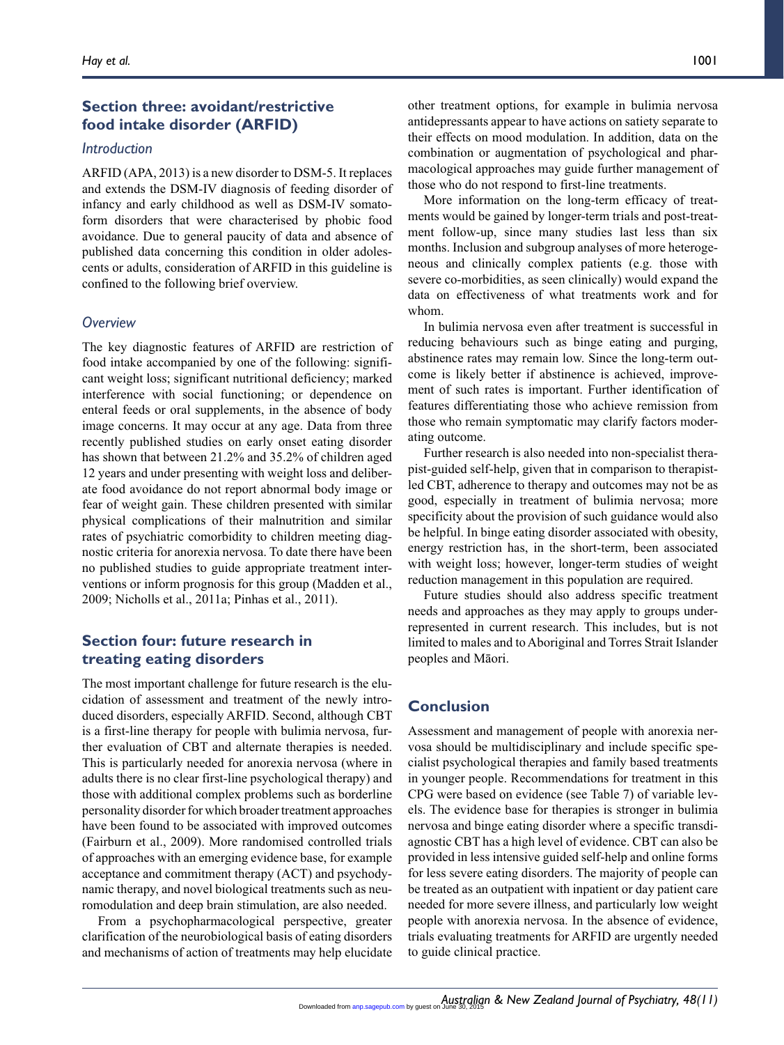## Section three: avoidant/restrictive food intake disorder (ARFID)

### *Introduction*

ARFID (APA, 2013) is a new disorder to DSM-5. It replaces and extends the DSM-IV diagnosis of feeding disorder of infancy and early childhood as well as DSM-IV somatoform disorders that were characterised by phobic food avoidance. Due to general paucity of data and absence of published data concerning this condition in older adolescents or adults, consideration of ARFID in this guideline is confined to the following brief overview.

### *Overview*

The key diagnostic features of ARFID are restriction of food intake accompanied by one of the following: significant weight loss; significant nutritional deficiency; marked interference with social functioning; or dependence on enteral feeds or oral supplements, in the absence of body image concerns. It may occur at any age. Data from three recently published studies on early onset eating disorder has shown that between 21.2% and 35.2% of children aged 12 years and under presenting with weight loss and deliberate food avoidance do not report abnormal body image or fear of weight gain. These children presented with similar physical complications of their malnutrition and similar rates of psychiatric comorbidity to children meeting diagnostic criteria for anorexia nervosa. To date there have been no published studies to guide appropriate treatment interventions or inform prognosis for this group (Madden et al., 2009; Nicholls et al., 2011a; Pinhas et al., 2011).

## Section four: future research in treating eating disorders

The most important challenge for future research is the elucidation of assessment and treatment of the newly introduced disorders, especially ARFID. Second, although CBT is a first-line therapy for people with bulimia nervosa, further evaluation of CBT and alternate therapies is needed. This is particularly needed for anorexia nervosa (where in adults there is no clear first-line psychological therapy) and those with additional complex problems such as borderline personality disorder for which broader treatment approaches have been found to be associated with improved outcomes (Fairburn et al., 2009). More randomised controlled trials of approaches with an emerging evidence base, for example acceptance and commitment therapy (ACT) and psychodynamic therapy, and novel biological treatments such as neuromodulation and deep brain stimulation, are also needed.

From a psychopharmacological perspective, greater clarification of the neurobiological basis of eating disorders and mechanisms of action of treatments may help elucidate other treatment options, for example in bulimia nervosa antidepressants appear to have actions on satiety separate to their effects on mood modulation. In addition, data on the combination or augmentation of psychological and pharmacological approaches may guide further management of those who do not respond to first-line treatments.

More information on the long-term efficacy of treatments would be gained by longer-term trials and post-treatment follow-up, since many studies last less than six months. Inclusion and subgroup analyses of more heterogeneous and clinically complex patients (e.g. those with severe co-morbidities, as seen clinically) would expand the data on effectiveness of what treatments work and for whom.

In bulimia nervosa even after treatment is successful in reducing behaviours such as binge eating and purging, abstinence rates may remain low. Since the long-term outcome is likely better if abstinence is achieved, improvement of such rates is important. Further identification of features differentiating those who achieve remission from those who remain symptomatic may clarify factors moderating outcome.

Further research is also needed into non-specialist therapist-guided self-help, given that in comparison to therapist-led CBT, adherence to therapy and outcomes may not be as good, especially in treatment of bulimia nervosa; more specificity about the provision of such guidance would also be helpful. In binge eating disorder associated with obesity, energy restriction has, in the short-term, been associated with weight loss; however, longer-term studies of weight reduction management in this population are required.

Future studies should also address specific treatment needs and approaches as they may apply to groups under-represented in current research. This includes, but is not limited to males and to Aboriginal and Torres Strait Islander peoples and Māori.

## Conclusion

Assessment and management of people with anorexia nervosa should be multidisciplinary and include specific specialist psychological therapies and family based treatments in younger people. Recommendations for treatment in this CPG were based on evidence (see Table 7) of variable levels. The evidence base for therapies is stronger in bulimia nervosa and binge eating disorder where a specific transdiagnostic CBT has a high level of evidence. CBT can also be provided in less intensive guided self-help and online forms for less severe eating disorders. The majority of people can be treated as an outpatient with inpatient or day patient care needed for more severe illness, and particularly low weight people with anorexia nervosa. In the absence of evidence, trials evaluating treatments for ARFID are urgently needed to guide clinical practice.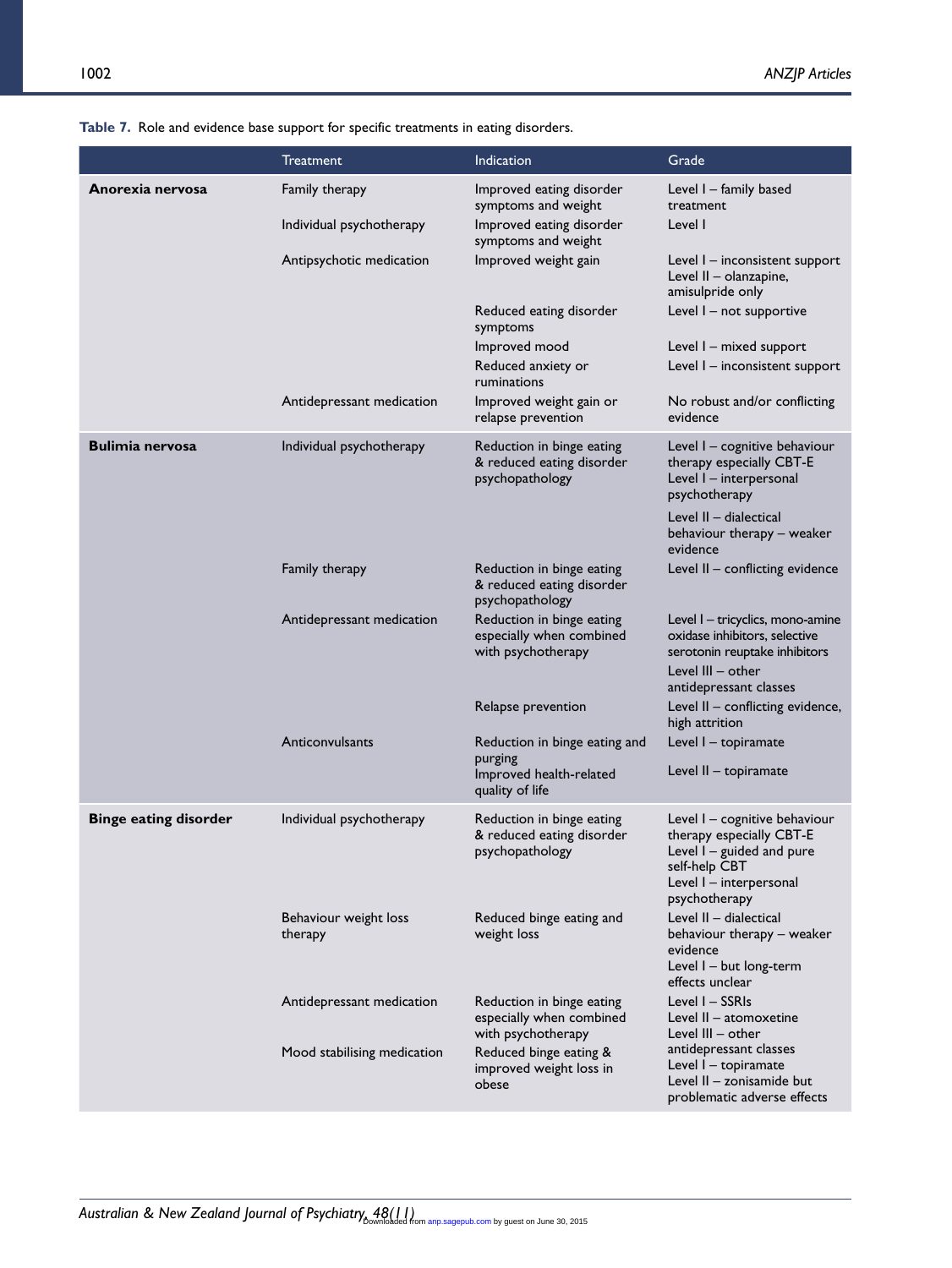**Table 7.** Role and evidence base support for specific treatments in eating disorders.

| | Treatment | Indication | Grade |
|---|---|---|---|
| **Anorexia nervosa** | Family therapy | Improved eating disorder symptoms and weight | Level I – family based treatment |
| | Individual psychotherapy | Improved eating disorder symptoms and weight | Level I |
| | Antipsychotic medication | Improved weight gain | Level I – inconsistent support<br>Level II – olanzapine, amisulpride only |
| | | Reduced eating disorder symptoms | Level I – not supportive |
| | | Improved mood | Level I – mixed support |
| | | Reduced anxiety or ruminations | Level I – inconsistent support |
| | Antidepressant medication | Improved weight gain or relapse prevention | No robust and/or conflicting evidence |
| **Bulimia nervosa** | Individual psychotherapy | Reduction in binge eating & reduced eating disorder psychopathology | Level I – cognitive behaviour therapy especially CBT-E<br>Level I – interpersonal psychotherapy<br>Level II – dialectical behaviour therapy – weaker evidence |
| | Family therapy | Reduction in binge eating & reduced eating disorder psychopathology | Level II – conflicting evidence |
| | Antidepressant medication | Reduction in binge eating especially when combined with psychotherapy | Level I – tricyclics, mono-amine oxidase inhibitors, selective serotonin reuptake inhibitors<br>Level III – other antidepressant classes |
| | | Relapse prevention | Level II – conflicting evidence, high attrition |
| | Anticonvulsants | Reduction in binge eating and purging | Level I – topiramate |
| | | Improved health-related quality of life | Level II – topiramate |
| **Binge eating disorder** | Individual psychotherapy | Reduction in binge eating & reduced eating disorder psychopathology | Level I – cognitive behaviour therapy especially CBT-E<br>Level I – guided and pure self-help CBT<br>Level I – interpersonal psychotherapy<br>Level II – dialectical behaviour therapy – weaker evidence |
| | Behaviour weight loss therapy | Reduced binge eating and weight loss | Level I – but long-term effects unclear |
| | Antidepressant medication | Reduction in binge eating especially when combined with psychotherapy | Level I – SSRIs<br>Level II – atomoxetine<br>Level III – other antidepressant classes |
| | Mood stabilising medication | Reduced binge eating & improved weight loss in obese | Level I – topiramate<br>Level II – zonisamide but problematic adverse effects |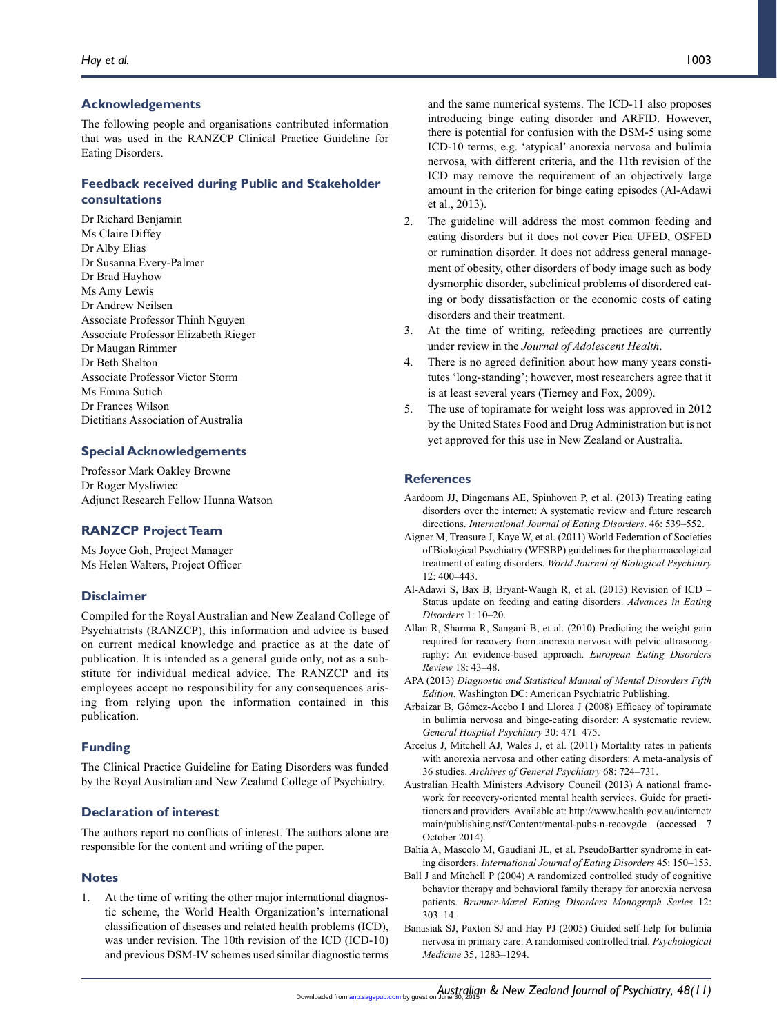## Acknowledgements

The following people and organisations contributed information that was used in the RANZCP Clinical Practice Guideline for Eating Disorders.

## Feedback received during Public and Stakeholder consultations

Dr Richard Benjamin
Ms Claire Diffey
Dr Alby Elias
Dr Susanna Every-Palmer
Dr Brad Hayhow
Ms Amy Lewis
Dr Andrew Neilsen
Associate Professor Thinh Nguyen
Associate Professor Elizabeth Rieger
Dr Maugan Rimmer
Dr Beth Shelton
Associate Professor Victor Storm
Ms Emma Sutich
Dr Frances Wilson
Dietitians Association of Australia

## Special Acknowledgements

Professor Mark Oakley Browne
Dr Roger Mysliwiec
Adjunct Research Fellow Hunna Watson

## RANZCP Project Team

Ms Joyce Goh, Project Manager
Ms Helen Walters, Project Officer

## Disclaimer

Compiled for the Royal Australian and New Zealand College of Psychiatrists (RANZCP), this information and advice is based on current medical knowledge and practice as at the date of publication. It is intended as a general guide only, not as a substitute for individual medical advice. The RANZCP and its employees accept no responsibility for any consequences arising from relying upon the information contained in this publication.

## Funding

The Clinical Practice Guideline for Eating Disorders was funded by the Royal Australian and New Zealand College of Psychiatry.

## Declaration of interest

The authors report no conflicts of interest. The authors alone are responsible for the content and writing of the paper.

## Notes

1. At the time of writing the other major international diagnostic scheme, the World Health Organization's international classification of diseases and related health problems (ICD), was under revision. The 10th revision of the ICD (ICD-10) and previous DSM-IV schemes used similar diagnostic terms and the same numerical systems. The ICD-11 also proposes introducing binge eating disorder and ARFID. However, there is potential for confusion with the DSM-5 using some ICD-10 terms, e.g. 'atypical' anorexia nervosa and bulimia nervosa, with different criteria, and the 11th revision of the ICD may remove the requirement of an objectively large amount in the criterion for binge eating episodes (Al-Adawi et al., 2013).
2. The guideline will address the most common feeding and eating disorders but it does not cover Pica UFED, OSFED or rumination disorder. It does not address general management of obesity, other disorders of body image such as body dysmorphic disorder, subclinical problems of disordered eating or body dissatisfaction or the economic costs of eating disorders and their treatment.
3. At the time of writing, refeeding practices are currently under review in the *Journal of Adolescent Health*.
4. There is no agreed definition about how many years constitutes 'long-standing'; however, most researchers agree that it is at least several years (Tierney and Fox, 2009).
5. The use of topiramate for weight loss was approved in 2012 by the United States Food and Drug Administration but is not yet approved for this use in New Zealand or Australia.

## References

Aardoom JJ, Dingemans AE, Spinhoven P, et al. (2013) Treating eating disorders over the internet: A systematic review and future research directions. *International Journal of Eating Disorders*. 46: 539–552.

Aigner M, Treasure J, Kaye W, et al. (2011) World Federation of Societies of Biological Psychiatry (WFSBP) guidelines for the pharmacological treatment of eating disorders. *World Journal of Biological Psychiatry* 12: 400–443.

Al-Adawi S, Bax B, Bryant-Waugh R, et al. (2013) Revision of ICD – Status update on feeding and eating disorders. *Advances in Eating Disorders* 1: 10–20.

Allan R, Sharma R, Sangani B, et al. (2010) Predicting the weight gain required for recovery from anorexia nervosa with pelvic ultrasonography: An evidence-based approach. *European Eating Disorders Review* 18: 43–48.

APA (2013) *Diagnostic and Statistical Manual of Mental Disorders Fifth Edition*. Washington DC: American Psychiatric Publishing.

Arbaizar B, Gómez-Acebo I and Llorca J (2008) Efficacy of topiramate in bulimia nervosa and binge-eating disorder: A systematic review. *General Hospital Psychiatry* 30: 471–475.

Arcelus J, Mitchell AJ, Wales J, et al. (2011) Mortality rates in patients with anorexia nervosa and other eating disorders: A meta-analysis of 36 studies. *Archives of General Psychiatry* 68: 724–731.

Australian Health Ministers Advisory Council (2013) A national framework for recovery-oriented mental health services. Guide for practitioners and providers. Available at: http://www.health.gov.au/internet/main/publishing.nsf/Content/mental-pubs-n-recovgde (accessed 7 October 2014).

Bahia A, Mascolo M, Gaudiani JL, et al. PseudoBartter syndrome in eating disorders. *International Journal of Eating Disorders* 45: 150–153.

Ball J and Mitchell P (2004) A randomized controlled study of cognitive behavior therapy and behavioral family therapy for anorexia nervosa patients. *Brunner-Mazel Eating Disorders Monograph Series* 12: 303–14.

Banasiak SJ, Paxton SJ and Hay PJ (2005) Guided self-help for bulimia nervosa in primary care: A randomised controlled trial. *Psychological Medicine* 35, 1283–1294.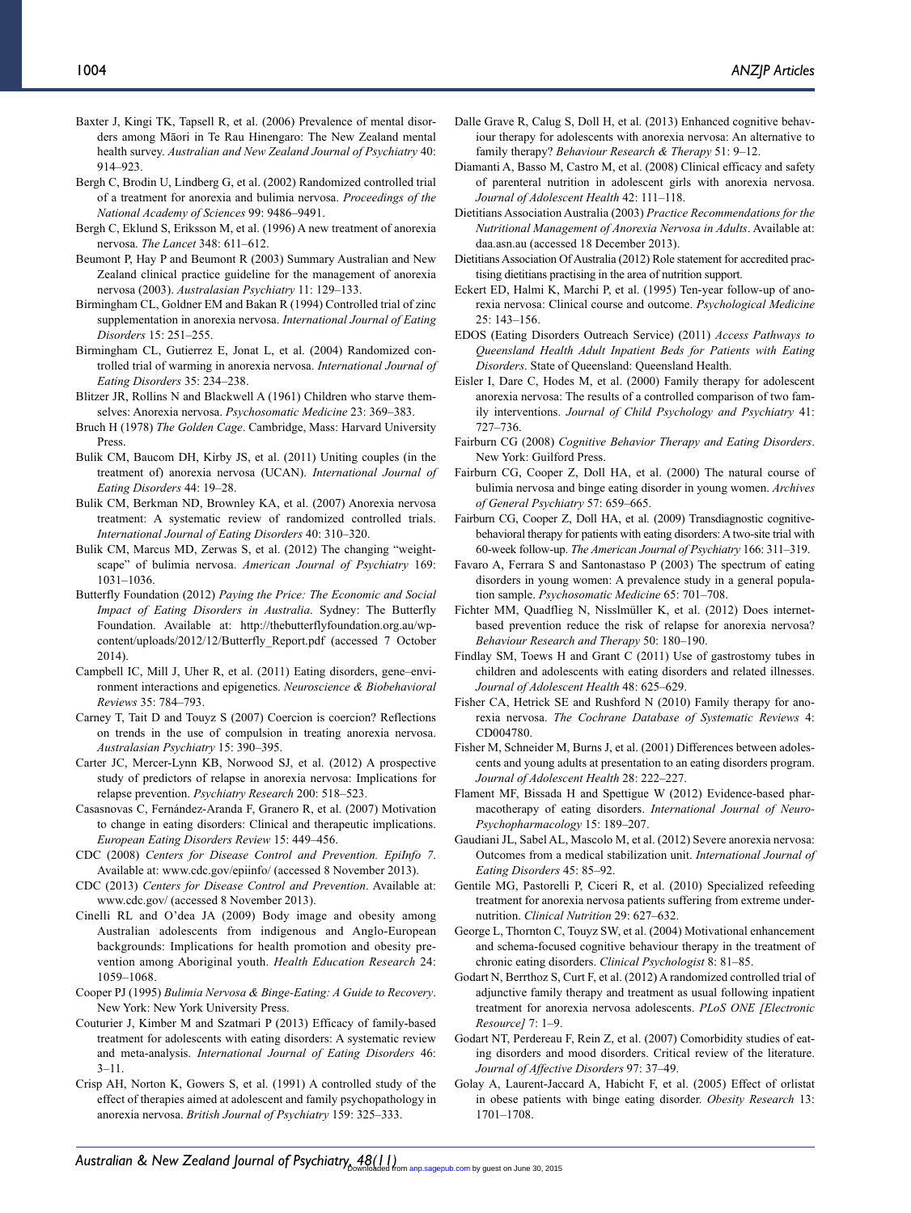Baxter J, Kingi TK, Tapsell R, et al. (2006) Prevalence of mental disorders among Māori in Te Rau Hinengaro: The New Zealand mental health survey. *Australian and New Zealand Journal of Psychiatry* 40: 914–923.

Bergh C, Brodin U, Lindberg G, et al. (2002) Randomized controlled trial of a treatment for anorexia and bulimia nervosa. *Proceedings of the National Academy of Sciences* 99: 9486–9491.

Bergh C, Eklund S, Eriksson M, et al. (1996) A new treatment of anorexia nervosa. *The Lancet* 348: 611–612.

Beumont P, Hay P and Beumont R (2003) Summary Australian and New Zealand clinical practice guideline for the management of anorexia nervosa (2003). *Australasian Psychiatry* 11: 129–133.

Birmingham CL, Goldner EM and Bakan R (1994) Controlled trial of zinc supplementation in anorexia nervosa. *International Journal of Eating Disorders* 15: 251–255.

Birmingham CL, Gutierrez E, Jonat L, et al. (2004) Randomized controlled trial of warming in anorexia nervosa. *International Journal of Eating Disorders* 35: 234–238.

Blitzer JR, Rollins N and Blackwell A (1961) Children who starve themselves: Anorexia nervosa. *Psychosomatic Medicine* 23: 369–383.

Bruch H (1978) *The Golden Cage*. Cambridge, Mass: Harvard University Press.

Bulik CM, Baucom DH, Kirby JS, et al. (2011) Uniting couples (in the treatment of) anorexia nervosa (UCAN). *International Journal of Eating Disorders* 44: 19–28.

Bulik CM, Berkman ND, Brownley KA, et al. (2007) Anorexia nervosa treatment: A systematic review of randomized controlled trials. *International Journal of Eating Disorders* 40: 310–320.

Bulik CM, Marcus MD, Zerwas S, et al. (2012) The changing "weightscape" of bulimia nervosa. *American Journal of Psychiatry* 169: 1031–1036.

Butterfly Foundation (2012) *Paying the Price: The Economic and Social Impact of Eating Disorders in Australia*. Sydney: The Butterfly Foundation. Available at: http://thebutterflyfoundation.org.au/wp-content/uploads/2012/12/Butterfly_Report.pdf (accessed 7 October 2014).

Campbell IC, Mill J, Uher R, et al. (2011) Eating disorders, gene–environment interactions and epigenetics. *Neuroscience & Biobehavioral Reviews* 35: 784–793.

Carney T, Tait D and Touyz S (2007) Coercion is coercion? Reflections on trends in the use of compulsion in treating anorexia nervosa. *Australasian Psychiatry* 15: 390–395.

Carter JC, Mercer-Lynn KB, Norwood SJ, et al. (2012) A prospective study of predictors of relapse in anorexia nervosa: Implications for relapse prevention. *Psychiatry Research* 200: 518–523.

Casasnovas C, Fernández-Aranda F, Granero R, et al. (2007) Motivation to change in eating disorders: Clinical and therapeutic implications. *European Eating Disorders Review* 15: 449–456.

CDC (2008) *Centers for Disease Control and Prevention. EpiInfo 7*. Available at: www.cdc.gov/epiinfo/ (accessed 8 November 2013).

CDC (2013) *Centers for Disease Control and Prevention*. Available at: www.cdc.gov/ (accessed 8 November 2013).

Cinelli RL and O'dea JA (2009) Body image and obesity among Australian adolescents from indigenous and Anglo-European backgrounds: Implications for health promotion and obesity prevention among Aboriginal youth. *Health Education Research* 24: 1059–1068.

Cooper PJ (1995) *Bulimia Nervosa & Binge-Eating: A Guide to Recovery*. New York: New York University Press.

Couturier J, Kimber M and Szatmari P (2013) Efficacy of family-based treatment for adolescents with eating disorders: A systematic review and meta-analysis. *International Journal of Eating Disorders* 46: 3–11.

Crisp AH, Norton K, Gowers S, et al. (1991) A controlled study of the effect of therapies aimed at adolescent and family psychopathology in anorexia nervosa. *British Journal of Psychiatry* 159: 325–333.

Dalle Grave R, Calug S, Doll H, et al. (2013) Enhanced cognitive behaviour therapy for adolescents with anorexia nervosa: An alternative to family therapy? *Behaviour Research & Therapy* 51: 9–12.

Diamanti A, Basso M, Castro M, et al. (2008) Clinical efficacy and safety of parenteral nutrition in adolescent girls with anorexia nervosa. *Journal of Adolescent Health* 42: 111–118.

Dietitians Association Australia (2003) *Practice Recommendations for the Nutritional Management of Anorexia Nervosa in Adults*. Available at: daa.asn.au (accessed 18 December 2013).

Dietitians Association Of Australia (2012) Role statement for accredited practising dietitians practising in the area of nutrition support.

Eckert ED, Halmi K, Marchi P, et al. (1995) Ten-year follow-up of anorexia nervosa: Clinical course and outcome. *Psychological Medicine* 25: 143–156.

EDOS (Eating Disorders Outreach Service) (2011) *Access Pathways to Queensland Health Adult Inpatient Beds for Patients with Eating Disorders*. State of Queensland: Queensland Health.

Eisler I, Dare C, Hodes M, et al. (2000) Family therapy for adolescent anorexia nervosa: The results of a controlled comparison of two family interventions. *Journal of Child Psychology and Psychiatry* 41: 727–736.

Fairburn CG (2008) *Cognitive Behavior Therapy and Eating Disorders*. New York: Guilford Press.

Fairburn CG, Cooper Z, Doll HA, et al. (2000) The natural course of bulimia nervosa and binge eating disorder in young women. *Archives of General Psychiatry* 57: 659–665.

Fairburn CG, Cooper Z, Doll HA, et al. (2009) Transdiagnostic cognitive-behavioral therapy for patients with eating disorders: A two-site trial with 60-week follow-up. *The American Journal of Psychiatry* 166: 311–319.

Favaro A, Ferrara S and Santonastaso P (2003) The spectrum of eating disorders in young women: A prevalence study in a general population sample. *Psychosomatic Medicine* 65: 701–708.

Fichter MM, Quadflieg N, Nisslmüller K, et al. (2012) Does internet-based prevention reduce the risk of relapse for anorexia nervosa? *Behaviour Research and Therapy* 50: 180–190.

Findlay SM, Toews H and Grant C (2011) Use of gastrostomy tubes in children and adolescents with eating disorders and related illnesses. *Journal of Adolescent Health* 48: 625–629.

Fisher CA, Hetrick SE and Rushford N (2010) Family therapy for anorexia nervosa. *The Cochrane Database of Systematic Reviews* 4: CD004780.

Fisher M, Schneider M, Burns J, et al. (2001) Differences between adolescents and young adults at presentation to an eating disorders program. *Journal of Adolescent Health* 28: 222–227.

Flament MF, Bissada H and Spettigue W (2012) Evidence-based pharmacotherapy of eating disorders. *International Journal of Neuro-Psychopharmacology* 15: 189–207.

Gaudiani JL, Sabel AL, Mascolo M, et al. (2012) Severe anorexia nervosa: Outcomes from a medical stabilization unit. *International Journal of Eating Disorders* 45: 85–92.

Gentile MG, Pastorelli P, Ciceri R, et al. (2010) Specialized refeeding treatment for anorexia nervosa patients suffering from extreme undernutrition. *Clinical Nutrition* 29: 627–632.

George L, Thornton C, Touyz SW, et al. (2004) Motivational enhancement and schema-focused cognitive behaviour therapy in the treatment of chronic eating disorders. *Clinical Psychologist* 8: 81–85.

Godart N, Berrthoz S, Curt F, et al. (2012) A randomized controlled trial of adjunctive family therapy and treatment as usual following inpatient treatment for anorexia nervosa adolescents. *PLoS ONE [Electronic Resource]* 7: 1–9.

Godart NT, Perdereau F, Rein Z, et al. (2007) Comorbidity studies of eating disorders and mood disorders. Critical review of the literature. *Journal of Affective Disorders* 97: 37–49.

Golay A, Laurent-Jaccard A, Habicht F, et al. (2005) Effect of orlistat in obese patients with binge eating disorder. *Obesity Research* 13: 1701–1708.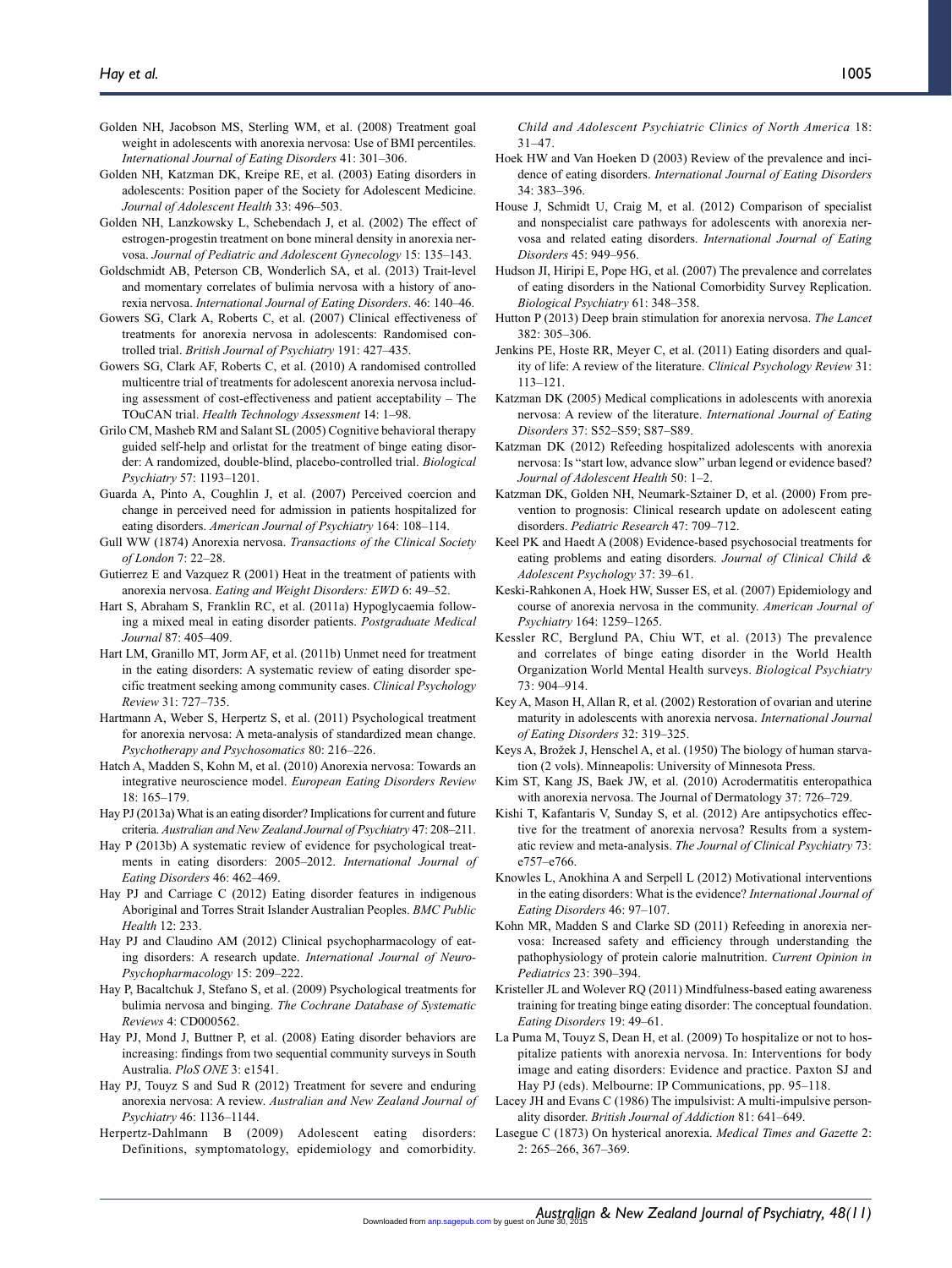Golden NH, Jacobson MS, Sterling WM, et al. (2008) Treatment goal weight in adolescents with anorexia nervosa: Use of BMI percentiles. *International Journal of Eating Disorders* 41: 301–306.

Golden NH, Katzman DK, Kreipe RE, et al. (2003) Eating disorders in adolescents: Position paper of the Society for Adolescent Medicine. *Journal of Adolescent Health* 33: 496–503.

Golden NH, Lanzkowsky L, Schebendach J, et al. (2002) The effect of estrogen-progestin treatment on bone mineral density in anorexia nervosa. *Journal of Pediatric and Adolescent Gynecology* 15: 135–143.

Goldschmidt AB, Peterson CB, Wonderlich SA, et al. (2013) Trait-level and momentary correlates of bulimia nervosa with a history of anorexia nervosa. *International Journal of Eating Disorders*. 46: 140–46.

Gowers SG, Clark A, Roberts C, et al. (2007) Clinical effectiveness of treatments for anorexia nervosa in adolescents: Randomised controlled trial. *British Journal of Psychiatry* 191: 427–435.

Gowers SG, Clark AF, Roberts C, et al. (2010) A randomised controlled multicentre trial of treatments for adolescent anorexia nervosa including assessment of cost-effectiveness and patient acceptability – The TOuCAN trial. *Health Technology Assessment* 14: 1–98.

Grilo CM, Masheb RM and Salant SL (2005) Cognitive behavioral therapy guided self-help and orlistat for the treatment of binge eating disorder: A randomized, double-blind, placebo-controlled trial. *Biological Psychiatry* 57: 1193–1201.

Guarda A, Pinto A, Coughlin J, et al. (2007) Perceived coercion and change in perceived need for admission in patients hospitalized for eating disorders. *American Journal of Psychiatry* 164: 108–114.

Gull WW (1874) Anorexia nervosa. *Transactions of the Clinical Society of London* 7: 22–28.

Gutierrez E and Vazquez R (2001) Heat in the treatment of patients with anorexia nervosa. *Eating and Weight Disorders: EWD* 6: 49–52.

Hart S, Abraham S, Franklin RC, et al. (2011a) Hypoglycaemia following a mixed meal in eating disorder patients. *Postgraduate Medical Journal* 87: 405–409.

Hart LM, Granillo MT, Jorm AF, et al. (2011b) Unmet need for treatment in the eating disorders: A systematic review of eating disorder specific treatment seeking among community cases. *Clinical Psychology Review* 31: 727–735.

Hartmann A, Weber S, Herpertz S, et al. (2011) Psychological treatment for anorexia nervosa: A meta-analysis of standardized mean change. *Psychotherapy and Psychosomatics* 80: 216–226.

Hatch A, Madden S, Kohn M, et al. (2010) Anorexia nervosa: Towards an integrative neuroscience model. *European Eating Disorders Review* 18: 165–179.

Hay PJ (2013a) What is an eating disorder? Implications for current and future criteria. *Australian and New Zealand Journal of Psychiatry* 47: 208–211.

Hay P (2013b) A systematic review of evidence for psychological treatments in eating disorders: 2005–2012. *International Journal of Eating Disorders* 46: 462–469.

Hay PJ and Carriage C (2012) Eating disorder features in indigenous Aboriginal and Torres Strait Islander Australian Peoples. *BMC Public Health* 12: 233.

Hay PJ and Claudino AM (2012) Clinical psychopharmacology of eating disorders: A research update. *International Journal of Neuro-Psychopharmacology* 15: 209–222.

Hay P, Bacaltchuk J, Stefano S, et al. (2009) Psychological treatments for bulimia nervosa and binging. *The Cochrane Database of Systematic Reviews* 4: CD000562.

Hay PJ, Mond J, Buttner P, et al. (2008) Eating disorder behaviors are increasing: findings from two sequential community surveys in South Australia. *PloS ONE* 3: e1541.

Hay PJ, Touyz S and Sud R (2012) Treatment for severe and enduring anorexia nervosa: A review. *Australian and New Zealand Journal of Psychiatry* 46: 1136–1144.

Herpertz-Dahlmann B (2009) Adolescent eating disorders: Definitions, symptomatology, epidemiology and comorbidity. *Child and Adolescent Psychiatric Clinics of North America* 18: 31–47.

Hoek HW and Van Hoeken D (2003) Review of the prevalence and incidence of eating disorders. *International Journal of Eating Disorders* 34: 383–396.

House J, Schmidt U, Craig M, et al. (2012) Comparison of specialist and nonspecialist care pathways for adolescents with anorexia nervosa and related eating disorders. *International Journal of Eating Disorders* 45: 949–956.

Hudson JI, Hiripi E, Pope HG, et al. (2007) The prevalence and correlates of eating disorders in the National Comorbidity Survey Replication. *Biological Psychiatry* 61: 348–358.

Hutton P (2013) Deep brain stimulation for anorexia nervosa. *The Lancet* 382: 305–306.

Jenkins PE, Hoste RR, Meyer C, et al. (2011) Eating disorders and quality of life: A review of the literature. *Clinical Psychology Review* 31: 113–121.

Katzman DK (2005) Medical complications in adolescents with anorexia nervosa: A review of the literature. *International Journal of Eating Disorders* 37: S52–S59; S87–S89.

Katzman DK (2012) Refeeding hospitalized adolescents with anorexia nervosa: Is "start low, advance slow" urban legend or evidence based? *Journal of Adolescent Health* 50: 1–2.

Katzman DK, Golden NH, Neumark-Sztainer D, et al. (2000) From prevention to prognosis: Clinical research update on adolescent eating disorders. *Pediatric Research* 47: 709–712.

Keel PK and Haedt A (2008) Evidence-based psychosocial treatments for eating problems and eating disorders. *Journal of Clinical Child & Adolescent Psychology* 37: 39–61.

Keski-Rahkonen A, Hoek HW, Susser ES, et al. (2007) Epidemiology and course of anorexia nervosa in the community. *American Journal of Psychiatry* 164: 1259–1265.

Kessler RC, Berglund PA, Chiu WT, et al. (2013) The prevalence and correlates of binge eating disorder in the World Health Organization World Mental Health surveys. *Biological Psychiatry* 73: 904–914.

Key A, Mason H, Allan R, et al. (2002) Restoration of ovarian and uterine maturity in adolescents with anorexia nervosa. *International Journal of Eating Disorders* 32: 319–325.

Keys A, Brožek J, Henschel A, et al. (1950) The biology of human starvation (2 vols). Minneapolis: University of Minnesota Press.

Kim ST, Kang JS, Baek JW, et al. (2010) Acrodermatitis enteropathica with anorexia nervosa. The Journal of Dermatology 37: 726–729.

Kishi T, Kafantaris V, Sunday S, et al. (2012) Are antipsychotics effective for the treatment of anorexia nervosa? Results from a systematic review and meta-analysis. *The Journal of Clinical Psychiatry* 73: e757–e766.

Knowles L, Anokhina A and Serpell L (2012) Motivational interventions in the eating disorders: What is the evidence? *International Journal of Eating Disorders* 46: 97–107.

Kohn MR, Madden S and Clarke SD (2011) Refeeding in anorexia nervosa: Increased safety and efficiency through understanding the pathophysiology of protein calorie malnutrition. *Current Opinion in Pediatrics* 23: 390–394.

Kristeller JL and Wolever RQ (2011) Mindfulness-based eating awareness training for treating binge eating disorder: The conceptual foundation. *Eating Disorders* 19: 49–61.

La Puma M, Touyz S, Dean H, et al. (2009) To hospitalize or not to hospitalize patients with anorexia nervosa. In: Interventions for body image and eating disorders: Evidence and practice. Paxton SJ and Hay PJ (eds). Melbourne: IP Communications, pp. 95–118.

Lacey JH and Evans C (1986) The impulsivist: A multi-impulsive personality disorder. *British Journal of Addiction* 81: 641–649.

Lasegue C (1873) On hysterical anorexia. *Medical Times and Gazette* 2: 2: 265–266, 367–369.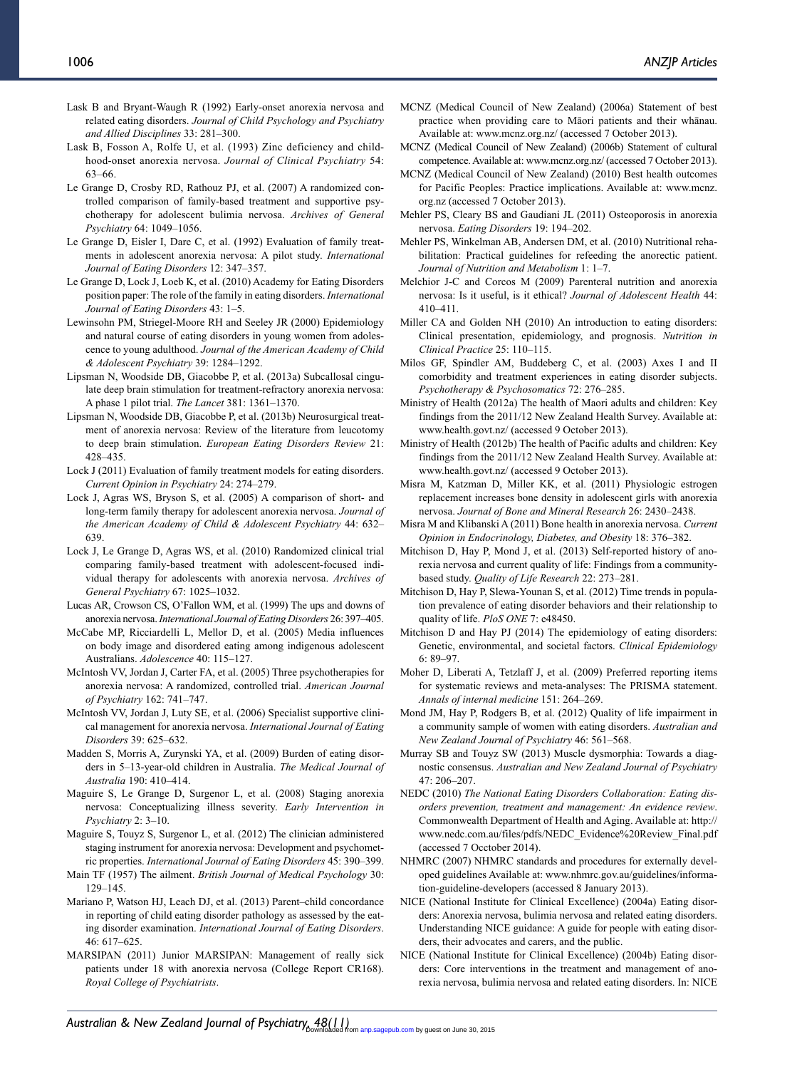Lask B and Bryant-Waugh R (1992) Early-onset anorexia nervosa and related eating disorders. *Journal of Child Psychology and Psychiatry and Allied Disciplines* 33: 281–300.

Lask B, Fosson A, Rolfe U, et al. (1993) Zinc deficiency and childhood-onset anorexia nervosa. *Journal of Clinical Psychiatry* 54: 63–66.

Le Grange D, Crosby RD, Rathouz PJ, et al. (2007) A randomized controlled comparison of family-based treatment and supportive psychotherapy for adolescent bulimia nervosa. *Archives of General Psychiatry* 64: 1049–1056.

Le Grange D, Eisler I, Dare C, et al. (1992) Evaluation of family treatments in adolescent anorexia nervosa: A pilot study. *International Journal of Eating Disorders* 12: 347–357.

Le Grange D, Lock J, Loeb K, et al. (2010) Academy for Eating Disorders position paper: The role of the family in eating disorders. *International Journal of Eating Disorders* 43: 1–5.

Lewinsohn PM, Striegel-Moore RH and Seeley JR (2000) Epidemiology and natural course of eating disorders in young women from adolescence to young adulthood. *Journal of the American Academy of Child & Adolescent Psychiatry* 39: 1284–1292.

Lipsman N, Woodside DB, Giacobbe P, et al. (2013a) Subcallosal cingulate deep brain stimulation for treatment-refractory anorexia nervosa: A phase 1 pilot trial. *The Lancet* 381: 1361–1370.

Lipsman N, Woodside DB, Giacobbe P, et al. (2013b) Neurosurgical treatment of anorexia nervosa: Review of the literature from leucotomy to deep brain stimulation. *European Eating Disorders Review* 21: 428–435.

Lock J (2011) Evaluation of family treatment models for eating disorders. *Current Opinion in Psychiatry* 24: 274–279.

Lock J, Agras WS, Bryson S, et al. (2005) A comparison of short- and long-term family therapy for adolescent anorexia nervosa. *Journal of the American Academy of Child & Adolescent Psychiatry* 44: 632–639.

Lock J, Le Grange D, Agras WS, et al. (2010) Randomized clinical trial comparing family-based treatment with adolescent-focused individual therapy for adolescents with anorexia nervosa. *Archives of General Psychiatry* 67: 1025–1032.

Lucas AR, Crowson CS, O'Fallon WM, et al. (1999) The ups and downs of anorexia nervosa. *International Journal of Eating Disorders* 26: 397–405.

McCabe MP, Ricciardelli L, Mellor D, et al. (2005) Media influences on body image and disordered eating among indigenous adolescent Australians. *Adolescence* 40: 115–127.

McIntosh VV, Jordan J, Carter FA, et al. (2005) Three psychotherapies for anorexia nervosa: A randomized, controlled trial. *American Journal of Psychiatry* 162: 741–747.

McIntosh VV, Jordan J, Luty SE, et al. (2006) Specialist supportive clinical management for anorexia nervosa. *International Journal of Eating Disorders* 39: 625–632.

Madden S, Morris A, Zurynski YA, et al. (2009) Burden of eating disorders in 5–13-year-old children in Australia. *The Medical Journal of Australia* 190: 410–414.

Maguire S, Le Grange D, Surgenor L, et al. (2008) Staging anorexia nervosa: Conceptualizing illness severity. *Early Intervention in Psychiatry* 2: 3–10.

Maguire S, Touyz S, Surgenor L, et al. (2012) The clinician administered staging instrument for anorexia nervosa: Development and psychometric properties. *International Journal of Eating Disorders* 45: 390–399.

Main TF (1957) The ailment. *British Journal of Medical Psychology* 30: 129–145.

Mariano P, Watson HJ, Leach DJ, et al. (2013) Parent–child concordance in reporting of child eating disorder pathology as assessed by the eating disorder examination. *International Journal of Eating Disorders*. 46: 617–625.

MARSIPAN (2011) Junior MARSIPAN: Management of really sick patients under 18 with anorexia nervosa (College Report CR168). *Royal College of Psychiatrists*.

MCNZ (Medical Council of New Zealand) (2006a) Statement of best practice when providing care to Māori patients and their whānau. Available at: www.mcnz.org.nz/ (accessed 7 October 2013).

MCNZ (Medical Council of New Zealand) (2006b) Statement of cultural competence. Available at: www.mcnz.org.nz/ (accessed 7 October 2013).

MCNZ (Medical Council of New Zealand) (2010) Best health outcomes for Pacific Peoples: Practice implications. Available at: www.mcnz.org.nz (accessed 7 October 2013).

Mehler PS, Cleary BS and Gaudiani JL (2011) Osteoporosis in anorexia nervosa. *Eating Disorders* 19: 194–202.

Mehler PS, Winkelman AB, Andersen DM, et al. (2010) Nutritional rehabilitation: Practical guidelines for refeeding the anorectic patient. *Journal of Nutrition and Metabolism* 1: 1–7.

Melchior J-C and Corcos M (2009) Parenteral nutrition and anorexia nervosa: Is it useful, is it ethical? *Journal of Adolescent Health* 44: 410–411.

Miller CA and Golden NH (2010) An introduction to eating disorders: Clinical presentation, epidemiology, and prognosis. *Nutrition in Clinical Practice* 25: 110–115.

Milos GF, Spindler AM, Buddeberg C, et al. (2003) Axes I and II comorbidity and treatment experiences in eating disorder subjects. *Psychotherapy & Psychosomatics* 72: 276–285.

Ministry of Health (2012a) The health of Maori adults and children: Key findings from the 2011/12 New Zealand Health Survey. Available at: www.health.govt.nz/ (accessed 9 October 2013).

Ministry of Health (2012b) The health of Pacific adults and children: Key findings from the 2011/12 New Zealand Health Survey. Available at: www.health.govt.nz/ (accessed 9 October 2013).

Misra M, Katzman D, Miller KK, et al. (2011) Physiologic estrogen replacement increases bone density in adolescent girls with anorexia nervosa. *Journal of Bone and Mineral Research* 26: 2430–2438.

Misra M and Klibanski A (2011) Bone health in anorexia nervosa. *Current Opinion in Endocrinology, Diabetes, and Obesity* 18: 376–382.

Mitchison D, Hay P, Mond J, et al. (2013) Self-reported history of anorexia nervosa and current quality of life: Findings from a community-based study. *Quality of Life Research* 22: 273–281.

Mitchison D, Hay P, Slewa-Younan S, et al. (2012) Time trends in population prevalence of eating disorder behaviors and their relationship to quality of life. *PloS ONE* 7: e48450.

Mitchison D and Hay PJ (2014) The epidemiology of eating disorders: Genetic, environmental, and societal factors. *Clinical Epidemiology* 6: 89–97.

Moher D, Liberati A, Tetzlaff J, et al. (2009) Preferred reporting items for systematic reviews and meta-analyses: The PRISMA statement. *Annals of internal medicine* 151: 264–269.

Mond JM, Hay P, Rodgers B, et al. (2012) Quality of life impairment in a community sample of women with eating disorders. *Australian and New Zealand Journal of Psychiatry* 46: 561–568.

Murray SB and Touyz SW (2013) Muscle dysmorphia: Towards a diagnostic consensus. *Australian and New Zealand Journal of Psychiatry* 47: 206–207.

NEDC (2010) *The National Eating Disorders Collaboration: Eating disorders prevention, treatment and management: An evidence review*. Commonwealth Department of Health and Aging. Available at: http://www.nedc.com.au/files/pdfs/NEDC_Evidence%20Review_Final.pdf (accessed 7 Occtober 2014).

NHMRC (2007) NHMRC standards and procedures for externally developed guidelines Available at: www.nhmrc.gov.au/guidelines/information-guideline-developers (accessed 8 January 2013).

NICE (National Institute for Clinical Excellence) (2004a) Eating disorders: Anorexia nervosa, bulimia nervosa and related eating disorders. Understanding NICE guidance: A guide for people with eating disorders, their advocates and carers, and the public.

NICE (National Institute for Clinical Excellence) (2004b) Eating disorders: Core interventions in the treatment and management of anorexia nervosa, bulimia nervosa and related eating disorders. In: NICE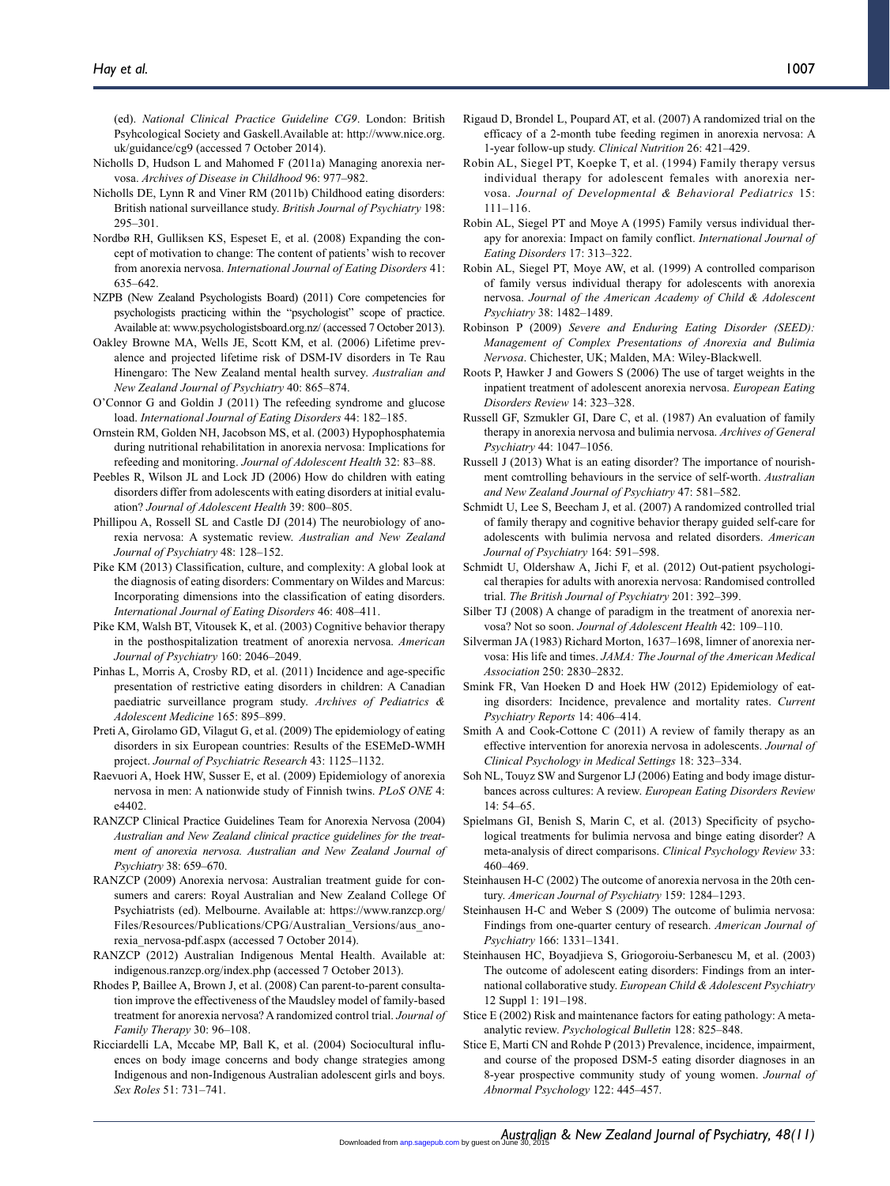(ed). *National Clinical Practice Guideline CG9*. London: British Psyhcological Society and Gaskell.Available at: http://www.nice.org.uk/guidance/cg9 (accessed 7 October 2014).

Nicholls D, Hudson L and Mahomed F (2011a) Managing anorexia nervosa. *Archives of Disease in Childhood* 96: 977–982.

Nicholls DE, Lynn R and Viner RM (2011b) Childhood eating disorders: British national surveillance study. *British Journal of Psychiatry* 198: 295–301.

Nordbø RH, Gulliksen KS, Espeset E, et al. (2008) Expanding the concept of motivation to change: The content of patients' wish to recover from anorexia nervosa. *International Journal of Eating Disorders* 41: 635–642.

NZPB (New Zealand Psychologists Board) (2011) Core competencies for psychologists practicing within the "psychologist" scope of practice. Available at: www.psychologistsboard.org.nz/ (accessed 7 October 2013).

Oakley Browne MA, Wells JE, Scott KM, et al. (2006) Lifetime prevalence and projected lifetime risk of DSM-IV disorders in Te Rau Hinengaro: The New Zealand mental health survey. *Australian and New Zealand Journal of Psychiatry* 40: 865–874.

O'Connor G and Goldin J (2011) The refeeding syndrome and glucose load. *International Journal of Eating Disorders* 44: 182–185.

Ornstein RM, Golden NH, Jacobson MS, et al. (2003) Hypophosphatemia during nutritional rehabilitation in anorexia nervosa: Implications for refeeding and monitoring. *Journal of Adolescent Health* 32: 83–88.

Peebles R, Wilson JL and Lock JD (2006) How do children with eating disorders differ from adolescents with eating disorders at initial evaluation? *Journal of Adolescent Health* 39: 800–805.

Phillipou A, Rossell SL and Castle DJ (2014) The neurobiology of anorexia nervosa: A systematic review. *Australian and New Zealand Journal of Psychiatry* 48: 128–152.

Pike KM (2013) Classification, culture, and complexity: A global look at the diagnosis of eating disorders: Commentary on Wildes and Marcus: Incorporating dimensions into the classification of eating disorders. *International Journal of Eating Disorders* 46: 408–411.

Pike KM, Walsh BT, Vitousek K, et al. (2003) Cognitive behavior therapy in the posthospitalization treatment of anorexia nervosa. *American Journal of Psychiatry* 160: 2046–2049.

Pinhas L, Morris A, Crosby RD, et al. (2011) Incidence and age-specific presentation of restrictive eating disorders in children: A Canadian paediatric surveillance program study. *Archives of Pediatrics & Adolescent Medicine* 165: 895–899.

Preti A, Girolamo GD, Vilagut G, et al. (2009) The epidemiology of eating disorders in six European countries: Results of the ESEMeD-WMH project. *Journal of Psychiatric Research* 43: 1125–1132.

Raevuori A, Hoek HW, Susser E, et al. (2009) Epidemiology of anorexia nervosa in men: A nationwide study of Finnish twins. *PLoS ONE* 4: e4402.

RANZCP Clinical Practice Guidelines Team for Anorexia Nervosa (2004) *Australian and New Zealand clinical practice guidelines for the treatment of anorexia nervosa. Australian and New Zealand Journal of Psychiatry* 38: 659–670.

RANZCP (2009) Anorexia nervosa: Australian treatment guide for consumers and carers: Royal Australian and New Zealand College Of Psychiatrists (ed). Melbourne. Available at: https://www.ranzcp.org/Files/Resources/Publications/CPG/Australian_Versions/aus_anorexia_nervosa-pdf.aspx (accessed 7 October 2014).

RANZCP (2012) Australian Indigenous Mental Health. Available at: indigenous.ranzcp.org/index.php (accessed 7 October 2013).

Rhodes P, Baillee A, Brown J, et al. (2008) Can parent-to-parent consultation improve the effectiveness of the Maudsley model of family-based treatment for anorexia nervosa? A randomized control trial. *Journal of Family Therapy* 30: 96–108.

Ricciardelli LA, Mccabe MP, Ball K, et al. (2004) Sociocultural influences on body image concerns and body change strategies among Indigenous and non-Indigenous Australian adolescent girls and boys. *Sex Roles* 51: 731–741.

Rigaud D, Brondel L, Poupard AT, et al. (2007) A randomized trial on the efficacy of a 2-month tube feeding regimen in anorexia nervosa: A 1-year follow-up study. *Clinical Nutrition* 26: 421–429.

Robin AL, Siegel PT, Koepke T, et al. (1994) Family therapy versus individual therapy for adolescent females with anorexia nervosa. *Journal of Developmental & Behavioral Pediatrics* 15: 111–116.

Robin AL, Siegel PT and Moye A (1995) Family versus individual therapy for anorexia: Impact on family conflict. *International Journal of Eating Disorders* 17: 313–322.

Robin AL, Siegel PT, Moye AW, et al. (1999) A controlled comparison of family versus individual therapy for adolescents with anorexia nervosa. *Journal of the American Academy of Child & Adolescent Psychiatry* 38: 1482–1489.

Robinson P (2009) *Severe and Enduring Eating Disorder (SEED): Management of Complex Presentations of Anorexia and Bulimia Nervosa*. Chichester, UK; Malden, MA: Wiley-Blackwell.

Roots P, Hawker J and Gowers S (2006) The use of target weights in the inpatient treatment of adolescent anorexia nervosa. *European Eating Disorders Review* 14: 323–328.

Russell GF, Szmukler GI, Dare C, et al. (1987) An evaluation of family therapy in anorexia nervosa and bulimia nervosa. *Archives of General Psychiatry* 44: 1047–1056.

Russell J (2013) What is an eating disorder? The importance of nourishment comtrolling behaviours in the service of self-worth. *Australian and New Zealand Journal of Psychiatry* 47: 581–582.

Schmidt U, Lee S, Beecham J, et al. (2007) A randomized controlled trial of family therapy and cognitive behavior therapy guided self-care for adolescents with bulimia nervosa and related disorders. *American Journal of Psychiatry* 164: 591–598.

Schmidt U, Oldershaw A, Jichi F, et al. (2012) Out-patient psychological therapies for adults with anorexia nervosa: Randomised controlled trial. *The British Journal of Psychiatry* 201: 392–399.

Silber TJ (2008) A change of paradigm in the treatment of anorexia nervosa? Not so soon. *Journal of Adolescent Health* 42: 109–110.

Silverman JA (1983) Richard Morton, 1637–1698, limner of anorexia nervosa: His life and times. *JAMA: The Journal of the American Medical Association* 250: 2830–2832.

Smink FR, Van Hoeken D and Hoek HW (2012) Epidemiology of eating disorders: Incidence, prevalence and mortality rates. *Current Psychiatry Reports* 14: 406–414.

Smith A and Cook-Cottone C (2011) A review of family therapy as an effective intervention for anorexia nervosa in adolescents. *Journal of Clinical Psychology in Medical Settings* 18: 323–334.

Soh NL, Touyz SW and Surgenor LJ (2006) Eating and body image disturbances across cultures: A review. *European Eating Disorders Review* 14: 54–65.

Spielmans GI, Benish S, Marin C, et al. (2013) Specificity of psychological treatments for bulimia nervosa and binge eating disorder? A meta-analysis of direct comparisons. *Clinical Psychology Review* 33: 460–469.

Steinhausen H-C (2002) The outcome of anorexia nervosa in the 20th century. *American Journal of Psychiatry* 159: 1284–1293.

Steinhausen H-C and Weber S (2009) The outcome of bulimia nervosa: Findings from one-quarter century of research. *American Journal of Psychiatry* 166: 1331–1341.

Steinhausen HC, Boyadjieva S, Griogoroiu-Serbanescu M, et al. (2003) The outcome of adolescent eating disorders: Findings from an international collaborative study. *European Child & Adolescent Psychiatry* 12 Suppl 1: 191–198.

Stice E (2002) Risk and maintenance factors for eating pathology: A meta-analytic review. *Psychological Bulletin* 128: 825–848.

Stice E, Marti CN and Rohde P (2013) Prevalence, incidence, impairment, and course of the proposed DSM-5 eating disorder diagnoses in an 8-year prospective community study of young women. *Journal of Abnormal Psychology* 122: 445–457.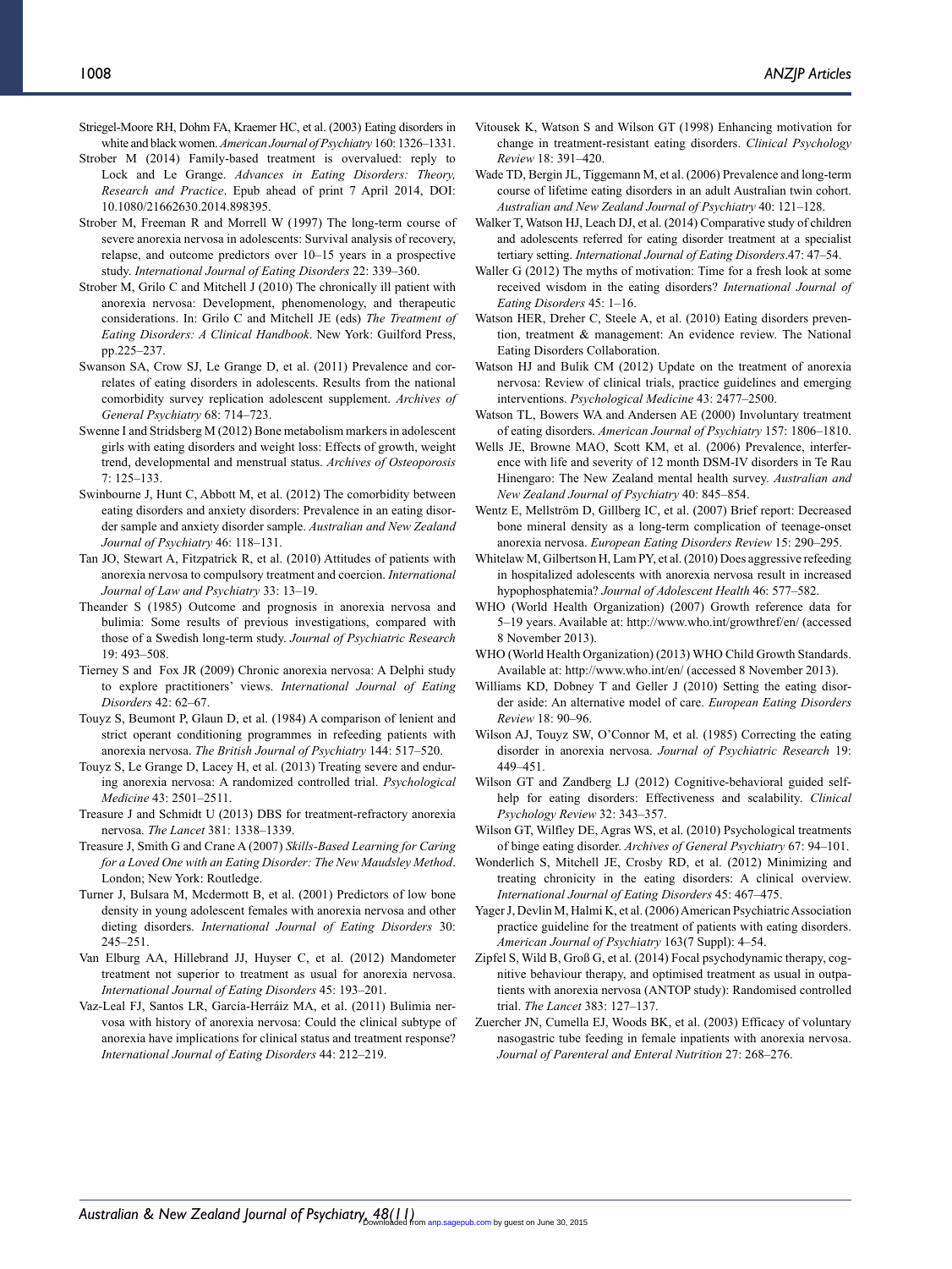Striegel-Moore RH, Dohm FA, Kraemer HC, et al. (2003) Eating disorders in white and black women. *American Journal of Psychiatry* 160: 1326–1331.

Strober M (2014) Family-based treatment is overvalued: reply to Lock and Le Grange. *Advances in Eating Disorders: Theory, Research and Practice*. Epub ahead of print 7 April 2014, DOI: 10.1080/21662630.2014.898395.

Strober M, Freeman R and Morrell W (1997) The long-term course of severe anorexia nervosa in adolescents: Survival analysis of recovery, relapse, and outcome predictors over 10–15 years in a prospective study. *International Journal of Eating Disorders* 22: 339–360.

Strober M, Grilo C and Mitchell J (2010) The chronically ill patient with anorexia nervosa: Development, phenomenology, and therapeutic considerations. In: Grilo C and Mitchell JE (eds) *The Treatment of Eating Disorders: A Clinical Handbook*. New York: Guilford Press, pp.225–237.

Swanson SA, Crow SJ, Le Grange D, et al. (2011) Prevalence and correlates of eating disorders in adolescents. Results from the national comorbidity survey replication adolescent supplement. *Archives of General Psychiatry* 68: 714–723.

Swenne I and Stridsberg M (2012) Bone metabolism markers in adolescent girls with eating disorders and weight loss: Effects of growth, weight trend, developmental and menstrual status. *Archives of Osteoporosis* 7: 125–133.

Swinbourne J, Hunt C, Abbott M, et al. (2012) The comorbidity between eating disorders and anxiety disorders: Prevalence in an eating disorder sample and anxiety disorder sample. *Australian and New Zealand Journal of Psychiatry* 46: 118–131.

Tan JO, Stewart A, Fitzpatrick R, et al. (2010) Attitudes of patients with anorexia nervosa to compulsory treatment and coercion. *International Journal of Law and Psychiatry* 33: 13–19.

Theander S (1985) Outcome and prognosis in anorexia nervosa and bulimia: Some results of previous investigations, compared with those of a Swedish long-term study. *Journal of Psychiatric Research* 19: 493–508.

Tierney S and Fox JR (2009) Chronic anorexia nervosa: A Delphi study to explore practitioners' views. *International Journal of Eating Disorders* 42: 62–67.

Touyz S, Beumont P, Glaun D, et al. (1984) A comparison of lenient and strict operant conditioning programmes in refeeding patients with anorexia nervosa. *The British Journal of Psychiatry* 144: 517–520.

Touyz S, Le Grange D, Lacey H, et al. (2013) Treating severe and enduring anorexia nervosa: A randomized controlled trial. *Psychological Medicine* 43: 2501–2511.

Treasure J and Schmidt U (2013) DBS for treatment-refractory anorexia nervosa. *The Lancet* 381: 1338–1339.

Treasure J, Smith G and Crane A (2007) *Skills-Based Learning for Caring for a Loved One with an Eating Disorder: The New Maudsley Method*. London; New York: Routledge.

Turner J, Bulsara M, Mcdermott B, et al. (2001) Predictors of low bone density in young adolescent females with anorexia nervosa and other dieting disorders. *International Journal of Eating Disorders* 30: 245–251.

Van Elburg AA, Hillebrand JJ, Huyser C, et al. (2012) Mandometer treatment not superior to treatment as usual for anorexia nervosa. *International Journal of Eating Disorders* 45: 193–201.

Vaz-Leal FJ, Santos LR, García-Herráiz MA, et al. (2011) Bulimia nervosa with history of anorexia nervosa: Could the clinical subtype of anorexia have implications for clinical status and treatment response? *International Journal of Eating Disorders* 44: 212–219.

Vitousek K, Watson S and Wilson GT (1998) Enhancing motivation for change in treatment-resistant eating disorders. *Clinical Psychology Review* 18: 391–420.

Wade TD, Bergin JL, Tiggemann M, et al. (2006) Prevalence and long-term course of lifetime eating disorders in an adult Australian twin cohort. *Australian and New Zealand Journal of Psychiatry* 40: 121–128.

Walker T, Watson HJ, Leach DJ, et al. (2014) Comparative study of children and adolescents referred for eating disorder treatment at a specialist tertiary setting. *International Journal of Eating Disorders*.47: 47–54.

Waller G (2012) The myths of motivation: Time for a fresh look at some received wisdom in the eating disorders? *International Journal of Eating Disorders* 45: 1–16.

Watson HER, Dreher C, Steele A, et al. (2010) Eating disorders prevention, treatment & management: An evidence review. The National Eating Disorders Collaboration.

Watson HJ and Bulik CM (2012) Update on the treatment of anorexia nervosa: Review of clinical trials, practice guidelines and emerging interventions. *Psychological Medicine* 43: 2477–2500.

Watson TL, Bowers WA and Andersen AE (2000) Involuntary treatment of eating disorders. *American Journal of Psychiatry* 157: 1806–1810.

Wells JE, Browne MAO, Scott KM, et al. (2006) Prevalence, interference with life and severity of 12 month DSM-IV disorders in Te Rau Hinengaro: The New Zealand mental health survey. *Australian and New Zealand Journal of Psychiatry* 40: 845–854.

Wentz E, Mellström D, Gillberg IC, et al. (2007) Brief report: Decreased bone mineral density as a long-term complication of teenage-onset anorexia nervosa. *European Eating Disorders Review* 15: 290–295.

Whitelaw M, Gilbertson H, Lam PY, et al. (2010) Does aggressive refeeding in hospitalized adolescents with anorexia nervosa result in increased hypophosphatemia? *Journal of Adolescent Health* 46: 577–582.

WHO (World Health Organization) (2007) Growth reference data for 5–19 years. Available at: http://www.who.int/growthref/en/ (accessed 8 November 2013).

WHO (World Health Organization) (2013) WHO Child Growth Standards. Available at: http://www.who.int/en/ (accessed 8 November 2013).

Williams KD, Dobney T and Geller J (2010) Setting the eating disorder aside: An alternative model of care. *European Eating Disorders Review* 18: 90–96.

Wilson AJ, Touyz SW, O'Connor M, et al. (1985) Correcting the eating disorder in anorexia nervosa. *Journal of Psychiatric Research* 19: 449–451.

Wilson GT and Zandberg LJ (2012) Cognitive-behavioral guided self-help for eating disorders: Effectiveness and scalability. *Clinical Psychology Review* 32: 343–357.

Wilson GT, Wilfley DE, Agras WS, et al. (2010) Psychological treatments of binge eating disorder. *Archives of General Psychiatry* 67: 94–101.

Wonderlich S, Mitchell JE, Crosby RD, et al. (2012) Minimizing and treating chronicity in the eating disorders: A clinical overview. *International Journal of Eating Disorders* 45: 467–475.

Yager J, Devlin M, Halmi K, et al. (2006) American Psychiatric Association practice guideline for the treatment of patients with eating disorders. *American Journal of Psychiatry* 163(7 Suppl): 4–54.

Zipfel S, Wild B, Groß G, et al. (2014) Focal psychodynamic therapy, cognitive behaviour therapy, and optimised treatment as usual in outpatients with anorexia nervosa (ANTOP study): Randomised controlled trial. *The Lancet* 383: 127–137.

Zuercher JN, Cumella EJ, Woods BK, et al. (2003) Efficacy of voluntary nasogastric tube feeding in female inpatients with anorexia nervosa. *Journal of Parenteral and Enteral Nutrition* 27: 268–276.